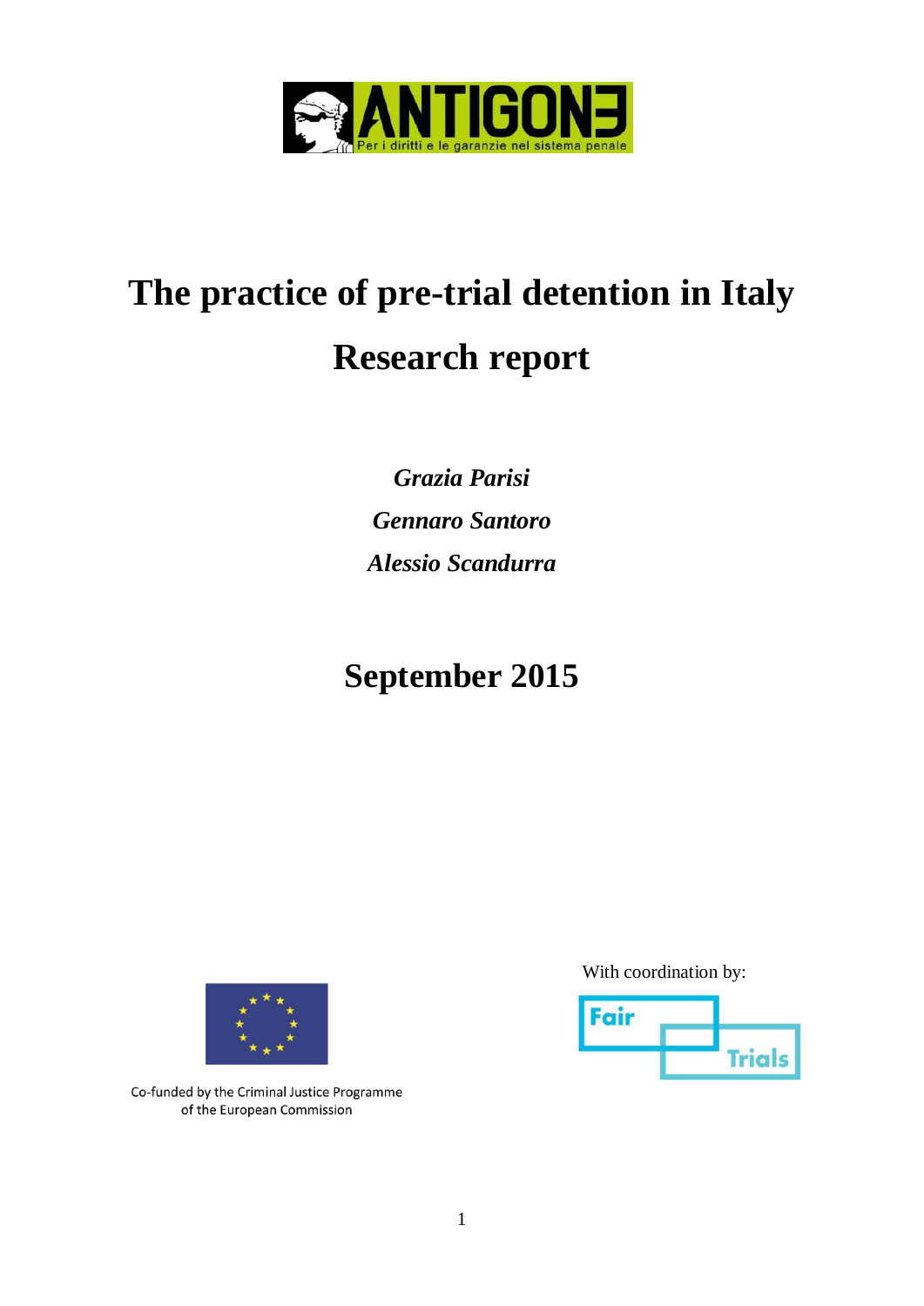ANTIGONE

Per i diritti e le garanzie nel sistema penale

# The practice of pre-trial detention in Italy

# Research report

*Grazia Parisi*

*Gennaro Santoro*

*Alessio Scandurra*

## September 2015

Co-funded by the Criminal Justice Programme of the European Commission

With coordination by:

Fair Trials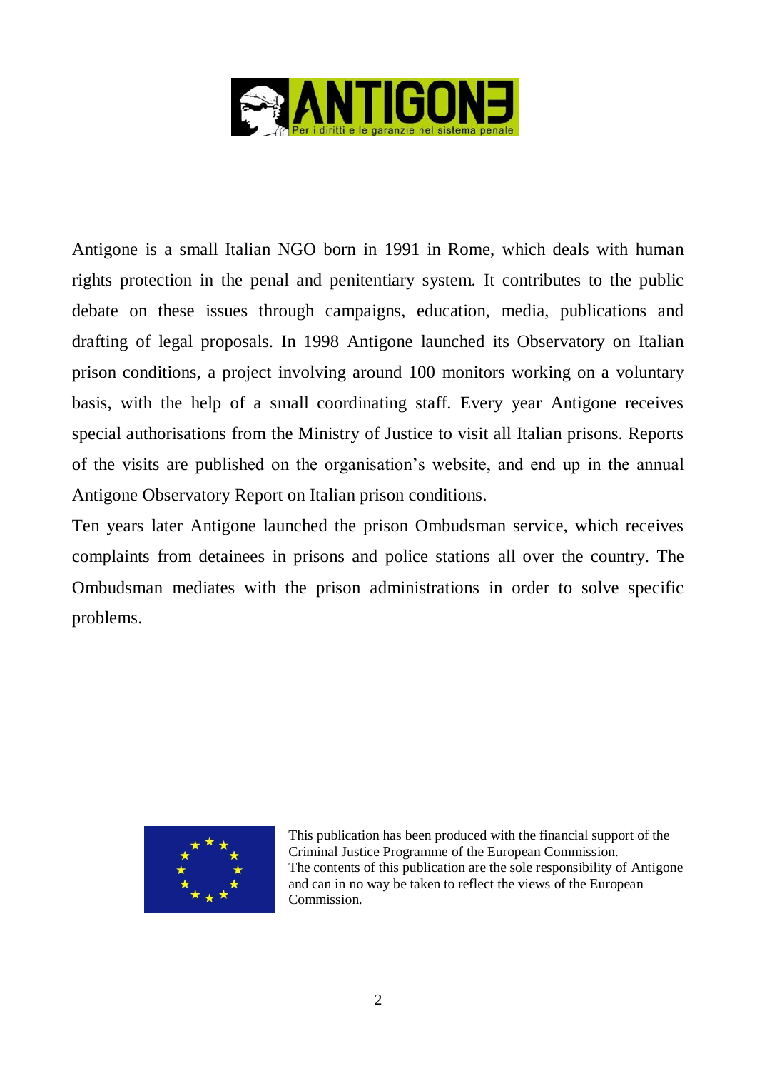Antigone is a small Italian NGO born in 1991 in Rome, which deals with human rights protection in the penal and penitentiary system. It contributes to the public debate on these issues through campaigns, education, media, publications and drafting of legal proposals. In 1998 Antigone launched its Observatory on Italian prison conditions, a project involving around 100 monitors working on a voluntary basis, with the help of a small coordinating staff. Every year Antigone receives special authorisations from the Ministry of Justice to visit all Italian prisons. Reports of the visits are published on the organisation's website, and end up in the annual Antigone Observatory Report on Italian prison conditions.

Ten years later Antigone launched the prison Ombudsman service, which receives complaints from detainees in prisons and police stations all over the country. The Ombudsman mediates with the prison administrations in order to solve specific problems.

This publication has been produced with the financial support of the Criminal Justice Programme of the European Commission.
The contents of this publication are the sole responsibility of Antigone and can in no way be taken to reflect the views of the European Commission.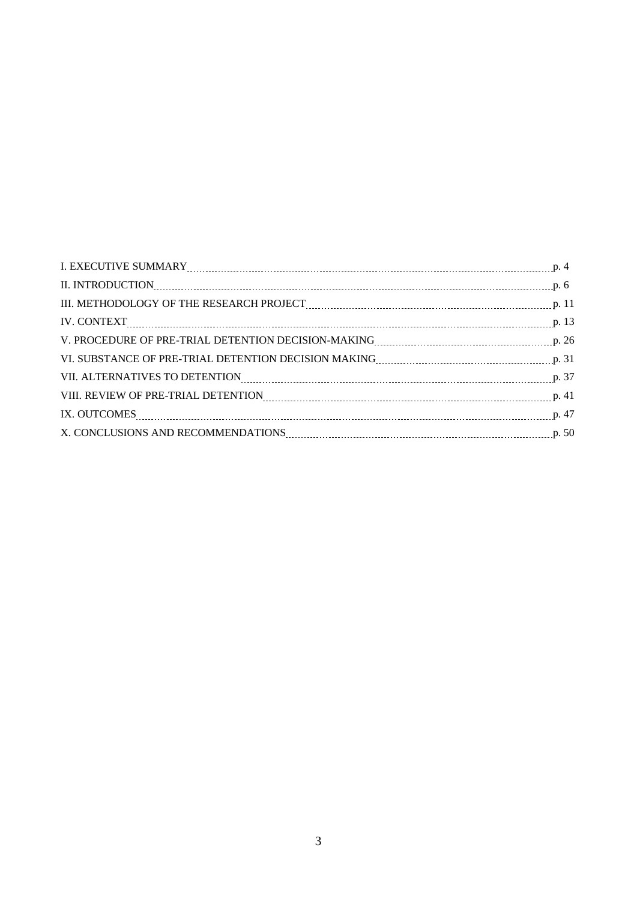I. EXECUTIVE SUMMARY ..... p. 4

II. INTRODUCTION ..... p. 6

III. METHODOLOGY OF THE RESEARCH PROJECT ..... p. 11

IV. CONTEXT ..... p. 13

V. PROCEDURE OF PRE-TRIAL DETENTION DECISION-MAKING ..... p. 26

VI. SUBSTANCE OF PRE-TRIAL DETENTION DECISION MAKING ..... p. 31

VII. ALTERNATIVES TO DETENTION ..... p. 37

VIII. REVIEW OF PRE-TRIAL DETENTION ..... p. 41

IX. OUTCOMES ..... p. 47

X. CONCLUSIONS AND RECOMMENDATIONS ..... p. 50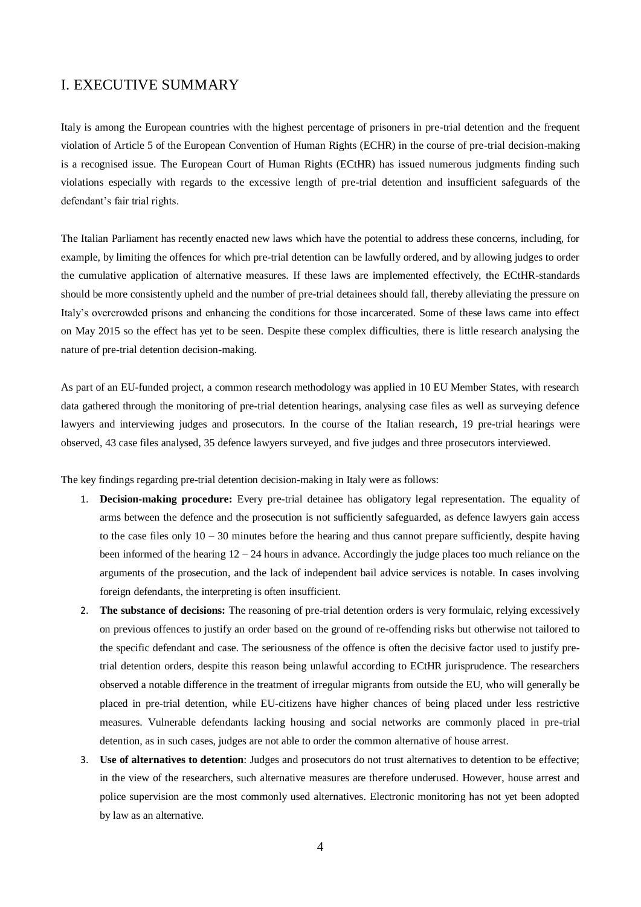# I. EXECUTIVE SUMMARY

Italy is among the European countries with the highest percentage of prisoners in pre-trial detention and the frequent violation of Article 5 of the European Convention of Human Rights (ECHR) in the course of pre-trial decision-making is a recognised issue. The European Court of Human Rights (ECtHR) has issued numerous judgments finding such violations especially with regards to the excessive length of pre-trial detention and insufficient safeguards of the defendant's fair trial rights.

The Italian Parliament has recently enacted new laws which have the potential to address these concerns, including, for example, by limiting the offences for which pre-trial detention can be lawfully ordered, and by allowing judges to order the cumulative application of alternative measures. If these laws are implemented effectively, the ECtHR-standards should be more consistently upheld and the number of pre-trial detainees should fall, thereby alleviating the pressure on Italy's overcrowded prisons and enhancing the conditions for those incarcerated. Some of these laws came into effect on May 2015 so the effect has yet to be seen. Despite these complex difficulties, there is little research analysing the nature of pre-trial detention decision-making.

As part of an EU-funded project, a common research methodology was applied in 10 EU Member States, with research data gathered through the monitoring of pre-trial detention hearings, analysing case files as well as surveying defence lawyers and interviewing judges and prosecutors. In the course of the Italian research, 19 pre-trial hearings were observed, 43 case files analysed, 35 defence lawyers surveyed, and five judges and three prosecutors interviewed.

The key findings regarding pre-trial detention decision-making in Italy were as follows:

1. **Decision-making procedure:** Every pre-trial detainee has obligatory legal representation. The equality of arms between the defence and the prosecution is not sufficiently safeguarded, as defence lawyers gain access to the case files only 10 – 30 minutes before the hearing and thus cannot prepare sufficiently, despite having been informed of the hearing 12 – 24 hours in advance. Accordingly the judge places too much reliance on the arguments of the prosecution, and the lack of independent bail advice services is notable. In cases involving foreign defendants, the interpreting is often insufficient.
2. **The substance of decisions:** The reasoning of pre-trial detention orders is very formulaic, relying excessively on previous offences to justify an order based on the ground of re-offending risks but otherwise not tailored to the specific defendant and case. The seriousness of the offence is often the decisive factor used to justify pre-trial detention orders, despite this reason being unlawful according to ECtHR jurisprudence. The researchers observed a notable difference in the treatment of irregular migrants from outside the EU, who will generally be placed in pre-trial detention, while EU-citizens have higher chances of being placed under less restrictive measures. Vulnerable defendants lacking housing and social networks are commonly placed in pre-trial detention, as in such cases, judges are not able to order the common alternative of house arrest.
3. **Use of alternatives to detention**: Judges and prosecutors do not trust alternatives to detention to be effective; in the view of the researchers, such alternative measures are therefore underused. However, house arrest and police supervision are the most commonly used alternatives. Electronic monitoring has not yet been adopted by law as an alternative.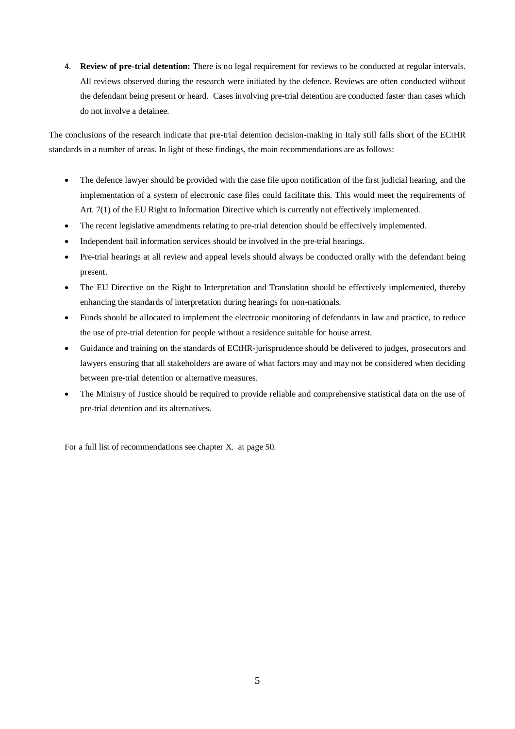4. **Review of pre-trial detention:** There is no legal requirement for reviews to be conducted at regular intervals. All reviews observed during the research were initiated by the defence. Reviews are often conducted without the defendant being present or heard. Cases involving pre-trial detention are conducted faster than cases which do not involve a detainee.

The conclusions of the research indicate that pre-trial detention decision-making in Italy still falls short of the ECtHR standards in a number of areas. In light of these findings, the main recommendations are as follows:

- The defence lawyer should be provided with the case file upon notification of the first judicial hearing, and the implementation of a system of electronic case files could facilitate this. This would meet the requirements of Art. 7(1) of the EU Right to Information Directive which is currently not effectively implemented.
- The recent legislative amendments relating to pre-trial detention should be effectively implemented.
- Independent bail information services should be involved in the pre-trial hearings.
- Pre-trial hearings at all review and appeal levels should always be conducted orally with the defendant being present.
- The EU Directive on the Right to Interpretation and Translation should be effectively implemented, thereby enhancing the standards of interpretation during hearings for non-nationals.
- Funds should be allocated to implement the electronic monitoring of defendants in law and practice, to reduce the use of pre-trial detention for people without a residence suitable for house arrest.
- Guidance and training on the standards of ECtHR-jurisprudence should be delivered to judges, prosecutors and lawyers ensuring that all stakeholders are aware of what factors may and may not be considered when deciding between pre-trial detention or alternative measures.
- The Ministry of Justice should be required to provide reliable and comprehensive statistical data on the use of pre-trial detention and its alternatives.

For a full list of recommendations see chapter X. at page 50.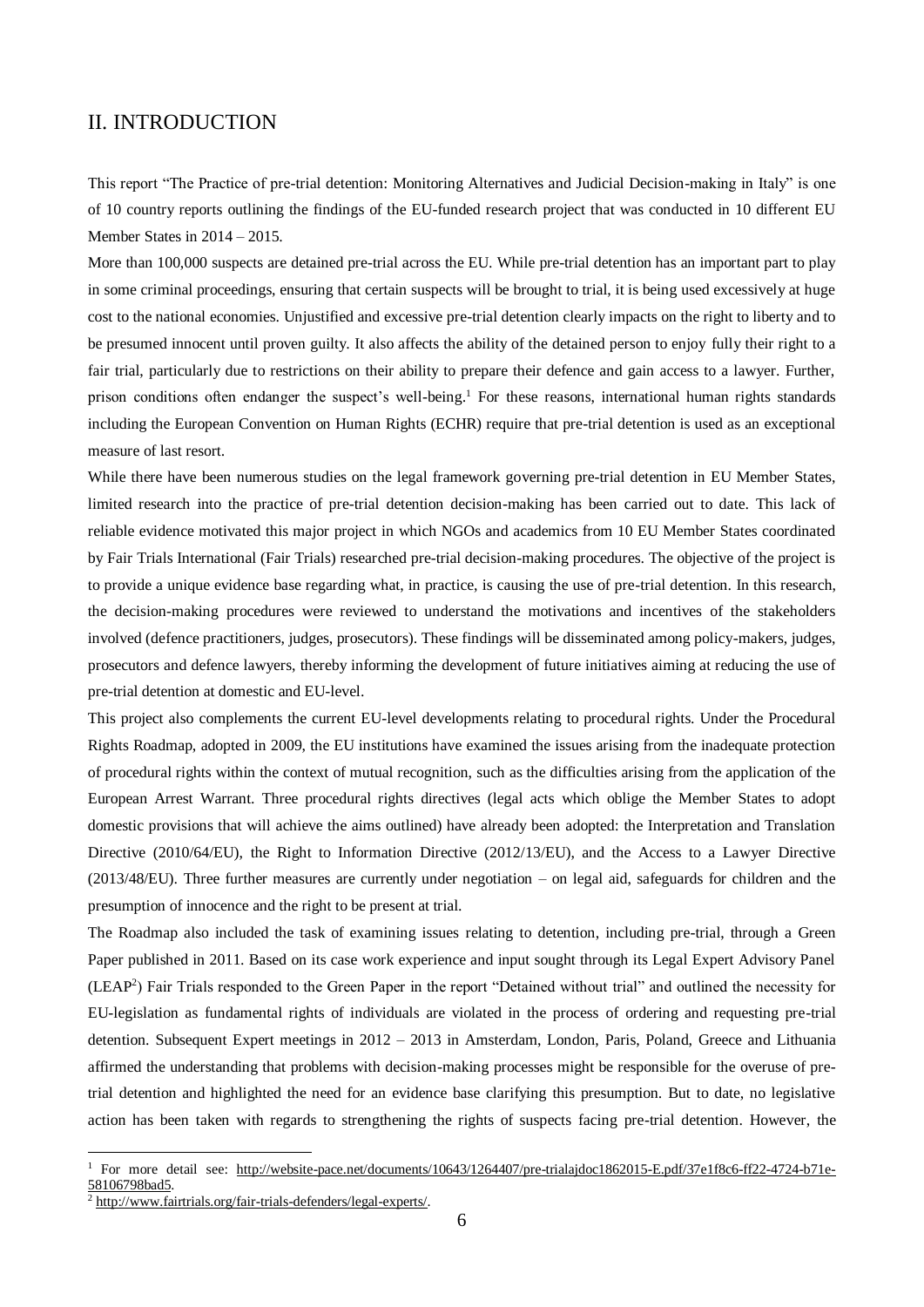## II. INTRODUCTION

This report "The Practice of pre-trial detention: Monitoring Alternatives and Judicial Decision-making in Italy" is one of 10 country reports outlining the findings of the EU-funded research project that was conducted in 10 different EU Member States in 2014 – 2015.

More than 100,000 suspects are detained pre-trial across the EU. While pre-trial detention has an important part to play in some criminal proceedings, ensuring that certain suspects will be brought to trial, it is being used excessively at huge cost to the national economies. Unjustified and excessive pre-trial detention clearly impacts on the right to liberty and to be presumed innocent until proven guilty. It also affects the ability of the detained person to enjoy fully their right to a fair trial, particularly due to restrictions on their ability to prepare their defence and gain access to a lawyer. Further, prison conditions often endanger the suspect's well-being.[1] For these reasons, international human rights standards including the European Convention on Human Rights (ECHR) require that pre-trial detention is used as an exceptional measure of last resort.

While there have been numerous studies on the legal framework governing pre-trial detention in EU Member States, limited research into the practice of pre-trial detention decision-making has been carried out to date. This lack of reliable evidence motivated this major project in which NGOs and academics from 10 EU Member States coordinated by Fair Trials International (Fair Trials) researched pre-trial decision-making procedures. The objective of the project is to provide a unique evidence base regarding what, in practice, is causing the use of pre-trial detention. In this research, the decision-making procedures were reviewed to understand the motivations and incentives of the stakeholders involved (defence practitioners, judges, prosecutors). These findings will be disseminated among policy-makers, judges, prosecutors and defence lawyers, thereby informing the development of future initiatives aiming at reducing the use of pre-trial detention at domestic and EU-level.

This project also complements the current EU-level developments relating to procedural rights. Under the Procedural Rights Roadmap, adopted in 2009, the EU institutions have examined the issues arising from the inadequate protection of procedural rights within the context of mutual recognition, such as the difficulties arising from the application of the European Arrest Warrant. Three procedural rights directives (legal acts which oblige the Member States to adopt domestic provisions that will achieve the aims outlined) have already been adopted: the Interpretation and Translation Directive (2010/64/EU), the Right to Information Directive (2012/13/EU), and the Access to a Lawyer Directive (2013/48/EU). Three further measures are currently under negotiation – on legal aid, safeguards for children and the presumption of innocence and the right to be present at trial.

The Roadmap also included the task of examining issues relating to detention, including pre-trial, through a Green Paper published in 2011. Based on its case work experience and input sought through its Legal Expert Advisory Panel (LEAP[2]) Fair Trials responded to the Green Paper in the report "Detained without trial" and outlined the necessity for EU-legislation as fundamental rights of individuals are violated in the process of ordering and requesting pre-trial detention. Subsequent Expert meetings in 2012 – 2013 in Amsterdam, London, Paris, Poland, Greece and Lithuania affirmed the understanding that problems with decision-making processes might be responsible for the overuse of pre-trial detention and highlighted the need for an evidence base clarifying this presumption. But to date, no legislative action has been taken with regards to strengthening the rights of suspects facing pre-trial detention. However, the

---

[1] For more detail see: http://website-pace.net/documents/10643/1264407/pre-trialajdoc1862015-E.pdf/37e1f8c6-ff22-4724-b71e-58106798bad5.

[2] http://www.fairtrials.org/fair-trials-defenders/legal-experts/.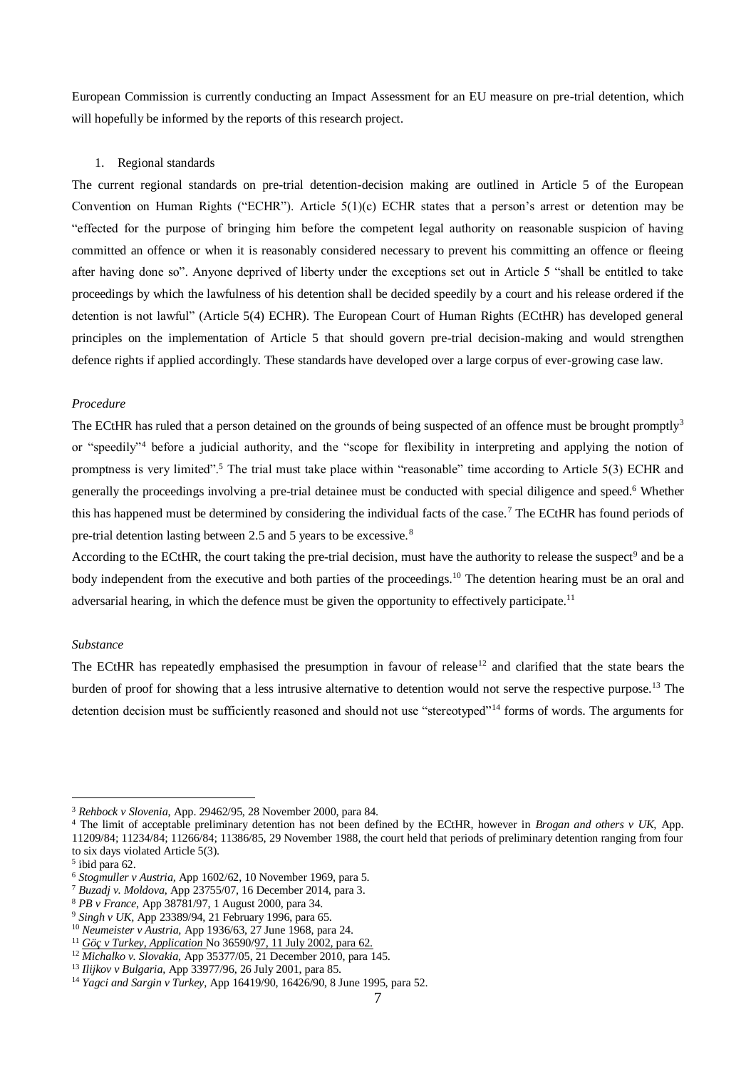European Commission is currently conducting an Impact Assessment for an EU measure on pre-trial detention, which will hopefully be informed by the reports of this research project.

1. Regional standards

The current regional standards on pre-trial detention-decision making are outlined in Article 5 of the European Convention on Human Rights ("ECHR"). Article 5(1)(c) ECHR states that a person's arrest or detention may be "effected for the purpose of bringing him before the competent legal authority on reasonable suspicion of having committed an offence or when it is reasonably considered necessary to prevent his committing an offence or fleeing after having done so". Anyone deprived of liberty under the exceptions set out in Article 5 "shall be entitled to take proceedings by which the lawfulness of his detention shall be decided speedily by a court and his release ordered if the detention is not lawful" (Article 5(4) ECHR). The European Court of Human Rights (ECtHR) has developed general principles on the implementation of Article 5 that should govern pre-trial decision-making and would strengthen defence rights if applied accordingly. These standards have developed over a large corpus of ever-growing case law.

*Procedure*

The ECtHR has ruled that a person detained on the grounds of being suspected of an offence must be brought promptly[3] or "speedily"[4] before a judicial authority, and the "scope for flexibility in interpreting and applying the notion of promptness is very limited".[5] The trial must take place within "reasonable" time according to Article 5(3) ECHR and generally the proceedings involving a pre-trial detainee must be conducted with special diligence and speed.[6] Whether this has happened must be determined by considering the individual facts of the case.[7] The ECtHR has found periods of pre-trial detention lasting between 2.5 and 5 years to be excessive.[8]

According to the ECtHR, the court taking the pre-trial decision, must have the authority to release the suspect[9] and be a body independent from the executive and both parties of the proceedings.[10] The detention hearing must be an oral and adversarial hearing, in which the defence must be given the opportunity to effectively participate.[11]

*Substance*

The ECtHR has repeatedly emphasised the presumption in favour of release[12] and clarified that the state bears the burden of proof for showing that a less intrusive alternative to detention would not serve the respective purpose.[13] The detention decision must be sufficiently reasoned and should not use "stereotyped"[14] forms of words. The arguments for

---

[3] *Rehbock v Slovenia*, App. 29462/95, 28 November 2000, para 84.

[4] The limit of acceptable preliminary detention has not been defined by the ECtHR, however in *Brogan and others v UK*, App. 11209/84; 11234/84; 11266/84; 11386/85, 29 November 1988, the court held that periods of preliminary detention ranging from four to six days violated Article 5(3).

[5] ibid para 62.

[6] *Stogmuller v Austria*, App 1602/62, 10 November 1969, para 5.

[7] *Buzadj v. Moldova*, App 23755/07, 16 December 2014, para 3.

[8] *PB v France*, App 38781/97, 1 August 2000, para 34.

[9] *Singh v UK*, App 23389/94, 21 February 1996, para 65.

[10] *Neumeister v Austria*, App 1936/63, 27 June 1968, para 24.

[11] *Göç v Turkey, Application* No 36590/97, 11 July 2002, para 62.

[12] *Michalko v. Slovakia*, App 35377/05, 21 December 2010, para 145.

[13] *Ilijkov v Bulgaria*, App 33977/96, 26 July 2001, para 85.

[14] *Yagci and Sargin v Turkey*, App 16419/90, 16426/90, 8 June 1995, para 52.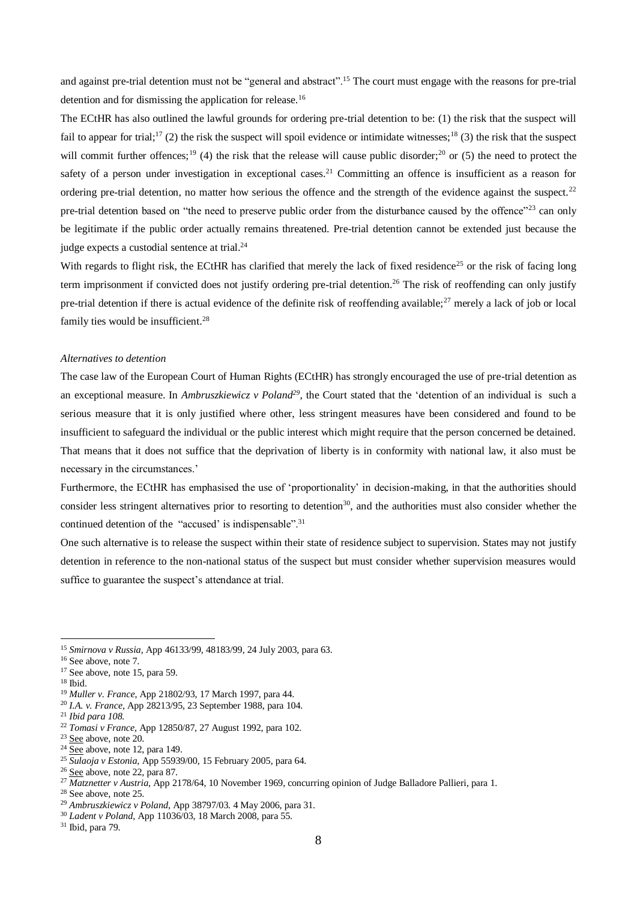and against pre-trial detention must not be "general and abstract".[15] The court must engage with the reasons for pre-trial detention and for dismissing the application for release.[16]

The ECtHR has also outlined the lawful grounds for ordering pre-trial detention to be: (1) the risk that the suspect will fail to appear for trial;[17] (2) the risk the suspect will spoil evidence or intimidate witnesses;[18] (3) the risk that the suspect will commit further offences;[19] (4) the risk that the release will cause public disorder;[20] or (5) the need to protect the safety of a person under investigation in exceptional cases.[21] Committing an offence is insufficient as a reason for ordering pre-trial detention, no matter how serious the offence and the strength of the evidence against the suspect.[22] pre-trial detention based on "the need to preserve public order from the disturbance caused by the offence"[23] can only be legitimate if the public order actually remains threatened. Pre-trial detention cannot be extended just because the judge expects a custodial sentence at trial.[24]

With regards to flight risk, the ECtHR has clarified that merely the lack of fixed residence[25] or the risk of facing long term imprisonment if convicted does not justify ordering pre-trial detention.[26] The risk of reoffending can only justify pre-trial detention if there is actual evidence of the definite risk of reoffending available;[27] merely a lack of job or local family ties would be insufficient.[28]

*Alternatives to detention*

The case law of the European Court of Human Rights (ECtHR) has strongly encouraged the use of pre-trial detention as an exceptional measure. In *Ambruszkiewicz v Poland*[29], the Court stated that the 'detention of an individual is such a serious measure that it is only justified where other, less stringent measures have been considered and found to be insufficient to safeguard the individual or the public interest which might require that the person concerned be detained. That means that it does not suffice that the deprivation of liberty is in conformity with national law, it also must be necessary in the circumstances.'

Furthermore, the ECtHR has emphasised the use of 'proportionality' in decision-making, in that the authorities should consider less stringent alternatives prior to resorting to detention[30], and the authorities must also consider whether the continued detention of the "accused' is indispensable".[31]

One such alternative is to release the suspect within their state of residence subject to supervision. States may not justify detention in reference to the non-national status of the suspect but must consider whether supervision measures would suffice to guarantee the suspect's attendance at trial.

---

[15] *Smirnova v Russia*, App 46133/99, 48183/99, 24 July 2003, para 63.
[16] See above, note 7.
[17] See above, note 15, para 59.
[18] Ibid.
[19] *Muller v. France*, App 21802/93, 17 March 1997, para 44.
[20] *I.A. v. France*, App 28213/95, 23 September 1988, para 104.
[21] *Ibid para 108.*
[22] *Tomasi v France*, App 12850/87, 27 August 1992, para 102.
[23] See above, note 20.
[24] See above, note 12, para 149.
[25] *Sulaoja v Estonia*, App 55939/00, 15 February 2005, para 64.
[26] See above, note 22, para 87.
[27] *Matznetter v Austria*, App 2178/64, 10 November 1969, concurring opinion of Judge Balladore Pallieri, para 1.
[28] See above, note 25.
[29] *Ambruszkiewicz v Poland*, App 38797/03. 4 May 2006, para 31.
[30] *Ladent v Poland*, App 11036/03, 18 March 2008, para 55.
[31] Ibid, para 79.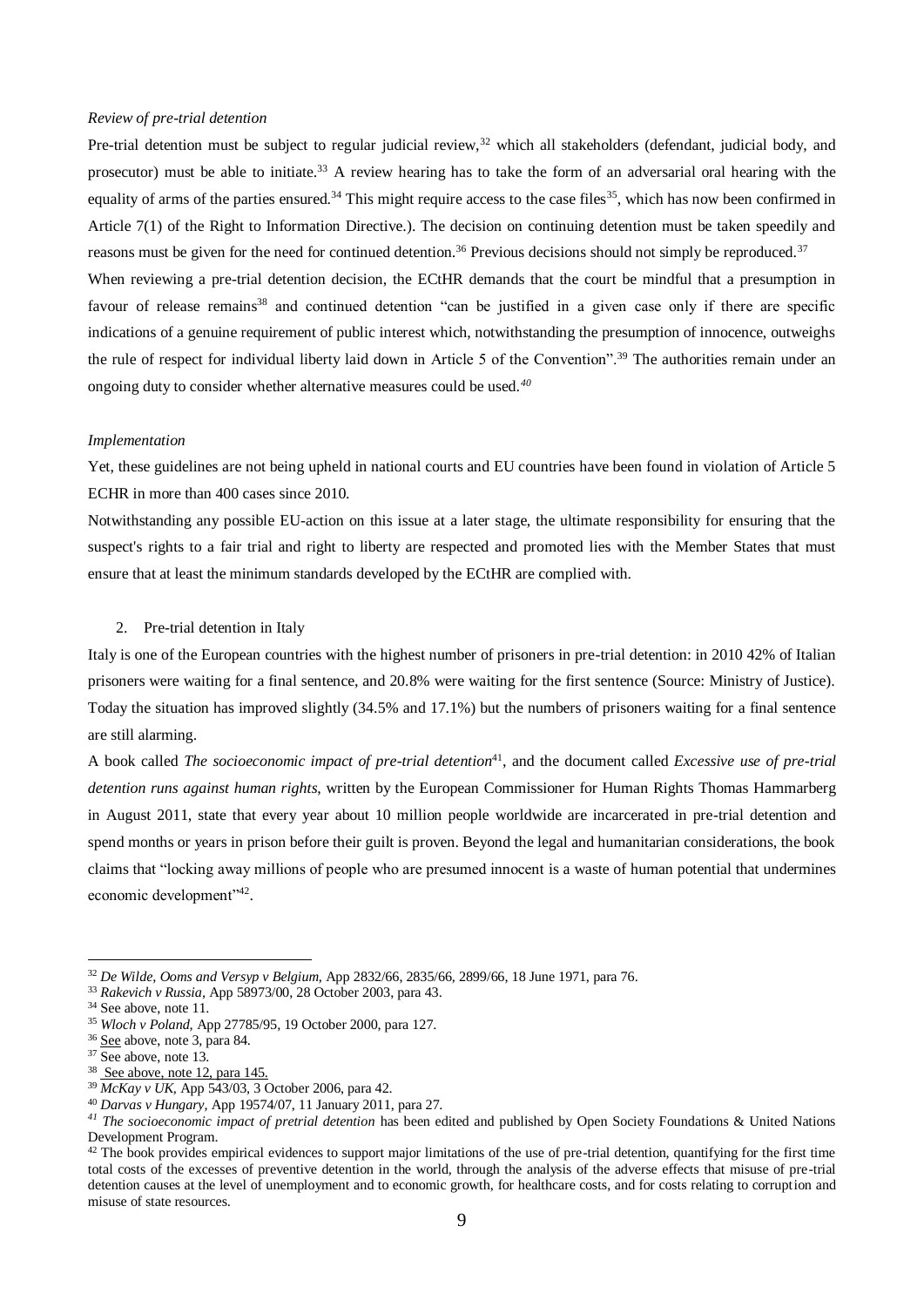*Review of pre-trial detention*

Pre-trial detention must be subject to regular judicial review,[32] which all stakeholders (defendant, judicial body, and prosecutor) must be able to initiate.[33] A review hearing has to take the form of an adversarial oral hearing with the equality of arms of the parties ensured.[34] This might require access to the case files[35], which has now been confirmed in Article 7(1) of the Right to Information Directive.). The decision on continuing detention must be taken speedily and reasons must be given for the need for continued detention.[36] Previous decisions should not simply be reproduced.[37]

When reviewing a pre-trial detention decision, the ECtHR demands that the court be mindful that a presumption in favour of release remains[38] and continued detention "can be justified in a given case only if there are specific indications of a genuine requirement of public interest which, notwithstanding the presumption of innocence, outweighs the rule of respect for individual liberty laid down in Article 5 of the Convention".[39] The authorities remain under an ongoing duty to consider whether alternative measures could be used.[40]

*Implementation*

Yet, these guidelines are not being upheld in national courts and EU countries have been found in violation of Article 5 ECHR in more than 400 cases since 2010.

Notwithstanding any possible EU-action on this issue at a later stage, the ultimate responsibility for ensuring that the suspect's rights to a fair trial and right to liberty are respected and promoted lies with the Member States that must ensure that at least the minimum standards developed by the ECtHR are complied with.

2. Pre-trial detention in Italy

Italy is one of the European countries with the highest number of prisoners in pre-trial detention: in 2010 42% of Italian prisoners were waiting for a final sentence, and 20.8% were waiting for the first sentence (Source: Ministry of Justice). Today the situation has improved slightly (34.5% and 17.1%) but the numbers of prisoners waiting for a final sentence are still alarming.

A book called *The socioeconomic impact of pre-trial detention*[41], and the document called *Excessive use of pre-trial detention runs against human rights*, written by the European Commissioner for Human Rights Thomas Hammarberg in August 2011, state that every year about 10 million people worldwide are incarcerated in pre-trial detention and spend months or years in prison before their guilt is proven. Beyond the legal and humanitarian considerations, the book claims that "locking away millions of people who are presumed innocent is a waste of human potential that undermines economic development"[42].

---

[32] *De Wilde, Ooms and Versyp v Belgium,* App 2832/66, 2835/66, 2899/66, 18 June 1971, para 76.

[33] *Rakevich v Russia*, App 58973/00, 28 October 2003, para 43.

[34] See above, note 11.

[35] *Wloch v Poland,* App 27785/95, 19 October 2000, para 127.

[36] See above, note 3, para 84.

[37] See above, note 13.

[38] See above, note 12, para 145.

[39] *McKay v UK,* App 543/03, 3 October 2006, para 42.

[40] *Darvas v Hungary,* App 19574/07, 11 January 2011, para 27.

[41] *The socioeconomic impact of pretrial detention* has been edited and published by Open Society Foundations & United Nations Development Program.

[42] The book provides empirical evidences to support major limitations of the use of pre-trial detention, quantifying for the first time total costs of the excesses of preventive detention in the world, through the analysis of the adverse effects that misuse of pre-trial detention causes at the level of unemployment and to economic growth, for healthcare costs, and for costs relating to corruption and misuse of state resources.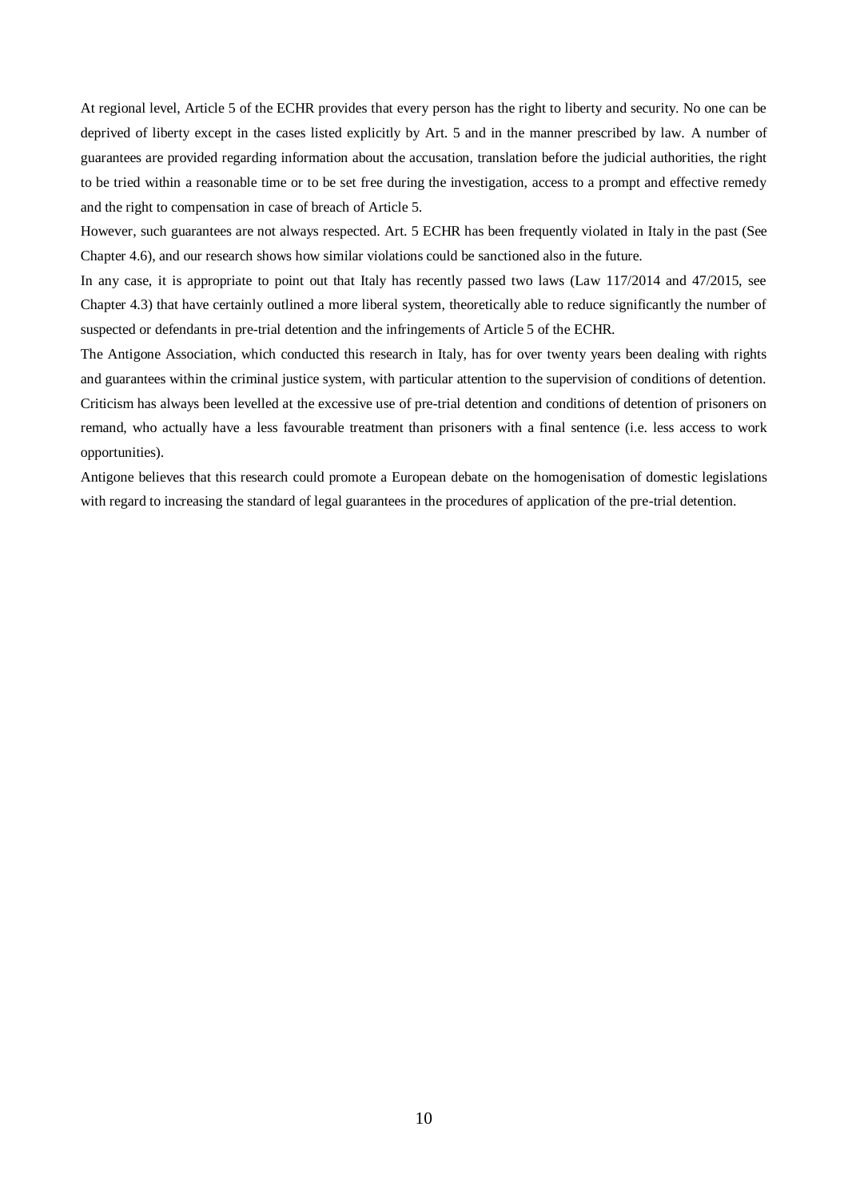At regional level, Article 5 of the ECHR provides that every person has the right to liberty and security. No one can be deprived of liberty except in the cases listed explicitly by Art. 5 and in the manner prescribed by law. A number of guarantees are provided regarding information about the accusation, translation before the judicial authorities, the right to be tried within a reasonable time or to be set free during the investigation, access to a prompt and effective remedy and the right to compensation in case of breach of Article 5.

However, such guarantees are not always respected. Art. 5 ECHR has been frequently violated in Italy in the past (See Chapter 4.6), and our research shows how similar violations could be sanctioned also in the future.

In any case, it is appropriate to point out that Italy has recently passed two laws (Law 117/2014 and 47/2015, see Chapter 4.3) that have certainly outlined a more liberal system, theoretically able to reduce significantly the number of suspected or defendants in pre-trial detention and the infringements of Article 5 of the ECHR.

The Antigone Association, which conducted this research in Italy, has for over twenty years been dealing with rights and guarantees within the criminal justice system, with particular attention to the supervision of conditions of detention. Criticism has always been levelled at the excessive use of pre-trial detention and conditions of detention of prisoners on remand, who actually have a less favourable treatment than prisoners with a final sentence (i.e. less access to work opportunities).

Antigone believes that this research could promote a European debate on the homogenisation of domestic legislations with regard to increasing the standard of legal guarantees in the procedures of application of the pre-trial detention.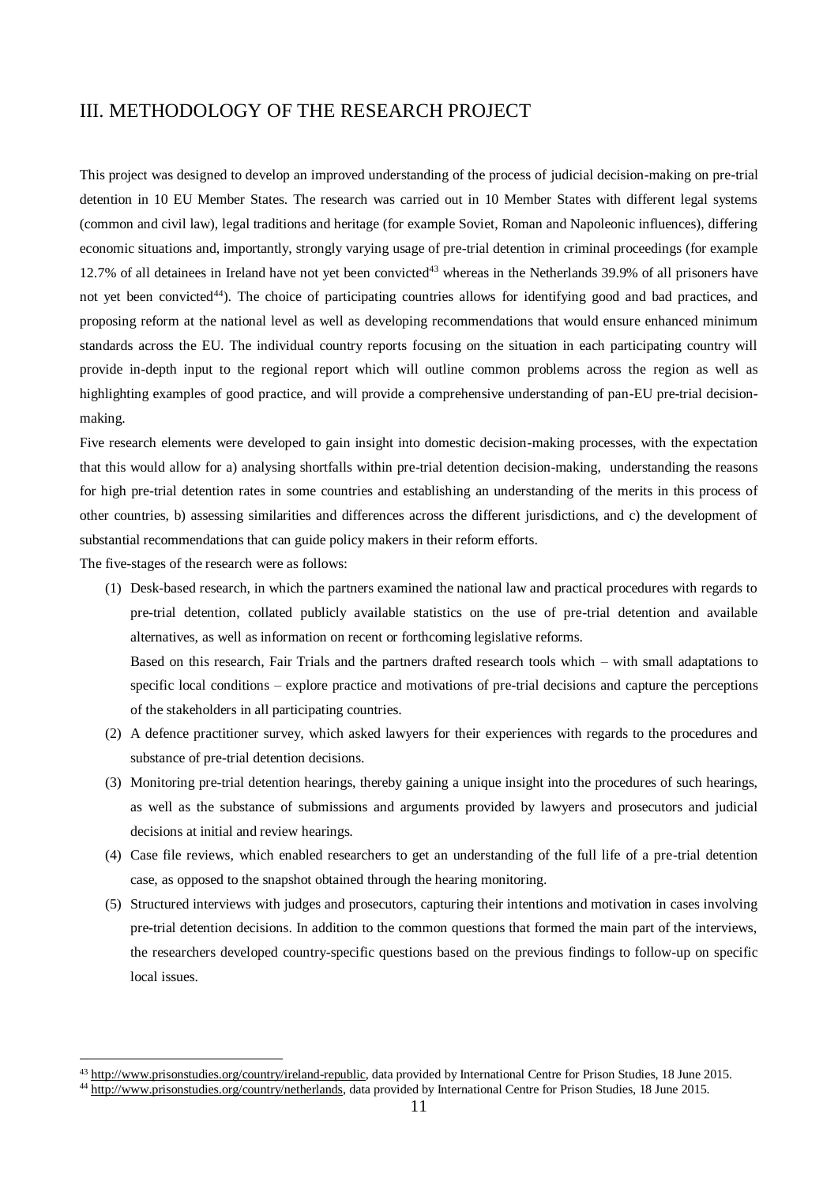## III. METHODOLOGY OF THE RESEARCH PROJECT

This project was designed to develop an improved understanding of the process of judicial decision-making on pre-trial detention in 10 EU Member States. The research was carried out in 10 Member States with different legal systems (common and civil law), legal traditions and heritage (for example Soviet, Roman and Napoleonic influences), differing economic situations and, importantly, strongly varying usage of pre-trial detention in criminal proceedings (for example 12.7% of all detainees in Ireland have not yet been convicted[43] whereas in the Netherlands 39.9% of all prisoners have not yet been convicted[44]). The choice of participating countries allows for identifying good and bad practices, and proposing reform at the national level as well as developing recommendations that would ensure enhanced minimum standards across the EU. The individual country reports focusing on the situation in each participating country will provide in-depth input to the regional report which will outline common problems across the region as well as highlighting examples of good practice, and will provide a comprehensive understanding of pan-EU pre-trial decision-making.

Five research elements were developed to gain insight into domestic decision-making processes, with the expectation that this would allow for a) analysing shortfalls within pre-trial detention decision-making, understanding the reasons for high pre-trial detention rates in some countries and establishing an understanding of the merits in this process of other countries, b) assessing similarities and differences across the different jurisdictions, and c) the development of substantial recommendations that can guide policy makers in their reform efforts.

The five-stages of the research were as follows:

(1) Desk-based research, in which the partners examined the national law and practical procedures with regards to pre-trial detention, collated publicly available statistics on the use of pre-trial detention and available alternatives, as well as information on recent or forthcoming legislative reforms.

    Based on this research, Fair Trials and the partners drafted research tools which – with small adaptations to specific local conditions – explore practice and motivations of pre-trial decisions and capture the perceptions of the stakeholders in all participating countries.

(2) A defence practitioner survey, which asked lawyers for their experiences with regards to the procedures and substance of pre-trial detention decisions.

(3) Monitoring pre-trial detention hearings, thereby gaining a unique insight into the procedures of such hearings, as well as the substance of submissions and arguments provided by lawyers and prosecutors and judicial decisions at initial and review hearings.

(4) Case file reviews, which enabled researchers to get an understanding of the full life of a pre-trial detention case, as opposed to the snapshot obtained through the hearing monitoring.

(5) Structured interviews with judges and prosecutors, capturing their intentions and motivation in cases involving pre-trial detention decisions. In addition to the common questions that formed the main part of the interviews, the researchers developed country-specific questions based on the previous findings to follow-up on specific local issues.

---

[43] http://www.prisonstudies.org/country/ireland-republic, data provided by International Centre for Prison Studies, 18 June 2015.

[44] http://www.prisonstudies.org/country/netherlands, data provided by International Centre for Prison Studies, 18 June 2015.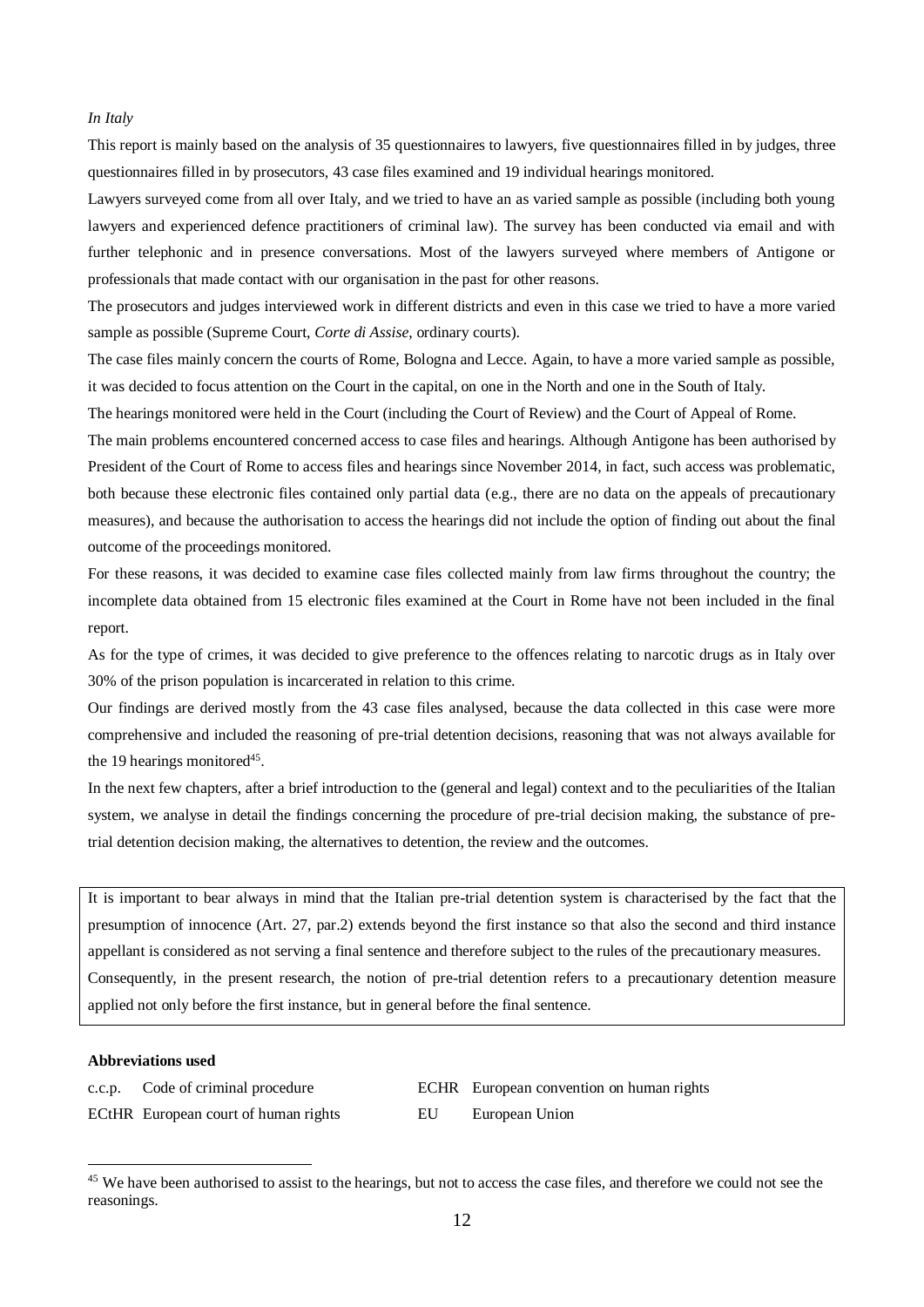*In Italy*

This report is mainly based on the analysis of 35 questionnaires to lawyers, five questionnaires filled in by judges, three questionnaires filled in by prosecutors, 43 case files examined and 19 individual hearings monitored.

Lawyers surveyed come from all over Italy, and we tried to have an as varied sample as possible (including both young lawyers and experienced defence practitioners of criminal law). The survey has been conducted via email and with further telephonic and in presence conversations. Most of the lawyers surveyed where members of Antigone or professionals that made contact with our organisation in the past for other reasons.

The prosecutors and judges interviewed work in different districts and even in this case we tried to have a more varied sample as possible (Supreme Court, *Corte di Assise*, ordinary courts).

The case files mainly concern the courts of Rome, Bologna and Lecce. Again, to have a more varied sample as possible, it was decided to focus attention on the Court in the capital, on one in the North and one in the South of Italy.

The hearings monitored were held in the Court (including the Court of Review) and the Court of Appeal of Rome.

The main problems encountered concerned access to case files and hearings. Although Antigone has been authorised by President of the Court of Rome to access files and hearings since November 2014, in fact, such access was problematic, both because these electronic files contained only partial data (e.g., there are no data on the appeals of precautionary measures), and because the authorisation to access the hearings did not include the option of finding out about the final outcome of the proceedings monitored.

For these reasons, it was decided to examine case files collected mainly from law firms throughout the country; the incomplete data obtained from 15 electronic files examined at the Court in Rome have not been included in the final report.

As for the type of crimes, it was decided to give preference to the offences relating to narcotic drugs as in Italy over 30% of the prison population is incarcerated in relation to this crime.

Our findings are derived mostly from the 43 case files analysed, because the data collected in this case were more comprehensive and included the reasoning of pre-trial detention decisions, reasoning that was not always available for the 19 hearings monitored[45].

In the next few chapters, after a brief introduction to the (general and legal) context and to the peculiarities of the Italian system, we analyse in detail the findings concerning the procedure of pre-trial decision making, the substance of pre-trial detention decision making, the alternatives to detention, the review and the outcomes.

> It is important to bear always in mind that the Italian pre-trial detention system is characterised by the fact that the presumption of innocence (Art. 27, par.2) extends beyond the first instance so that also the second and third instance appellant is considered as not serving a final sentence and therefore subject to the rules of the precautionary measures. Consequently, in the present research, the notion of pre-trial detention refers to a precautionary detention measure applied not only before the first instance, but in general before the final sentence.

**Abbreviations used**

| | | | |
|---|---|---|---|
| c.c.p. | Code of criminal procedure | ECHR | European convention on human rights |
| ECtHR | European court of human rights | EU | European Union |

[45] We have been authorised to assist to the hearings, but not to access the case files, and therefore we could not see the reasonings.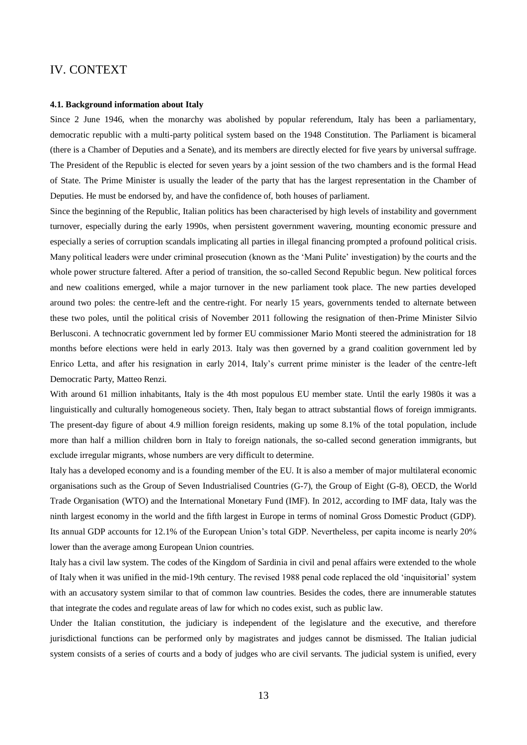# IV. CONTEXT

### 4.1. Background information about Italy

Since 2 June 1946, when the monarchy was abolished by popular referendum, Italy has been a parliamentary, democratic republic with a multi-party political system based on the 1948 Constitution. The Parliament is bicameral (there is a Chamber of Deputies and a Senate), and its members are directly elected for five years by universal suffrage. The President of the Republic is elected for seven years by a joint session of the two chambers and is the formal Head of State. The Prime Minister is usually the leader of the party that has the largest representation in the Chamber of Deputies. He must be endorsed by, and have the confidence of, both houses of parliament.

Since the beginning of the Republic, Italian politics has been characterised by high levels of instability and government turnover, especially during the early 1990s, when persistent government wavering, mounting economic pressure and especially a series of corruption scandals implicating all parties in illegal financing prompted a profound political crisis. Many political leaders were under criminal prosecution (known as the 'Mani Pulite' investigation) by the courts and the whole power structure faltered. After a period of transition, the so-called Second Republic begun. New political forces and new coalitions emerged, while a major turnover in the new parliament took place. The new parties developed around two poles: the centre-left and the centre-right. For nearly 15 years, governments tended to alternate between these two poles, until the political crisis of November 2011 following the resignation of then-Prime Minister Silvio Berlusconi. A technocratic government led by former EU commissioner Mario Monti steered the administration for 18 months before elections were held in early 2013. Italy was then governed by a grand coalition government led by Enrico Letta, and after his resignation in early 2014, Italy's current prime minister is the leader of the centre-left Democratic Party, Matteo Renzi.

With around 61 million inhabitants, Italy is the 4th most populous EU member state. Until the early 1980s it was a linguistically and culturally homogeneous society. Then, Italy began to attract substantial flows of foreign immigrants. The present-day figure of about 4.9 million foreign residents, making up some 8.1% of the total population, include more than half a million children born in Italy to foreign nationals, the so-called second generation immigrants, but exclude irregular migrants, whose numbers are very difficult to determine.

Italy has a developed economy and is a founding member of the EU. It is also a member of major multilateral economic organisations such as the Group of Seven Industrialised Countries (G-7), the Group of Eight (G-8), OECD, the World Trade Organisation (WTO) and the International Monetary Fund (IMF). In 2012, according to IMF data, Italy was the ninth largest economy in the world and the fifth largest in Europe in terms of nominal Gross Domestic Product (GDP). Its annual GDP accounts for 12.1% of the European Union's total GDP. Nevertheless, per capita income is nearly 20% lower than the average among European Union countries.

Italy has a civil law system. The codes of the Kingdom of Sardinia in civil and penal affairs were extended to the whole of Italy when it was unified in the mid-19th century. The revised 1988 penal code replaced the old 'inquisitorial' system with an accusatory system similar to that of common law countries. Besides the codes, there are innumerable statutes that integrate the codes and regulate areas of law for which no codes exist, such as public law.

Under the Italian constitution, the judiciary is independent of the legislature and the executive, and therefore jurisdictional functions can be performed only by magistrates and judges cannot be dismissed. The Italian judicial system consists of a series of courts and a body of judges who are civil servants. The judicial system is unified, every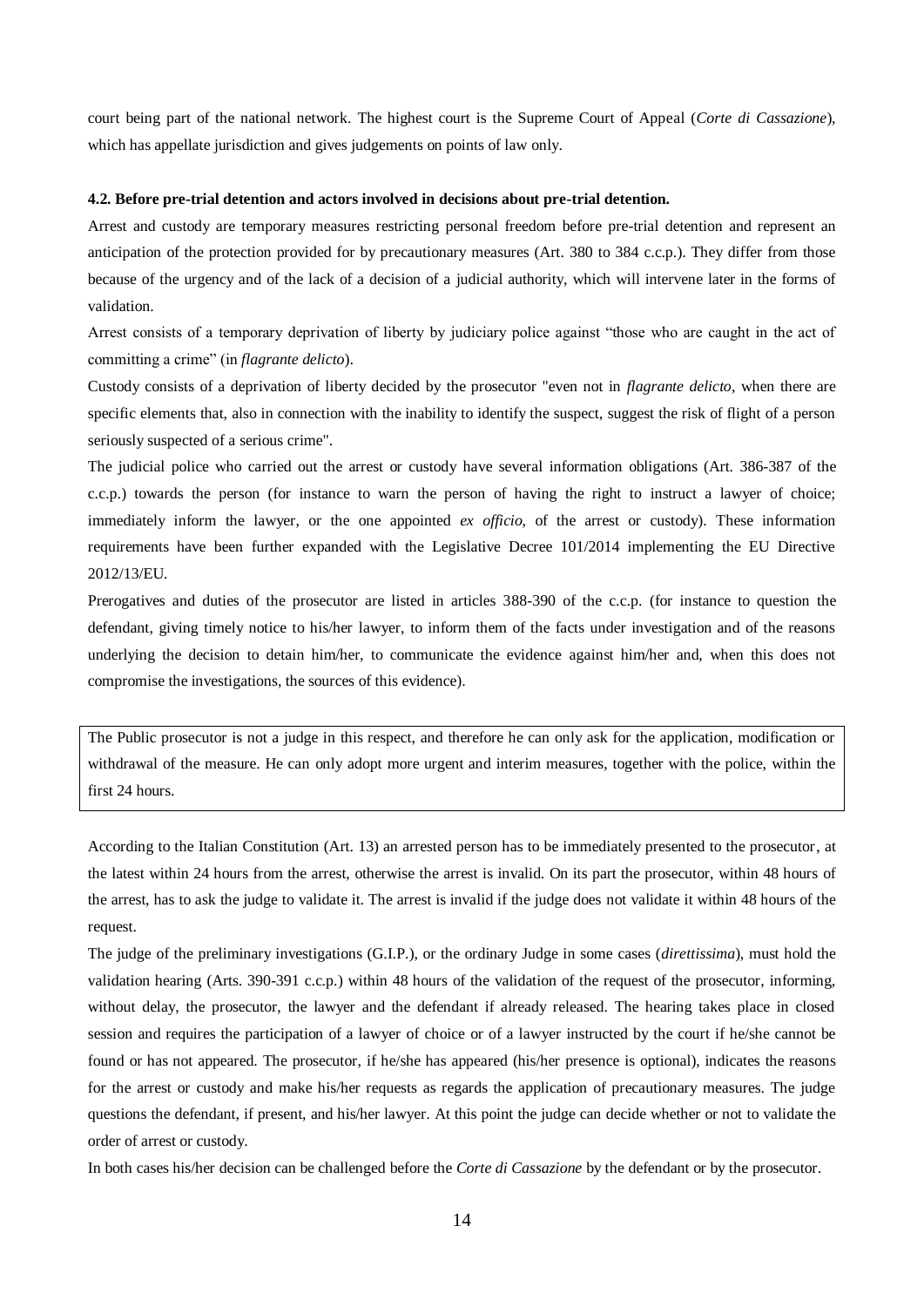court being part of the national network. The highest court is the Supreme Court of Appeal (*Corte di Cassazione*), which has appellate jurisdiction and gives judgements on points of law only.

#### 4.2. Before pre-trial detention and actors involved in decisions about pre-trial detention.

Arrest and custody are temporary measures restricting personal freedom before pre-trial detention and represent an anticipation of the protection provided for by precautionary measures (Art. 380 to 384 c.c.p.). They differ from those because of the urgency and of the lack of a decision of a judicial authority, which will intervene later in the forms of validation.

Arrest consists of a temporary deprivation of liberty by judiciary police against "those who are caught in the act of committing a crime" (in *flagrante delicto*).

Custody consists of a deprivation of liberty decided by the prosecutor "even not in *flagrante delicto*, when there are specific elements that, also in connection with the inability to identify the suspect, suggest the risk of flight of a person seriously suspected of a serious crime".

The judicial police who carried out the arrest or custody have several information obligations (Art. 386-387 of the c.c.p.) towards the person (for instance to warn the person of having the right to instruct a lawyer of choice; immediately inform the lawyer, or the one appointed *ex officio*, of the arrest or custody). These information requirements have been further expanded with the Legislative Decree 101/2014 implementing the EU Directive 2012/13/EU.

Prerogatives and duties of the prosecutor are listed in articles 388-390 of the c.c.p. (for instance to question the defendant, giving timely notice to his/her lawyer, to inform them of the facts under investigation and of the reasons underlying the decision to detain him/her, to communicate the evidence against him/her and, when this does not compromise the investigations, the sources of this evidence).

> The Public prosecutor is not a judge in this respect, and therefore he can only ask for the application, modification or withdrawal of the measure. He can only adopt more urgent and interim measures, together with the police, within the first 24 hours.

According to the Italian Constitution (Art. 13) an arrested person has to be immediately presented to the prosecutor, at the latest within 24 hours from the arrest, otherwise the arrest is invalid. On its part the prosecutor, within 48 hours of the arrest, has to ask the judge to validate it. The arrest is invalid if the judge does not validate it within 48 hours of the request.

The judge of the preliminary investigations (G.I.P.), or the ordinary Judge in some cases (*direttissima*), must hold the validation hearing (Arts. 390-391 c.c.p.) within 48 hours of the validation of the request of the prosecutor, informing, without delay, the prosecutor, the lawyer and the defendant if already released. The hearing takes place in closed session and requires the participation of a lawyer of choice or of a lawyer instructed by the court if he/she cannot be found or has not appeared. The prosecutor, if he/she has appeared (his/her presence is optional), indicates the reasons for the arrest or custody and make his/her requests as regards the application of precautionary measures. The judge questions the defendant, if present, and his/her lawyer. At this point the judge can decide whether or not to validate the order of arrest or custody.

In both cases his/her decision can be challenged before the *Corte di Cassazione* by the defendant or by the prosecutor.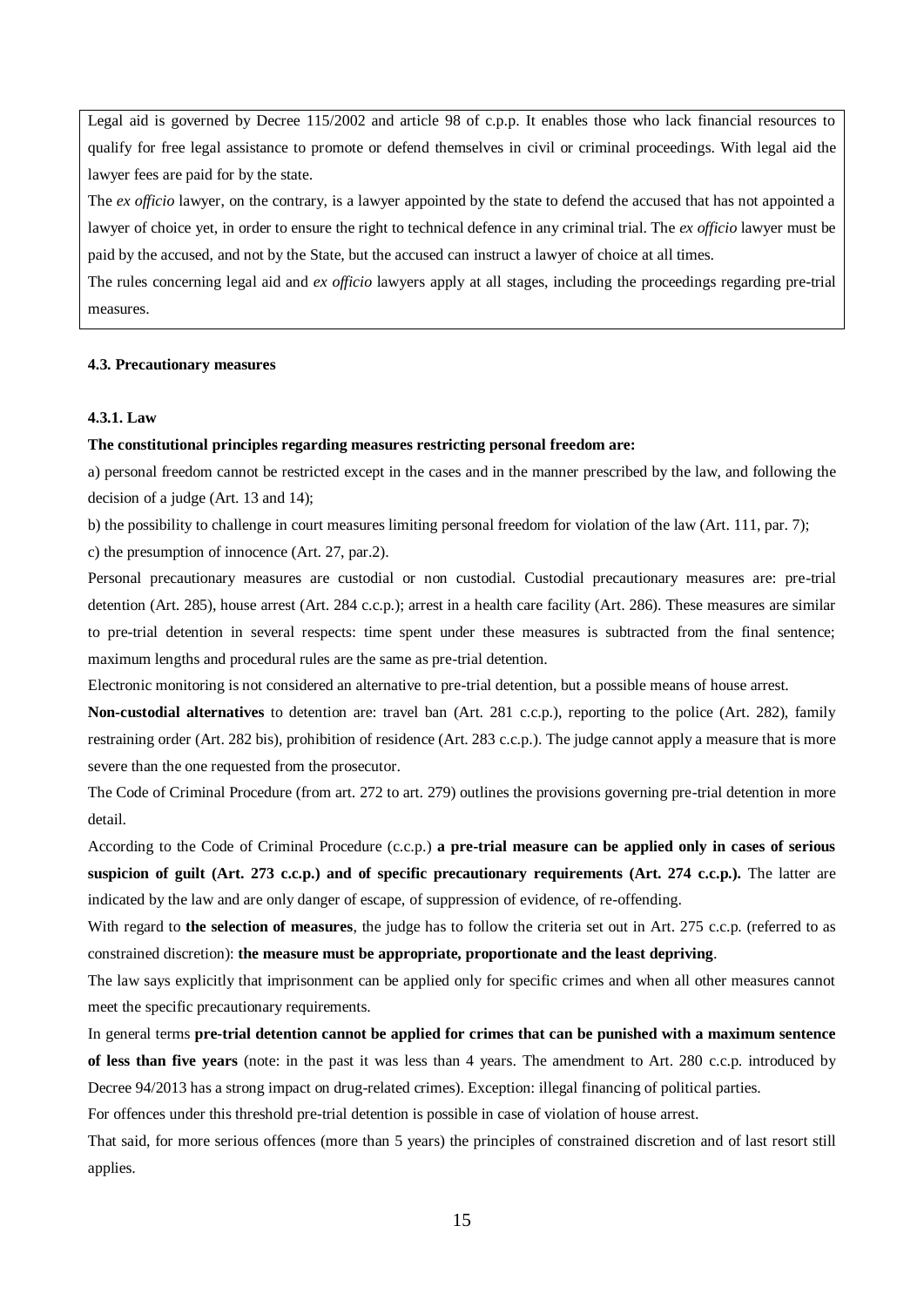Legal aid is governed by Decree 115/2002 and article 98 of c.p.p. It enables those who lack financial resources to qualify for free legal assistance to promote or defend themselves in civil or criminal proceedings. With legal aid the lawyer fees are paid for by the state.

The *ex officio* lawyer, on the contrary, is a lawyer appointed by the state to defend the accused that has not appointed a lawyer of choice yet, in order to ensure the right to technical defence in any criminal trial. The *ex officio* lawyer must be paid by the accused, and not by the State, but the accused can instruct a lawyer of choice at all times.

The rules concerning legal aid and *ex officio* lawyers apply at all stages, including the proceedings regarding pre-trial measures.

#### 4.3. Precautionary measures

##### 4.3.1. Law

**The constitutional principles regarding measures restricting personal freedom are:**

a) personal freedom cannot be restricted except in the cases and in the manner prescribed by the law, and following the decision of a judge (Art. 13 and 14);

b) the possibility to challenge in court measures limiting personal freedom for violation of the law (Art. 111, par. 7);

c) the presumption of innocence (Art. 27, par.2).

Personal precautionary measures are custodial or non custodial. Custodial precautionary measures are: pre-trial detention (Art. 285), house arrest (Art. 284 c.c.p.); arrest in a health care facility (Art. 286). These measures are similar to pre-trial detention in several respects: time spent under these measures is subtracted from the final sentence; maximum lengths and procedural rules are the same as pre-trial detention.

Electronic monitoring is not considered an alternative to pre-trial detention, but a possible means of house arrest.

**Non-custodial alternatives** to detention are: travel ban (Art. 281 c.c.p.), reporting to the police (Art. 282), family restraining order (Art. 282 bis), prohibition of residence (Art. 283 c.c.p.). The judge cannot apply a measure that is more severe than the one requested from the prosecutor.

The Code of Criminal Procedure (from art. 272 to art. 279) outlines the provisions governing pre-trial detention in more detail.

According to the Code of Criminal Procedure (c.c.p.) **a pre-trial measure can be applied only in cases of serious suspicion of guilt (Art. 273 c.c.p.) and of specific precautionary requirements (Art. 274 c.c.p.).** The latter are indicated by the law and are only danger of escape, of suppression of evidence, of re-offending.

With regard to **the selection of measures**, the judge has to follow the criteria set out in Art. 275 c.c.p. (referred to as constrained discretion): **the measure must be appropriate, proportionate and the least depriving**.

The law says explicitly that imprisonment can be applied only for specific crimes and when all other measures cannot meet the specific precautionary requirements.

In general terms **pre-trial detention cannot be applied for crimes that can be punished with a maximum sentence of less than five years** (note: in the past it was less than 4 years. The amendment to Art. 280 c.c.p. introduced by Decree 94/2013 has a strong impact on drug-related crimes). Exception: illegal financing of political parties.

For offences under this threshold pre-trial detention is possible in case of violation of house arrest.

That said, for more serious offences (more than 5 years) the principles of constrained discretion and of last resort still applies.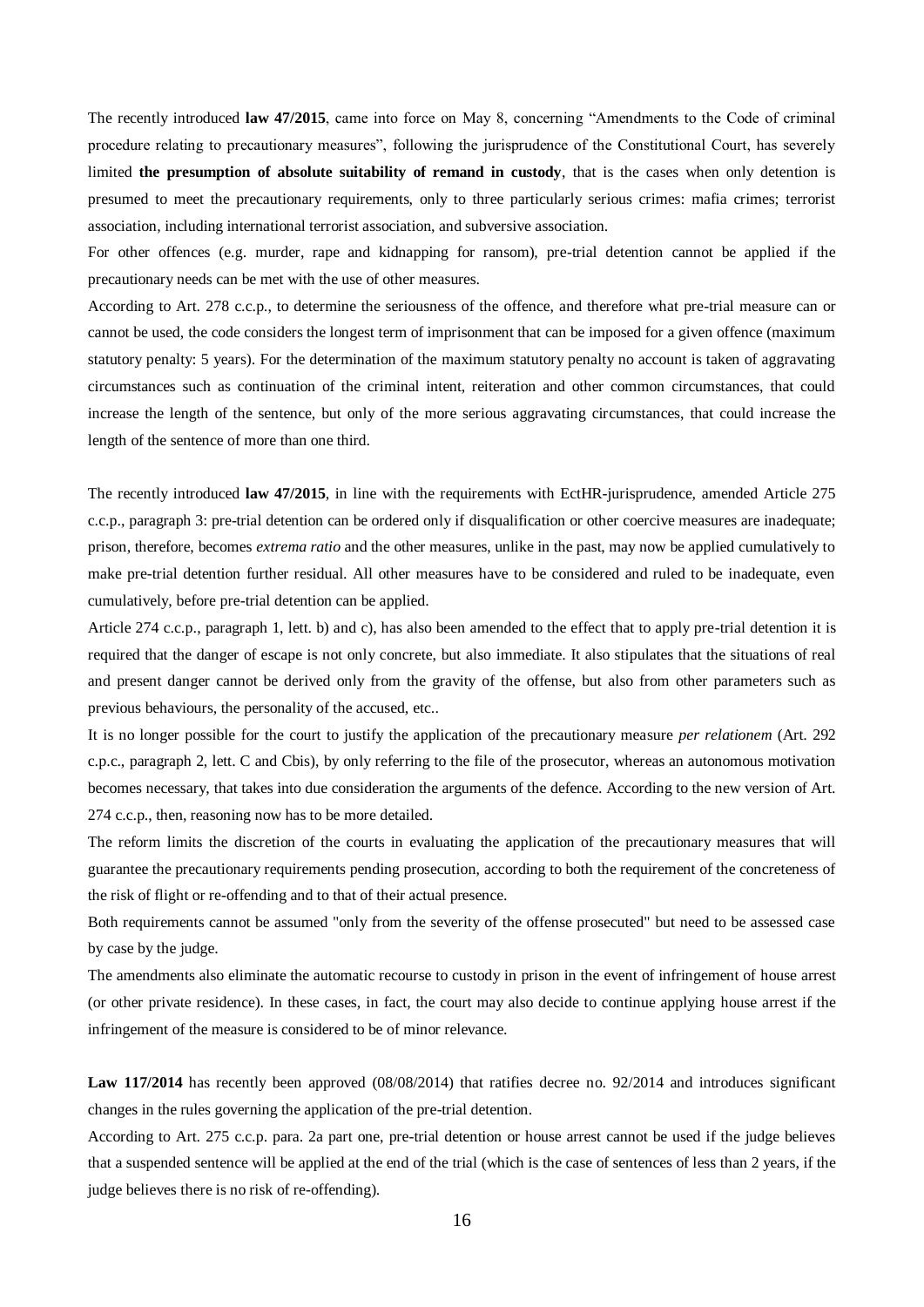The recently introduced **law 47/2015**, came into force on May 8, concerning "Amendments to the Code of criminal procedure relating to precautionary measures", following the jurisprudence of the Constitutional Court, has severely limited **the presumption of absolute suitability of remand in custody**, that is the cases when only detention is presumed to meet the precautionary requirements, only to three particularly serious crimes: mafia crimes; terrorist association, including international terrorist association, and subversive association.

For other offences (e.g. murder, rape and kidnapping for ransom), pre-trial detention cannot be applied if the precautionary needs can be met with the use of other measures.

According to Art. 278 c.c.p., to determine the seriousness of the offence, and therefore what pre-trial measure can or cannot be used, the code considers the longest term of imprisonment that can be imposed for a given offence (maximum statutory penalty: 5 years). For the determination of the maximum statutory penalty no account is taken of aggravating circumstances such as continuation of the criminal intent, reiteration and other common circumstances, that could increase the length of the sentence, but only of the more serious aggravating circumstances, that could increase the length of the sentence of more than one third.

The recently introduced **law 47/2015**, in line with the requirements with EctHR-jurisprudence, amended Article 275 c.c.p., paragraph 3: pre-trial detention can be ordered only if disqualification or other coercive measures are inadequate; prison, therefore, becomes *extrema ratio* and the other measures, unlike in the past, may now be applied cumulatively to make pre-trial detention further residual. All other measures have to be considered and ruled to be inadequate, even cumulatively, before pre-trial detention can be applied.

Article 274 c.c.p., paragraph 1, lett. b) and c), has also been amended to the effect that to apply pre-trial detention it is required that the danger of escape is not only concrete, but also immediate. It also stipulates that the situations of real and present danger cannot be derived only from the gravity of the offense, but also from other parameters such as previous behaviours, the personality of the accused, etc..

It is no longer possible for the court to justify the application of the precautionary measure *per relationem* (Art. 292 c.p.c., paragraph 2, lett. C and Cbis), by only referring to the file of the prosecutor, whereas an autonomous motivation becomes necessary, that takes into due consideration the arguments of the defence. According to the new version of Art. 274 c.c.p., then, reasoning now has to be more detailed.

The reform limits the discretion of the courts in evaluating the application of the precautionary measures that will guarantee the precautionary requirements pending prosecution, according to both the requirement of the concreteness of the risk of flight or re-offending and to that of their actual presence.

Both requirements cannot be assumed "only from the severity of the offense prosecuted" but need to be assessed case by case by the judge.

The amendments also eliminate the automatic recourse to custody in prison in the event of infringement of house arrest (or other private residence). In these cases, in fact, the court may also decide to continue applying house arrest if the infringement of the measure is considered to be of minor relevance.

**Law 117/2014** has recently been approved (08/08/2014) that ratifies decree no. 92/2014 and introduces significant changes in the rules governing the application of the pre-trial detention.

According to Art. 275 c.c.p. para. 2a part one, pre-trial detention or house arrest cannot be used if the judge believes that a suspended sentence will be applied at the end of the trial (which is the case of sentences of less than 2 years, if the judge believes there is no risk of re-offending).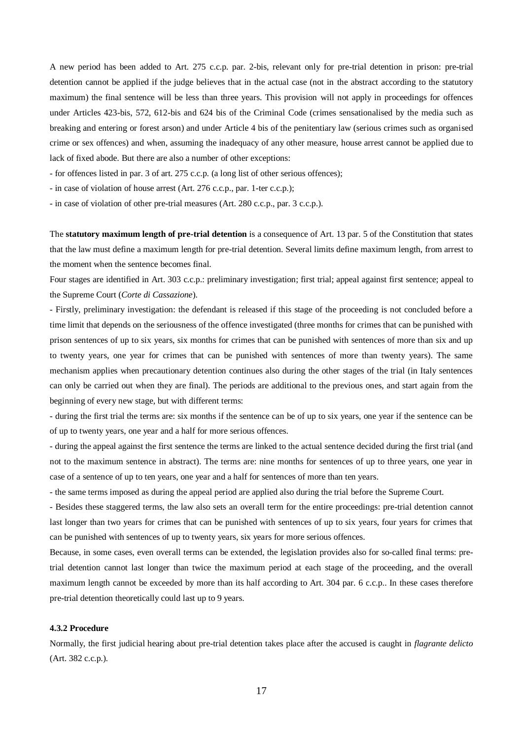A new period has been added to Art. 275 c.c.p. par. 2-bis, relevant only for pre-trial detention in prison: pre-trial detention cannot be applied if the judge believes that in the actual case (not in the abstract according to the statutory maximum) the final sentence will be less than three years. This provision will not apply in proceedings for offences under Articles 423-bis, 572, 612-bis and 624 bis of the Criminal Code (crimes sensationalised by the media such as breaking and entering or forest arson) and under Article 4 bis of the penitentiary law (serious crimes such as organised crime or sex offences) and when, assuming the inadequacy of any other measure, house arrest cannot be applied due to lack of fixed abode. But there are also a number of other exceptions:

- for offences listed in par. 3 of art. 275 c.c.p. (a long list of other serious offences);
- in case of violation of house arrest (Art. 276 c.c.p., par. 1-ter c.c.p.);
- in case of violation of other pre-trial measures (Art. 280 c.c.p., par. 3 c.c.p.).

The **statutory maximum length of pre-trial detention** is a consequence of Art. 13 par. 5 of the Constitution that states that the law must define a maximum length for pre-trial detention. Several limits define maximum length, from arrest to the moment when the sentence becomes final.

Four stages are identified in Art. 303 c.c.p.: preliminary investigation; first trial; appeal against first sentence; appeal to the Supreme Court (*Corte di Cassazione*).

- Firstly, preliminary investigation: the defendant is released if this stage of the proceeding is not concluded before a time limit that depends on the seriousness of the offence investigated (three months for crimes that can be punished with prison sentences of up to six years, six months for crimes that can be punished with sentences of more than six and up to twenty years, one year for crimes that can be punished with sentences of more than twenty years). The same mechanism applies when precautionary detention continues also during the other stages of the trial (in Italy sentences can only be carried out when they are final). The periods are additional to the previous ones, and start again from the beginning of every new stage, but with different terms:
- during the first trial the terms are: six months if the sentence can be of up to six years, one year if the sentence can be of up to twenty years, one year and a half for more serious offences.
- during the appeal against the first sentence the terms are linked to the actual sentence decided during the first trial (and not to the maximum sentence in abstract). The terms are: nine months for sentences of up to three years, one year in case of a sentence of up to ten years, one year and a half for sentences of more than ten years.
- the same terms imposed as during the appeal period are applied also during the trial before the Supreme Court.
- Besides these staggered terms, the law also sets an overall term for the entire proceedings: pre-trial detention cannot last longer than two years for crimes that can be punished with sentences of up to six years, four years for crimes that can be punished with sentences of up to twenty years, six years for more serious offences.

Because, in some cases, even overall terms can be extended, the legislation provides also for so-called final terms: pre-trial detention cannot last longer than twice the maximum period at each stage of the proceeding, and the overall maximum length cannot be exceeded by more than its half according to Art. 304 par. 6 c.c.p.. In these cases therefore pre-trial detention theoretically could last up to 9 years.

#### 4.3.2 Procedure

Normally, the first judicial hearing about pre-trial detention takes place after the accused is caught in *flagrante delicto* (Art. 382 c.c.p.).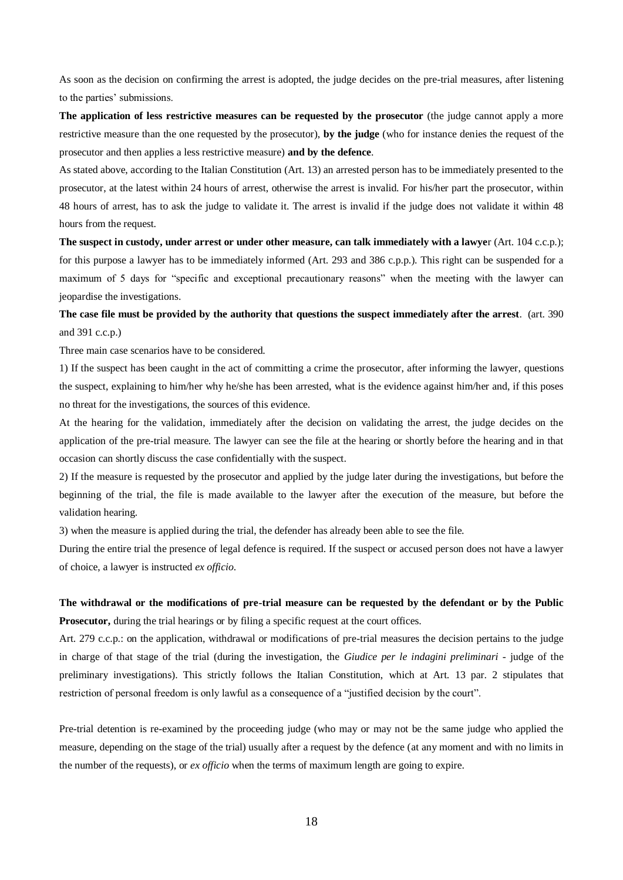As soon as the decision on confirming the arrest is adopted, the judge decides on the pre-trial measures, after listening to the parties' submissions.

**The application of less restrictive measures can be requested by the prosecutor** (the judge cannot apply a more restrictive measure than the one requested by the prosecutor), **by the judge** (who for instance denies the request of the prosecutor and then applies a less restrictive measure) **and by the defence**.

As stated above, according to the Italian Constitution (Art. 13) an arrested person has to be immediately presented to the prosecutor, at the latest within 24 hours of arrest, otherwise the arrest is invalid. For his/her part the prosecutor, within 48 hours of arrest, has to ask the judge to validate it. The arrest is invalid if the judge does not validate it within 48 hours from the request.

**The suspect in custody, under arrest or under other measure, can talk immediately with a lawye**r (Art. 104 c.c.p.); for this purpose a lawyer has to be immediately informed (Art. 293 and 386 c.p.p.). This right can be suspended for a maximum of 5 days for "specific and exceptional precautionary reasons" when the meeting with the lawyer can jeopardise the investigations.

**The case file must be provided by the authority that questions the suspect immediately after the arrest**. (art. 390 and 391 c.c.p.)

Three main case scenarios have to be considered.

1) If the suspect has been caught in the act of committing a crime the prosecutor, after informing the lawyer, questions the suspect, explaining to him/her why he/she has been arrested, what is the evidence against him/her and, if this poses no threat for the investigations, the sources of this evidence.

At the hearing for the validation, immediately after the decision on validating the arrest, the judge decides on the application of the pre-trial measure. The lawyer can see the file at the hearing or shortly before the hearing and in that occasion can shortly discuss the case confidentially with the suspect.

2) If the measure is requested by the prosecutor and applied by the judge later during the investigations, but before the beginning of the trial, the file is made available to the lawyer after the execution of the measure, but before the validation hearing.

3) when the measure is applied during the trial, the defender has already been able to see the file.

During the entire trial the presence of legal defence is required. If the suspect or accused person does not have a lawyer of choice, a lawyer is instructed *ex officio*.

**The withdrawal or the modifications of pre-trial measure can be requested by the defendant or by the Public Prosecutor,** during the trial hearings or by filing a specific request at the court offices.

Art. 279 c.c.p.: on the application, withdrawal or modifications of pre-trial measures the decision pertains to the judge in charge of that stage of the trial (during the investigation, the *Giudice per le indagini preliminari* - judge of the preliminary investigations). This strictly follows the Italian Constitution, which at Art. 13 par. 2 stipulates that restriction of personal freedom is only lawful as a consequence of a "justified decision by the court".

Pre-trial detention is re-examined by the proceeding judge (who may or may not be the same judge who applied the measure, depending on the stage of the trial) usually after a request by the defence (at any moment and with no limits in the number of the requests), or *ex officio* when the terms of maximum length are going to expire.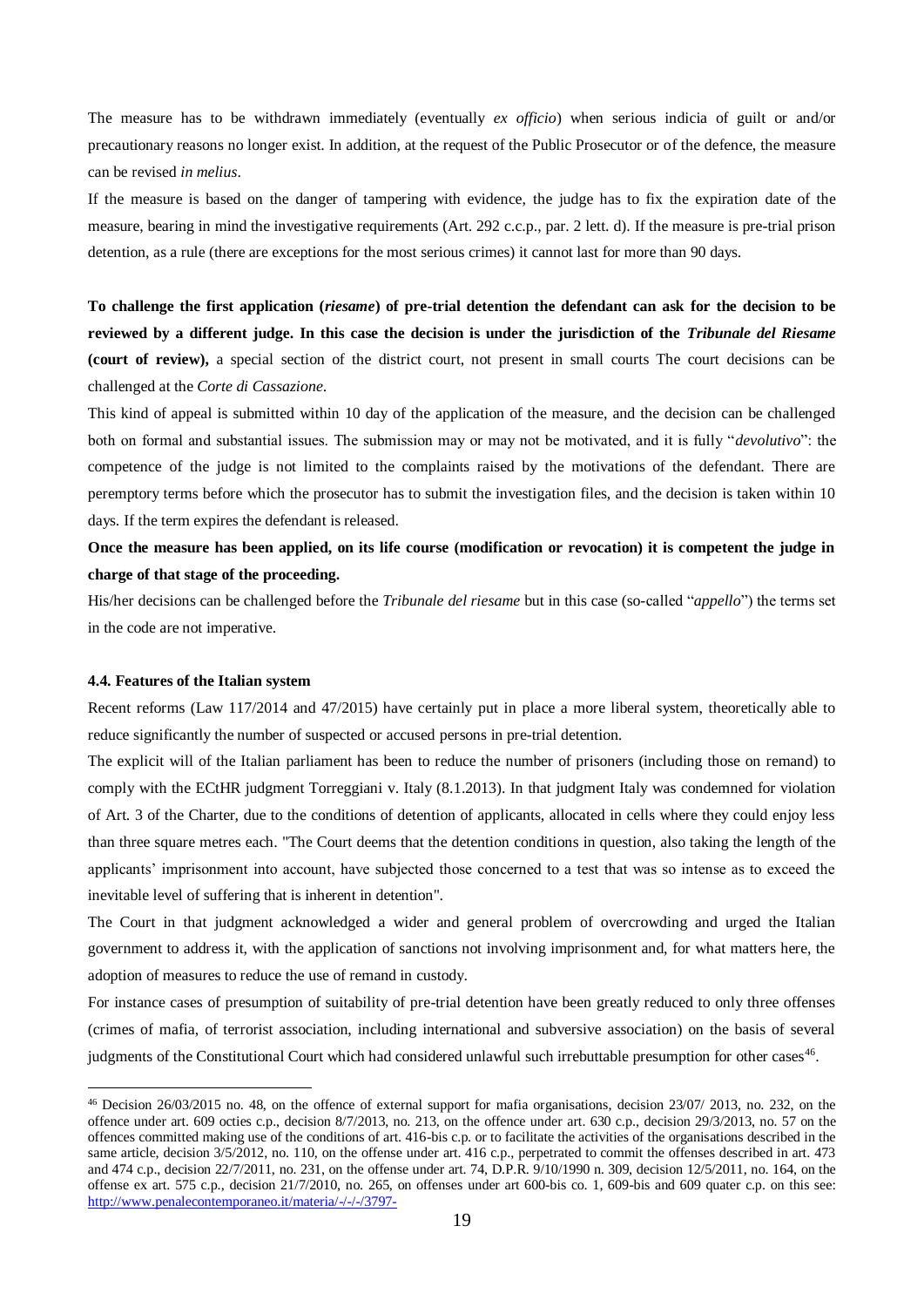The measure has to be withdrawn immediately (eventually *ex officio*) when serious indicia of guilt or and/or precautionary reasons no longer exist. In addition, at the request of the Public Prosecutor or of the defence, the measure can be revised *in melius*.

If the measure is based on the danger of tampering with evidence, the judge has to fix the expiration date of the measure, bearing in mind the investigative requirements (Art. 292 c.c.p., par. 2 lett. d). If the measure is pre-trial prison detention, as a rule (there are exceptions for the most serious crimes) it cannot last for more than 90 days.

**To challenge the first application (*riesame*) of pre-trial detention the defendant can ask for the decision to be reviewed by a different judge. In this case the decision is under the jurisdiction of the *Tribunale del Riesame* (court of review),** a special section of the district court, not present in small courts The court decisions can be challenged at the *Corte di Cassazione*.

This kind of appeal is submitted within 10 day of the application of the measure, and the decision can be challenged both on formal and substantial issues. The submission may or may not be motivated, and it is fully "*devolutivo*": the competence of the judge is not limited to the complaints raised by the motivations of the defendant. There are peremptory terms before which the prosecutor has to submit the investigation files, and the decision is taken within 10 days. If the term expires the defendant is released.

**Once the measure has been applied, on its life course (modification or revocation) it is competent the judge in charge of that stage of the proceeding.**

His/her decisions can be challenged before the *Tribunale del riesame* but in this case (so-called "*appello*") the terms set in the code are not imperative.

#### 4.4. Features of the Italian system

Recent reforms (Law 117/2014 and 47/2015) have certainly put in place a more liberal system, theoretically able to reduce significantly the number of suspected or accused persons in pre-trial detention.

The explicit will of the Italian parliament has been to reduce the number of prisoners (including those on remand) to comply with the ECtHR judgment Torreggiani v. Italy (8.1.2013). In that judgment Italy was condemned for violation of Art. 3 of the Charter, due to the conditions of detention of applicants, allocated in cells where they could enjoy less than three square metres each. "The Court deems that the detention conditions in question, also taking the length of the applicants' imprisonment into account, have subjected those concerned to a test that was so intense as to exceed the inevitable level of suffering that is inherent in detention".

The Court in that judgment acknowledged a wider and general problem of overcrowding and urged the Italian government to address it, with the application of sanctions not involving imprisonment and, for what matters here, the adoption of measures to reduce the use of remand in custody.

For instance cases of presumption of suitability of pre-trial detention have been greatly reduced to only three offenses (crimes of mafia, of terrorist association, including international and subversive association) on the basis of several judgments of the Constitutional Court which had considered unlawful such irrebuttable presumption for other cases[46].

---

[46] Decision 26/03/2015 no. 48, on the offence of external support for mafia organisations, decision 23/07/ 2013, no. 232, on the offence under art. 609 octies c.p., decision 8/7/2013, no. 213, on the offence under art. 630 c.p., decision 29/3/2013, no. 57 on the offences committed making use of the conditions of art. 416-bis c.p. or to facilitate the activities of the organisations described in the same article, decision 3/5/2012, no. 110, on the offense under art. 416 c.p., perpetrated to commit the offenses described in art. 473 and 474 c.p., decision 22/7/2011, no. 231, on the offense under art. 74, D.P.R. 9/10/1990 n. 309, decision 12/5/2011, no. 164, on the offense ex art. 575 c.p., decision 21/7/2010, no. 265, on offenses under art 600-bis co. 1, 609-bis and 609 quater c.p. on this see: http://www.penalecontemporaneo.it/materia/-/-/-/3797-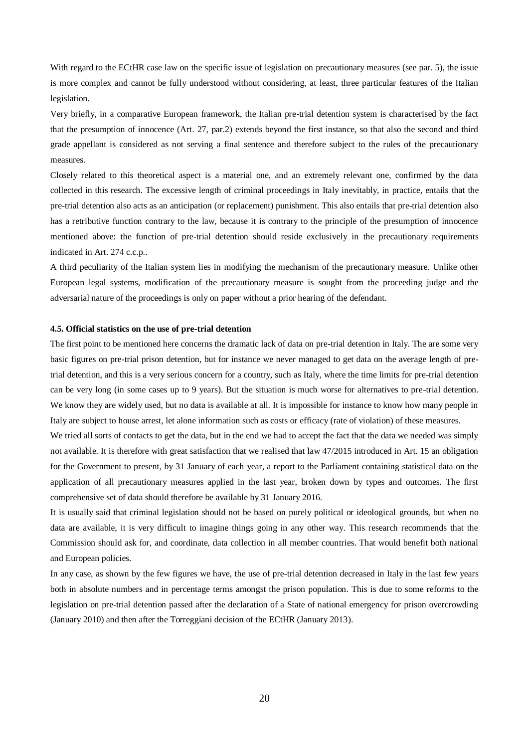With regard to the ECtHR case law on the specific issue of legislation on precautionary measures (see par. 5), the issue is more complex and cannot be fully understood without considering, at least, three particular features of the Italian legislation.

Very briefly, in a comparative European framework, the Italian pre-trial detention system is characterised by the fact that the presumption of innocence (Art. 27, par.2) extends beyond the first instance, so that also the second and third grade appellant is considered as not serving a final sentence and therefore subject to the rules of the precautionary measures.

Closely related to this theoretical aspect is a material one, and an extremely relevant one, confirmed by the data collected in this research. The excessive length of criminal proceedings in Italy inevitably, in practice, entails that the pre-trial detention also acts as an anticipation (or replacement) punishment. This also entails that pre-trial detention also has a retributive function contrary to the law, because it is contrary to the principle of the presumption of innocence mentioned above: the function of pre-trial detention should reside exclusively in the precautionary requirements indicated in Art. 274 c.c.p..

A third peculiarity of the Italian system lies in modifying the mechanism of the precautionary measure. Unlike other European legal systems, modification of the precautionary measure is sought from the proceeding judge and the adversarial nature of the proceedings is only on paper without a prior hearing of the defendant.

#### 4.5. Official statistics on the use of pre-trial detention

The first point to be mentioned here concerns the dramatic lack of data on pre-trial detention in Italy. The are some very basic figures on pre-trial prison detention, but for instance we never managed to get data on the average length of pre-trial detention, and this is a very serious concern for a country, such as Italy, where the time limits for pre-trial detention can be very long (in some cases up to 9 years). But the situation is much worse for alternatives to pre-trial detention. We know they are widely used, but no data is available at all. It is impossible for instance to know how many people in Italy are subject to house arrest, let alone information such as costs or efficacy (rate of violation) of these measures.

We tried all sorts of contacts to get the data, but in the end we had to accept the fact that the data we needed was simply not available. It is therefore with great satisfaction that we realised that law 47/2015 introduced in Art. 15 an obligation for the Government to present, by 31 January of each year, a report to the Parliament containing statistical data on the application of all precautionary measures applied in the last year, broken down by types and outcomes. The first comprehensive set of data should therefore be available by 31 January 2016.

It is usually said that criminal legislation should not be based on purely political or ideological grounds, but when no data are available, it is very difficult to imagine things going in any other way. This research recommends that the Commission should ask for, and coordinate, data collection in all member countries. That would benefit both national and European policies.

In any case, as shown by the few figures we have, the use of pre-trial detention decreased in Italy in the last few years both in absolute numbers and in percentage terms amongst the prison population. This is due to some reforms to the legislation on pre-trial detention passed after the declaration of a State of national emergency for prison overcrowding (January 2010) and then after the Torreggiani decision of the ECtHR (January 2013).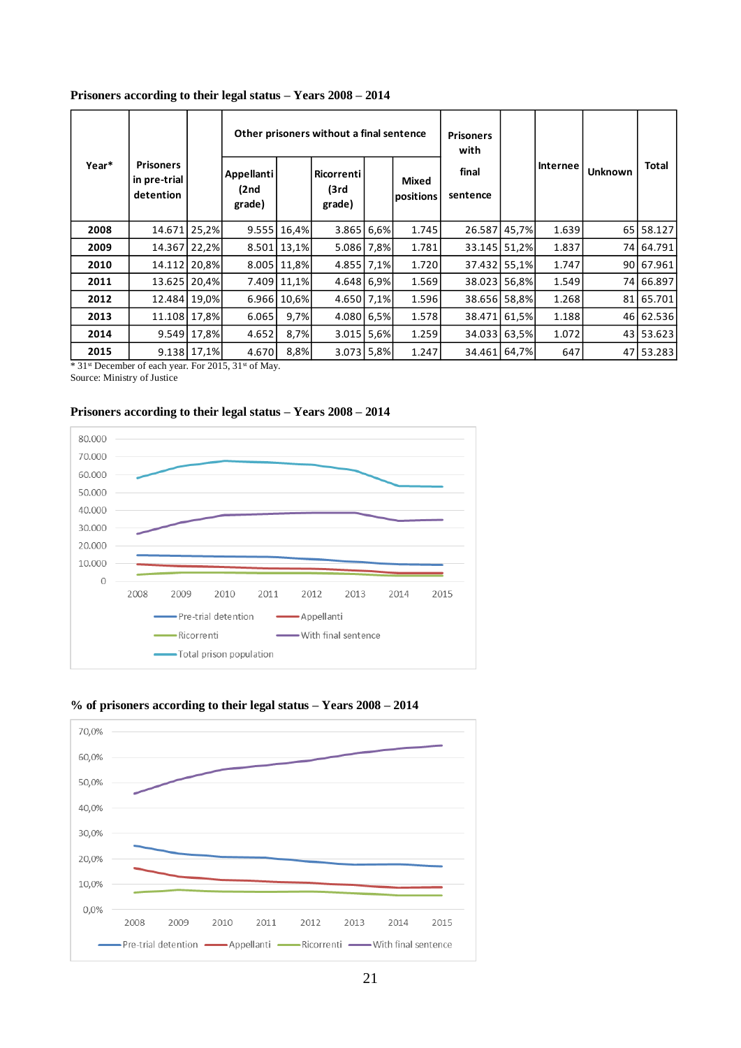**Prisoners according to their legal status – Years 2008 – 2014**

| Year* | Prisoners in pre-trial detention | | Other prisoners without a final sentence | | | | | Prisoners with final sentence | | Internee | Unknown | Total |
|---|---|---|---|---|---|---|---|---|---|---|---|---|
| | | | Appellanti (2nd grade) | | Ricorrenti (3rd grade) | | Mixed positions | | | | | |
| **2008** | 14.671 | 25,2% | 9.555 | 16,4% | 3.865 | 6,6% | 1.745 | 26.587 | 45,7% | 1.639 | 65 | 58.127 |
| **2009** | 14.367 | 22,2% | 8.501 | 13,1% | 5.086 | 7,8% | 1.781 | 33.145 | 51,2% | 1.837 | 74 | 64.791 |
| **2010** | 14.112 | 20,8% | 8.005 | 11,8% | 4.855 | 7,1% | 1.720 | 37.432 | 55,1% | 1.747 | 90 | 67.961 |
| **2011** | 13.625 | 20,4% | 7.409 | 11,1% | 4.648 | 6,9% | 1.569 | 38.023 | 56,8% | 1.549 | 74 | 66.897 |
| **2012** | 12.484 | 19,0% | 6.966 | 10,6% | 4.650 | 7,1% | 1.596 | 38.656 | 58,8% | 1.268 | 81 | 65.701 |
| **2013** | 11.108 | 17,8% | 6.065 | 9,7% | 4.080 | 6,5% | 1.578 | 38.471 | 61,5% | 1.188 | 46 | 62.536 |
| **2014** | 9.549 | 17,8% | 4.652 | 8,7% | 3.015 | 5,6% | 1.259 | 34.033 | 63,5% | 1.072 | 43 | 53.623 |
| **2015** | 9.138 | 17,1% | 4.670 | 8,8% | 3.073 | 5,8% | 1.247 | 34.461 | 64,7% | 647 | 47 | 53.283 |

* 31st December of each year. For 2015, 31st of May.
Source: Ministry of Justice

**Prisoners according to their legal status – Years 2008 – 2014**

**% of prisoners according to their legal status – Years 2008 – 2014**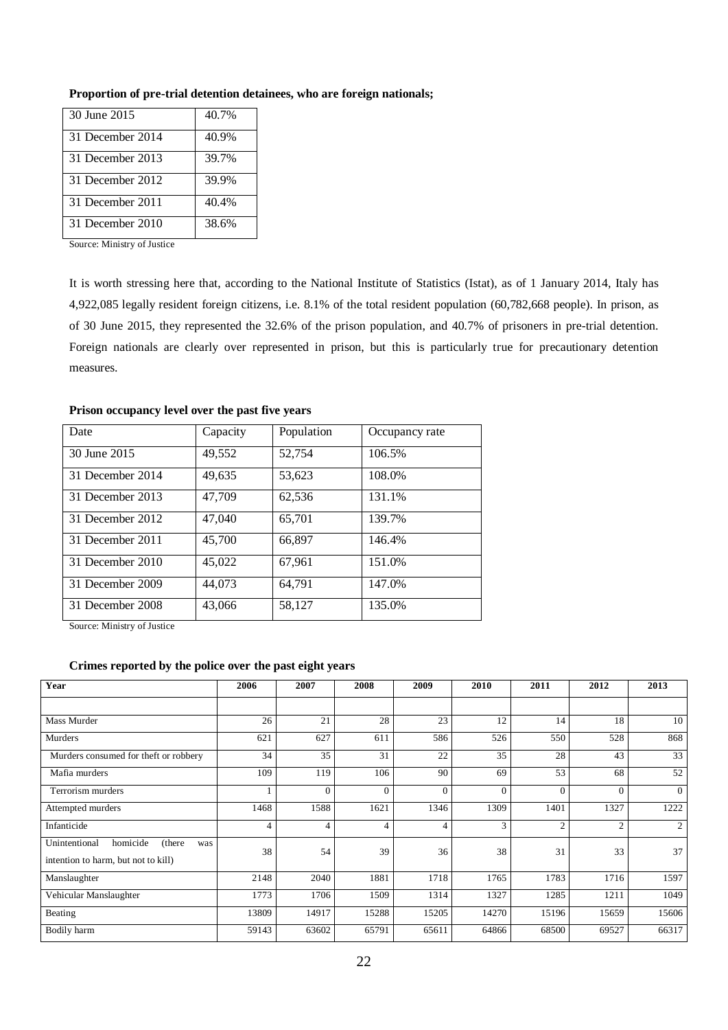**Proportion of pre-trial detention detainees, who are foreign nationals;**

| | |
|---|---|
| 30 June 2015 | 40.7% |
| 31 December 2014 | 40.9% |
| 31 December 2013 | 39.7% |
| 31 December 2012 | 39.9% |
| 31 December 2011 | 40.4% |
| 31 December 2010 | 38.6% |

Source: Ministry of Justice

It is worth stressing here that, according to the National Institute of Statistics (Istat), as of 1 January 2014, Italy has 4,922,085 legally resident foreign citizens, i.e. 8.1% of the total resident population (60,782,668 people). In prison, as of 30 June 2015, they represented the 32.6% of the prison population, and 40.7% of prisoners in pre-trial detention. Foreign nationals are clearly over represented in prison, but this is particularly true for precautionary detention measures.

**Prison occupancy level over the past five years**

| Date | Capacity | Population | Occupancy rate |
|---|---|---|---|
| 30 June 2015 | 49,552 | 52,754 | 106.5% |
| 31 December 2014 | 49,635 | 53,623 | 108.0% |
| 31 December 2013 | 47,709 | 62,536 | 131.1% |
| 31 December 2012 | 47,040 | 65,701 | 139.7% |
| 31 December 2011 | 45,700 | 66,897 | 146.4% |
| 31 December 2010 | 45,022 | 67,961 | 151.0% |
| 31 December 2009 | 44,073 | 64,791 | 147.0% |
| 31 December 2008 | 43,066 | 58,127 | 135.0% |

Source: Ministry of Justice

**Crimes reported by the police over the past eight years**

| Year | 2006 | 2007 | 2008 | 2009 | 2010 | 2011 | 2012 | 2013 |
|---|---|---|---|---|---|---|---|---|
| | | | | | | | | |
| Mass Murder | 26 | 21 | 28 | 23 | 12 | 14 | 18 | 10 |
| Murders | 621 | 627 | 611 | 586 | 526 | 550 | 528 | 868 |
| Murders consumed for theft or robbery | 34 | 35 | 31 | 22 | 35 | 28 | 43 | 33 |
| Mafia murders | 109 | 119 | 106 | 90 | 69 | 53 | 68 | 52 |
| Terrorism murders | 1 | 0 | 0 | 0 | 0 | 0 | 0 | 0 |
| Attempted murders | 1468 | 1588 | 1621 | 1346 | 1309 | 1401 | 1327 | 1222 |
| Infanticide | 4 | 4 | 4 | 4 | 3 | 2 | 2 | 2 |
| Unintentional homicide (there was intention to harm, but not to kill) | 38 | 54 | 39 | 36 | 38 | 31 | 33 | 37 |
| Manslaughter | 2148 | 2040 | 1881 | 1718 | 1765 | 1783 | 1716 | 1597 |
| Vehicular Manslaughter | 1773 | 1706 | 1509 | 1314 | 1327 | 1285 | 1211 | 1049 |
| Beating | 13809 | 14917 | 15288 | 15205 | 14270 | 15196 | 15659 | 15606 |
| Bodily harm | 59143 | 63602 | 65791 | 65611 | 64866 | 68500 | 69527 | 66317 |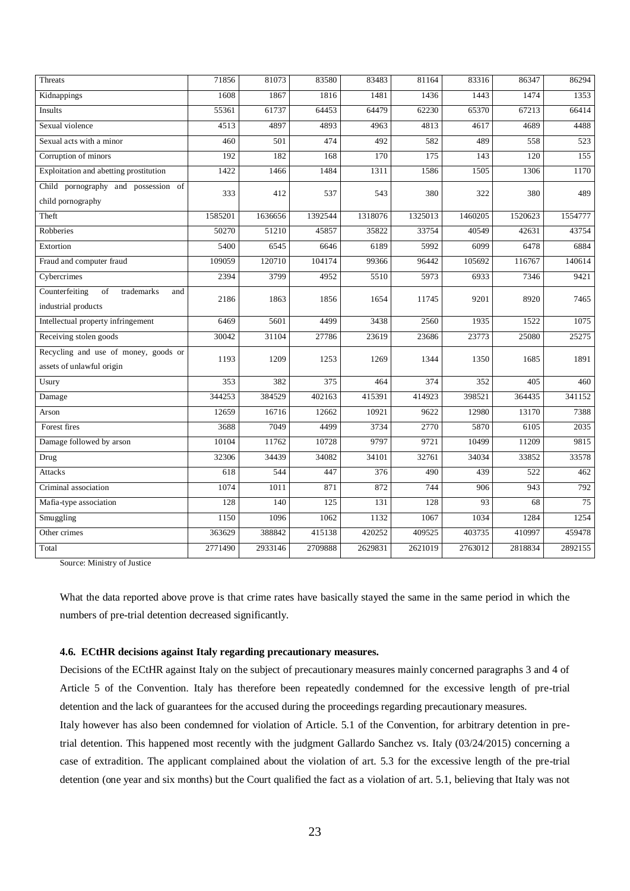| | | | | | | | | |
|---|---|---|---|---|---|---|---|---|
| Threats | 71856 | 81073 | 83580 | 83483 | 81164 | 83316 | 86347 | 86294 |
| Kidnappings | 1608 | 1867 | 1816 | 1481 | 1436 | 1443 | 1474 | 1353 |
| Insults | 55361 | 61737 | 64453 | 64479 | 62230 | 65370 | 67213 | 66414 |
| Sexual violence | 4513 | 4897 | 4893 | 4963 | 4813 | 4617 | 4689 | 4488 |
| Sexual acts with a minor | 460 | 501 | 474 | 492 | 582 | 489 | 558 | 523 |
| Corruption of minors | 192 | 182 | 168 | 170 | 175 | 143 | 120 | 155 |
| Exploitation and abetting prostitution | 1422 | 1466 | 1484 | 1311 | 1586 | 1505 | 1306 | 1170 |
| Child pornography and possession of child pornography | 333 | 412 | 537 | 543 | 380 | 322 | 380 | 489 |
| Theft | 1585201 | 1636656 | 1392544 | 1318076 | 1325013 | 1460205 | 1520623 | 1554777 |
| Robberies | 50270 | 51210 | 45857 | 35822 | 33754 | 40549 | 42631 | 43754 |
| Extortion | 5400 | 6545 | 6646 | 6189 | 5992 | 6099 | 6478 | 6884 |
| Fraud and computer fraud | 109059 | 120710 | 104174 | 99366 | 96442 | 105692 | 116767 | 140614 |
| Cybercrimes | 2394 | 3799 | 4952 | 5510 | 5973 | 6933 | 7346 | 9421 |
| Counterfeiting of trademarks and industrial products | 2186 | 1863 | 1856 | 1654 | 11745 | 9201 | 8920 | 7465 |
| Intellectual property infringement | 6469 | 5601 | 4499 | 3438 | 2560 | 1935 | 1522 | 1075 |
| Receiving stolen goods | 30042 | 31104 | 27786 | 23619 | 23686 | 23773 | 25080 | 25275 |
| Recycling and use of money, goods or assets of unlawful origin | 1193 | 1209 | 1253 | 1269 | 1344 | 1350 | 1685 | 1891 |
| Usury | 353 | 382 | 375 | 464 | 374 | 352 | 405 | 460 |
| Damage | 344253 | 384529 | 402163 | 415391 | 414923 | 398521 | 364435 | 341152 |
| Arson | 12659 | 16716 | 12662 | 10921 | 9622 | 12980 | 13170 | 7388 |
| Forest fires | 3688 | 7049 | 4499 | 3734 | 2770 | 5870 | 6105 | 2035 |
| Damage followed by arson | 10104 | 11762 | 10728 | 9797 | 9721 | 10499 | 11209 | 9815 |
| Drug | 32306 | 34439 | 34082 | 34101 | 32761 | 34034 | 33852 | 33578 |
| Attacks | 618 | 544 | 447 | 376 | 490 | 439 | 522 | 462 |
| Criminal association | 1074 | 1011 | 871 | 872 | 744 | 906 | 943 | 792 |
| Mafia-type association | 128 | 140 | 125 | 131 | 128 | 93 | 68 | 75 |
| Smuggling | 1150 | 1096 | 1062 | 1132 | 1067 | 1034 | 1284 | 1254 |
| Other crimes | 363629 | 388842 | 415138 | 420252 | 409525 | 403735 | 410997 | 459478 |
| Total | 2771490 | 2933146 | 2709888 | 2629831 | 2621019 | 2763012 | 2818834 | 2892155 |

Source: Ministry of Justice

What the data reported above prove is that crime rates have basically stayed the same in the same period in which the numbers of pre-trial detention decreased significantly.

#### 4.6. ECtHR decisions against Italy regarding precautionary measures.

Decisions of the ECtHR against Italy on the subject of precautionary measures mainly concerned paragraphs 3 and 4 of Article 5 of the Convention. Italy has therefore been repeatedly condemned for the excessive length of pre-trial detention and the lack of guarantees for the accused during the proceedings regarding precautionary measures.

Italy however has also been condemned for violation of Article. 5.1 of the Convention, for arbitrary detention in pre-trial detention. This happened most recently with the judgment Gallardo Sanchez vs. Italy (03/24/2015) concerning a case of extradition. The applicant complained about the violation of art. 5.3 for the excessive length of the pre-trial detention (one year and six months) but the Court qualified the fact as a violation of art. 5.1, believing that Italy was not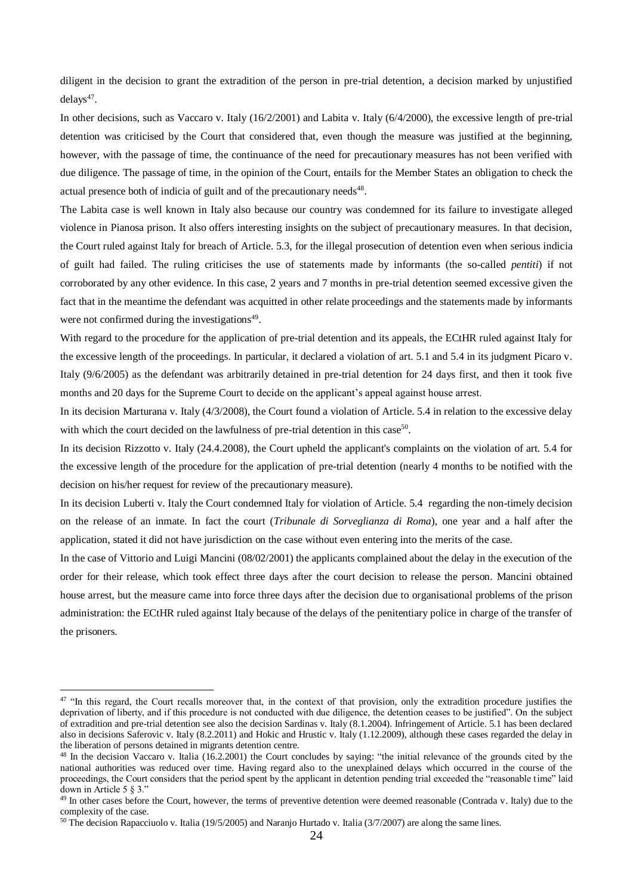diligent in the decision to grant the extradition of the person in pre-trial detention, a decision marked by unjustified delays[47].

In other decisions, such as Vaccaro v. Italy (16/2/2001) and Labita v. Italy (6/4/2000), the excessive length of pre-trial detention was criticised by the Court that considered that, even though the measure was justified at the beginning, however, with the passage of time, the continuance of the need for precautionary measures has not been verified with due diligence. The passage of time, in the opinion of the Court, entails for the Member States an obligation to check the actual presence both of indicia of guilt and of the precautionary needs[48].

The Labita case is well known in Italy also because our country was condemned for its failure to investigate alleged violence in Pianosa prison. It also offers interesting insights on the subject of precautionary measures. In that decision, the Court ruled against Italy for breach of Article. 5.3, for the illegal prosecution of detention even when serious indicia of guilt had failed. The ruling criticises the use of statements made by informants (the so-called *pentiti*) if not corroborated by any other evidence. In this case, 2 years and 7 months in pre-trial detention seemed excessive given the fact that in the meantime the defendant was acquitted in other relate proceedings and the statements made by informants were not confirmed during the investigations[49].

With regard to the procedure for the application of pre-trial detention and its appeals, the ECtHR ruled against Italy for the excessive length of the proceedings. In particular, it declared a violation of art. 5.1 and 5.4 in its judgment Picaro v. Italy (9/6/2005) as the defendant was arbitrarily detained in pre-trial detention for 24 days first, and then it took five months and 20 days for the Supreme Court to decide on the applicant's appeal against house arrest.

In its decision Marturana v. Italy (4/3/2008), the Court found a violation of Article. 5.4 in relation to the excessive delay with which the court decided on the lawfulness of pre-trial detention in this case[50].

In its decision Rizzotto v. Italy (24.4.2008), the Court upheld the applicant's complaints on the violation of art. 5.4 for the excessive length of the procedure for the application of pre-trial detention (nearly 4 months to be notified with the decision on his/her request for review of the precautionary measure).

In its decision Luberti v. Italy the Court condemned Italy for violation of Article. 5.4 regarding the non-timely decision on the release of an inmate. In fact the court (*Tribunale di Sorveglianza di Roma*), one year and a half after the application, stated it did not have jurisdiction on the case without even entering into the merits of the case.

In the case of Vittorio and Luigi Mancini (08/02/2001) the applicants complained about the delay in the execution of the order for their release, which took effect three days after the court decision to release the person. Mancini obtained house arrest, but the measure came into force three days after the decision due to organisational problems of the prison administration: the ECtHR ruled against Italy because of the delays of the penitentiary police in charge of the transfer of the prisoners.

---

[47] "In this regard, the Court recalls moreover that, in the context of that provision, only the extradition procedure justifies the deprivation of liberty, and if this procedure is not conducted with due diligence, the detention ceases to be justified". On the subject of extradition and pre-trial detention see also the decision Sardinas v. Italy (8.1.2004). Infringement of Article. 5.1 has been declared also in decisions Saferovic v. Italy (8.2.2011) and Hokic and Hrustic v. Italy (1.12.2009), although these cases regarded the delay in the liberation of persons detained in migrants detention centre.

[48] In the decision Vaccaro v. Italia (16.2.2001) the Court concludes by saying: "the initial relevance of the grounds cited by the national authorities was reduced over time. Having regard also to the unexplained delays which occurred in the course of the proceedings, the Court considers that the period spent by the applicant in detention pending trial exceeded the "reasonable time" laid down in Article 5 § 3."

[49] In other cases before the Court, however, the terms of preventive detention were deemed reasonable (Contrada v. Italy) due to the complexity of the case.

[50] The decision Rapacciuolo v. Italia (19/5/2005) and Naranjo Hurtado v. Italia (3/7/2007) are along the same lines.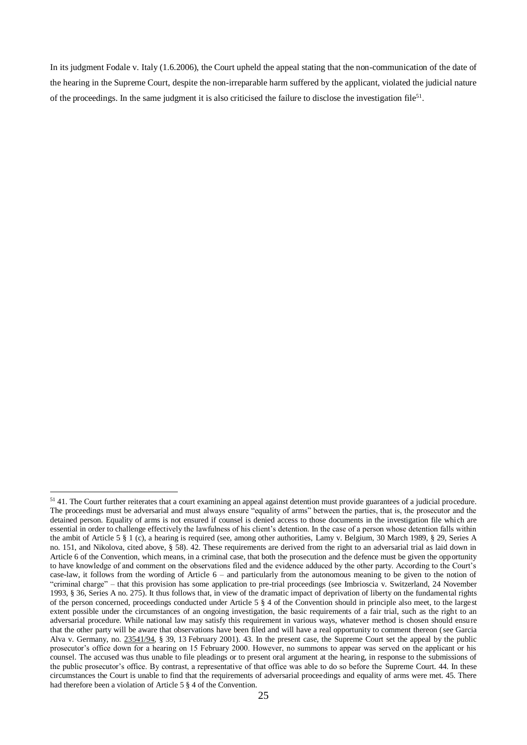In its judgment Fodale v. Italy (1.6.2006), the Court upheld the appeal stating that the non-communication of the date of the hearing in the Supreme Court, despite the non-irreparable harm suffered by the applicant, violated the judicial nature of the proceedings. In the same judgment it is also criticised the failure to disclose the investigation file[51].

---

[51] 41. The Court further reiterates that a court examining an appeal against detention must provide guarantees of a judicial procedure. The proceedings must be adversarial and must always ensure "equality of arms" between the parties, that is, the prosecutor and the detained person. Equality of arms is not ensured if counsel is denied access to those documents in the investigation file which are essential in order to challenge effectively the lawfulness of his client's detention. In the case of a person whose detention falls within the ambit of Article 5 § 1 (c), a hearing is required (see, among other authorities, Lamy v. Belgium, 30 March 1989, § 29, Series A no. 151, and Nikolova, cited above, § 58). 42. These requirements are derived from the right to an adversarial trial as laid down in Article 6 of the Convention, which means, in a criminal case, that both the prosecution and the defence must be given the opportunity to have knowledge of and comment on the observations filed and the evidence adduced by the other party. According to the Court's case-law, it follows from the wording of Article 6 – and particularly from the autonomous meaning to be given to the notion of "criminal charge" – that this provision has some application to pre-trial proceedings (see Imbrioscia v. Switzerland, 24 November 1993, § 36, Series A no. 275). It thus follows that, in view of the dramatic impact of deprivation of liberty on the fundamental rights of the person concerned, proceedings conducted under Article 5 § 4 of the Convention should in principle also meet, to the largest extent possible under the circumstances of an ongoing investigation, the basic requirements of a fair trial, such as the right to an adversarial procedure. While national law may satisfy this requirement in various ways, whatever method is chosen should ensure that the other party will be aware that observations have been filed and will have a real opportunity to comment thereon (see Garcia Alva v. Germany, no. 23541/94, § 39, 13 February 2001). 43. In the present case, the Supreme Court set the appeal by the public prosecutor's office down for a hearing on 15 February 2000. However, no summons to appear was served on the applicant or his counsel. The accused was thus unable to file pleadings or to present oral argument at the hearing, in response to the submissions of the public prosecutor's office. By contrast, a representative of that office was able to do so before the Supreme Court. 44. In these circumstances the Court is unable to find that the requirements of adversarial proceedings and equality of arms were met. 45. There had therefore been a violation of Article 5 § 4 of the Convention.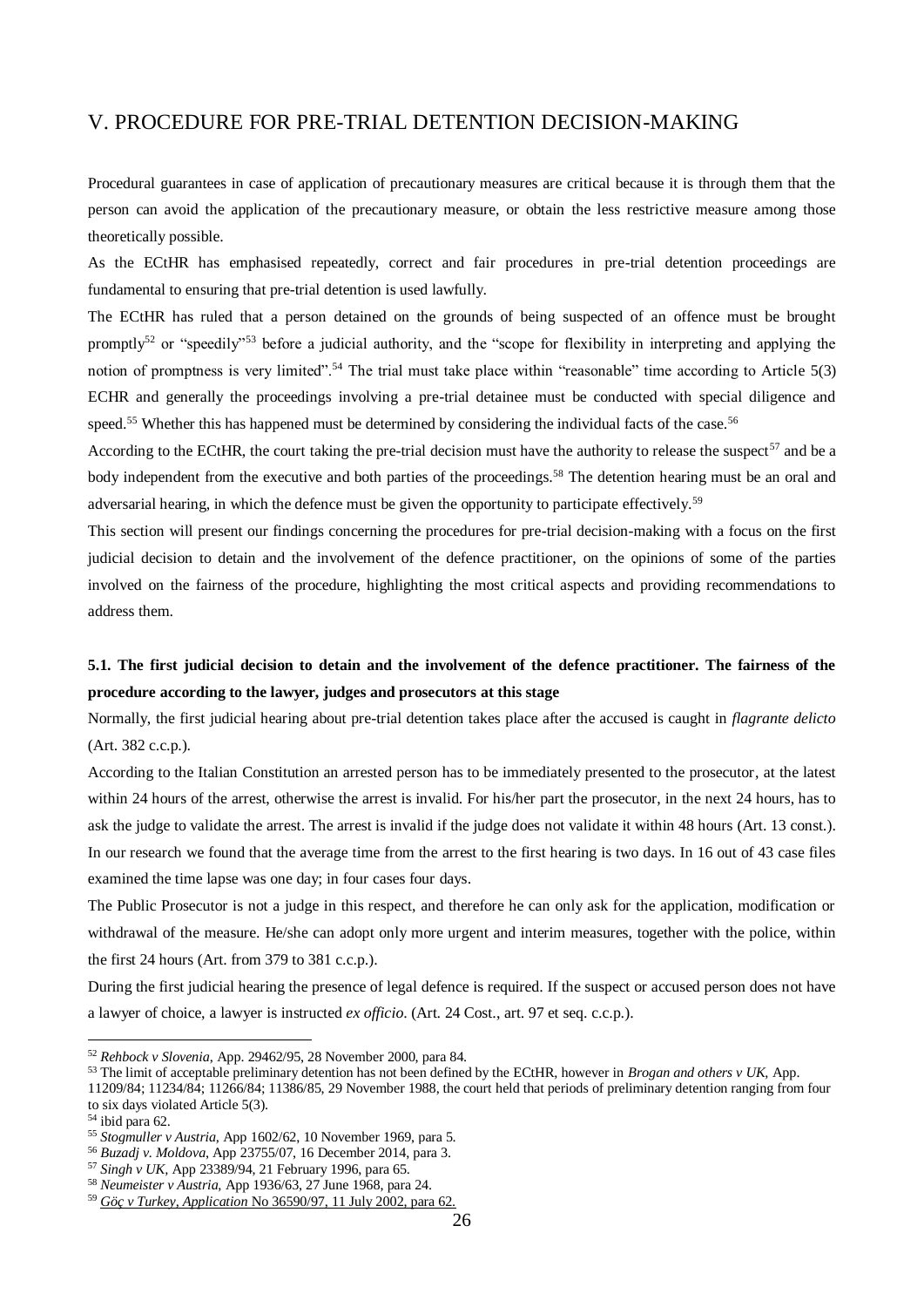# V. PROCEDURE FOR PRE-TRIAL DETENTION DECISION-MAKING

Procedural guarantees in case of application of precautionary measures are critical because it is through them that the person can avoid the application of the precautionary measure, or obtain the less restrictive measure among those theoretically possible.

As the ECtHR has emphasised repeatedly, correct and fair procedures in pre-trial detention proceedings are fundamental to ensuring that pre-trial detention is used lawfully.

The ECtHR has ruled that a person detained on the grounds of being suspected of an offence must be brought promptly[52] or "speedily"[53] before a judicial authority, and the "scope for flexibility in interpreting and applying the notion of promptness is very limited".[54] The trial must take place within "reasonable" time according to Article 5(3) ECHR and generally the proceedings involving a pre-trial detainee must be conducted with special diligence and speed.[55] Whether this has happened must be determined by considering the individual facts of the case.[56]

According to the ECtHR, the court taking the pre-trial decision must have the authority to release the suspect[57] and be a body independent from the executive and both parties of the proceedings.[58] The detention hearing must be an oral and adversarial hearing, in which the defence must be given the opportunity to participate effectively.[59]

This section will present our findings concerning the procedures for pre-trial decision-making with a focus on the first judicial decision to detain and the involvement of the defence practitioner, on the opinions of some of the parties involved on the fairness of the procedure, highlighting the most critical aspects and providing recommendations to address them.

### 5.1. The first judicial decision to detain and the involvement of the defence practitioner. The fairness of the procedure according to the lawyer, judges and prosecutors at this stage

Normally, the first judicial hearing about pre-trial detention takes place after the accused is caught in *flagrante delicto* (Art. 382 c.c.p.).

According to the Italian Constitution an arrested person has to be immediately presented to the prosecutor, at the latest within 24 hours of the arrest, otherwise the arrest is invalid. For his/her part the prosecutor, in the next 24 hours, has to ask the judge to validate the arrest. The arrest is invalid if the judge does not validate it within 48 hours (Art. 13 const.). In our research we found that the average time from the arrest to the first hearing is two days. In 16 out of 43 case files examined the time lapse was one day; in four cases four days.

The Public Prosecutor is not a judge in this respect, and therefore he can only ask for the application, modification or withdrawal of the measure. He/she can adopt only more urgent and interim measures, together with the police, within the first 24 hours (Art. from 379 to 381 c.c.p.).

During the first judicial hearing the presence of legal defence is required. If the suspect or accused person does not have a lawyer of choice, a lawyer is instructed *ex officio*. (Art. 24 Cost., art. 97 et seq. c.c.p.).

---

[52] *Rehbock v Slovenia*, App. 29462/95, 28 November 2000, para 84.

[53] The limit of acceptable preliminary detention has not been defined by the ECtHR, however in *Brogan and others v UK*, App. 11209/84; 11234/84; 11266/84; 11386/85, 29 November 1988, the court held that periods of preliminary detention ranging from four to six days violated Article 5(3).

[54] ibid para 62.

[55] *Stogmuller v Austria*, App 1602/62, 10 November 1969, para 5.

[56] *Buzadj v. Moldova*, App 23755/07, 16 December 2014, para 3.

[57] *Singh v UK*, App 23389/94, 21 February 1996, para 65.

[58] *Neumeister v Austria*, App 1936/63, 27 June 1968, para 24.

[59] *Göç v Turkey, Application* No 36590/97, 11 July 2002, para 62.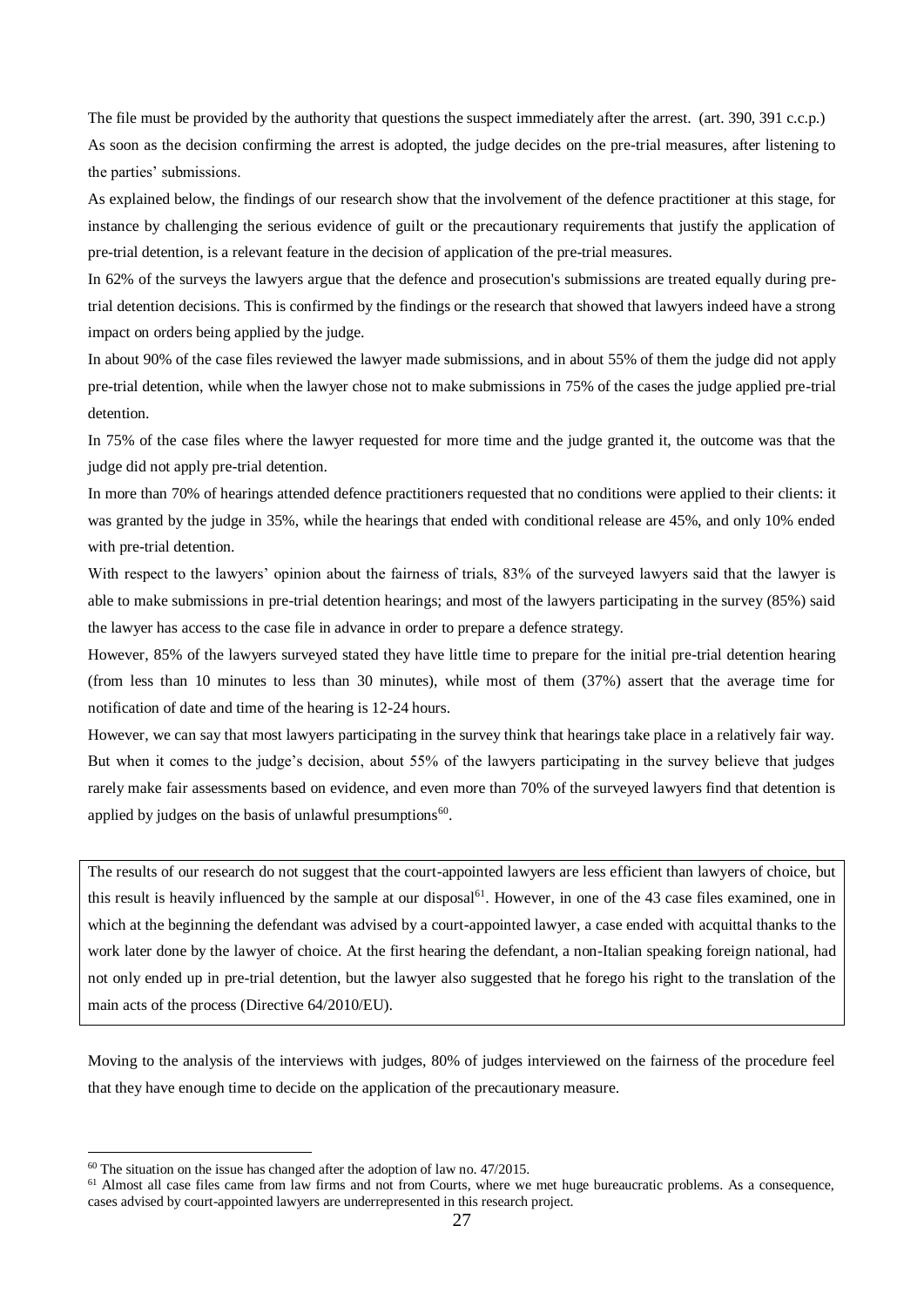The file must be provided by the authority that questions the suspect immediately after the arrest. (art. 390, 391 c.c.p.)

As soon as the decision confirming the arrest is adopted, the judge decides on the pre-trial measures, after listening to the parties' submissions.

As explained below, the findings of our research show that the involvement of the defence practitioner at this stage, for instance by challenging the serious evidence of guilt or the precautionary requirements that justify the application of pre-trial detention, is a relevant feature in the decision of application of the pre-trial measures.

In 62% of the surveys the lawyers argue that the defence and prosecution's submissions are treated equally during pre-trial detention decisions. This is confirmed by the findings or the research that showed that lawyers indeed have a strong impact on orders being applied by the judge.

In about 90% of the case files reviewed the lawyer made submissions, and in about 55% of them the judge did not apply pre-trial detention, while when the lawyer chose not to make submissions in 75% of the cases the judge applied pre-trial detention.

In 75% of the case files where the lawyer requested for more time and the judge granted it, the outcome was that the judge did not apply pre-trial detention.

In more than 70% of hearings attended defence practitioners requested that no conditions were applied to their clients: it was granted by the judge in 35%, while the hearings that ended with conditional release are 45%, and only 10% ended with pre-trial detention.

With respect to the lawyers' opinion about the fairness of trials, 83% of the surveyed lawyers said that the lawyer is able to make submissions in pre-trial detention hearings; and most of the lawyers participating in the survey (85%) said the lawyer has access to the case file in advance in order to prepare a defence strategy.

However, 85% of the lawyers surveyed stated they have little time to prepare for the initial pre-trial detention hearing (from less than 10 minutes to less than 30 minutes), while most of them (37%) assert that the average time for notification of date and time of the hearing is 12-24 hours.

However, we can say that most lawyers participating in the survey think that hearings take place in a relatively fair way. But when it comes to the judge's decision, about 55% of the lawyers participating in the survey believe that judges rarely make fair assessments based on evidence, and even more than 70% of the surveyed lawyers find that detention is applied by judges on the basis of unlawful presumptions[60].

> The results of our research do not suggest that the court-appointed lawyers are less efficient than lawyers of choice, but this result is heavily influenced by the sample at our disposal[61]. However, in one of the 43 case files examined, one in which at the beginning the defendant was advised by a court-appointed lawyer, a case ended with acquittal thanks to the work later done by the lawyer of choice. At the first hearing the defendant, a non-Italian speaking foreign national, had not only ended up in pre-trial detention, but the lawyer also suggested that he forego his right to the translation of the main acts of the process (Directive 64/2010/EU).

Moving to the analysis of the interviews with judges, 80% of judges interviewed on the fairness of the procedure feel that they have enough time to decide on the application of the precautionary measure.

[60] The situation on the issue has changed after the adoption of law no. 47/2015.

[61] Almost all case files came from law firms and not from Courts, where we met huge bureaucratic problems. As a consequence, cases advised by court-appointed lawyers are underrepresented in this research project.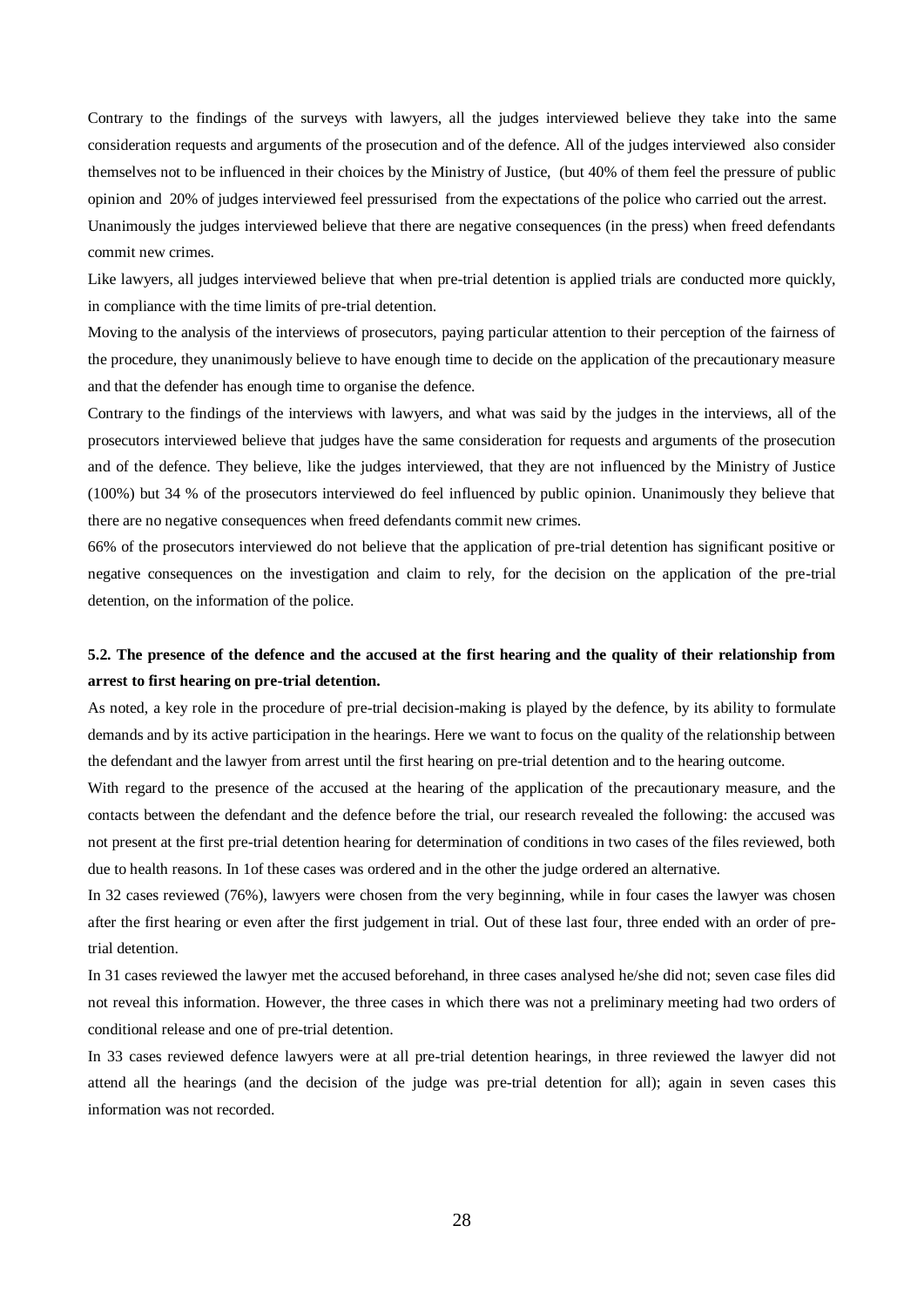Contrary to the findings of the surveys with lawyers, all the judges interviewed believe they take into the same consideration requests and arguments of the prosecution and of the defence. All of the judges interviewed also consider themselves not to be influenced in their choices by the Ministry of Justice, (but 40% of them feel the pressure of public opinion and 20% of judges interviewed feel pressurised from the expectations of the police who carried out the arrest.

Unanimously the judges interviewed believe that there are negative consequences (in the press) when freed defendants commit new crimes.

Like lawyers, all judges interviewed believe that when pre-trial detention is applied trials are conducted more quickly, in compliance with the time limits of pre-trial detention.

Moving to the analysis of the interviews of prosecutors, paying particular attention to their perception of the fairness of the procedure, they unanimously believe to have enough time to decide on the application of the precautionary measure and that the defender has enough time to organise the defence.

Contrary to the findings of the interviews with lawyers, and what was said by the judges in the interviews, all of the prosecutors interviewed believe that judges have the same consideration for requests and arguments of the prosecution and of the defence. They believe, like the judges interviewed, that they are not influenced by the Ministry of Justice (100%) but 34 % of the prosecutors interviewed do feel influenced by public opinion. Unanimously they believe that there are no negative consequences when freed defendants commit new crimes.

66% of the prosecutors interviewed do not believe that the application of pre-trial detention has significant positive or negative consequences on the investigation and claim to rely, for the decision on the application of the pre-trial detention, on the information of the police.

### 5.2. The presence of the defence and the accused at the first hearing and the quality of their relationship from arrest to first hearing on pre-trial detention.

As noted, a key role in the procedure of pre-trial decision-making is played by the defence, by its ability to formulate demands and by its active participation in the hearings. Here we want to focus on the quality of the relationship between the defendant and the lawyer from arrest until the first hearing on pre-trial detention and to the hearing outcome.

With regard to the presence of the accused at the hearing of the application of the precautionary measure, and the contacts between the defendant and the defence before the trial, our research revealed the following: the accused was not present at the first pre-trial detention hearing for determination of conditions in two cases of the files reviewed, both due to health reasons. In 1of these cases was ordered and in the other the judge ordered an alternative.

In 32 cases reviewed (76%), lawyers were chosen from the very beginning, while in four cases the lawyer was chosen after the first hearing or even after the first judgement in trial. Out of these last four, three ended with an order of pre-trial detention.

In 31 cases reviewed the lawyer met the accused beforehand, in three cases analysed he/she did not; seven case files did not reveal this information. However, the three cases in which there was not a preliminary meeting had two orders of conditional release and one of pre-trial detention.

In 33 cases reviewed defence lawyers were at all pre-trial detention hearings, in three reviewed the lawyer did not attend all the hearings (and the decision of the judge was pre-trial detention for all); again in seven cases this information was not recorded.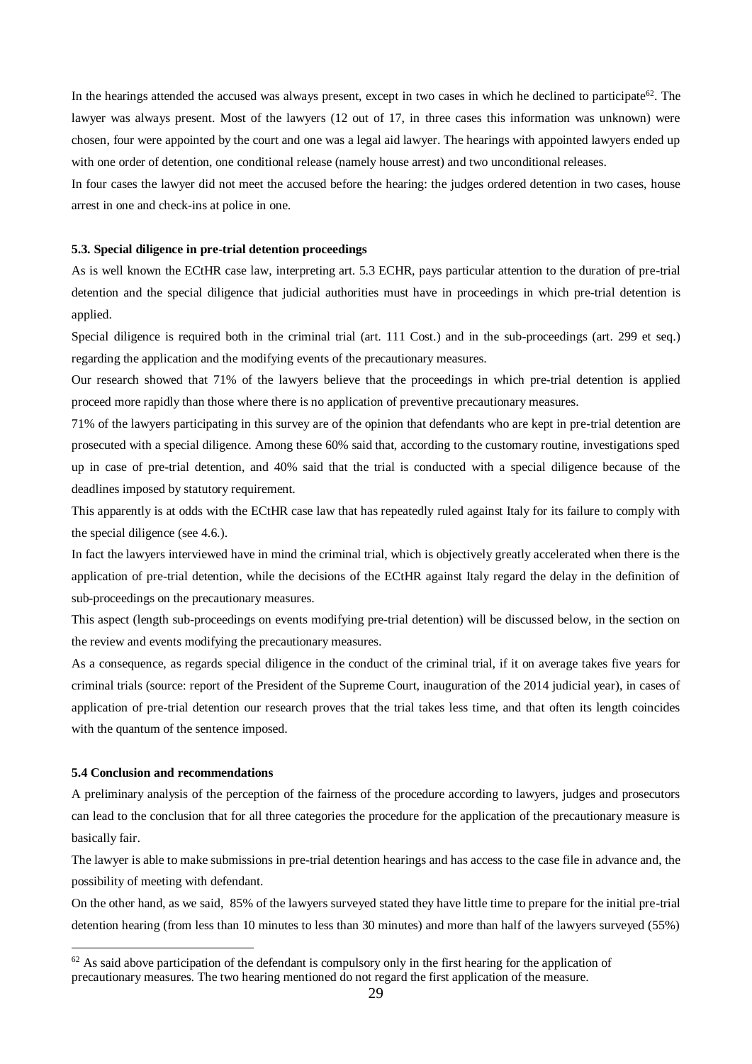In the hearings attended the accused was always present, except in two cases in which he declined to participate[62]. The lawyer was always present. Most of the lawyers (12 out of 17, in three cases this information was unknown) were chosen, four were appointed by the court and one was a legal aid lawyer. The hearings with appointed lawyers ended up with one order of detention, one conditional release (namely house arrest) and two unconditional releases.

In four cases the lawyer did not meet the accused before the hearing: the judges ordered detention in two cases, house arrest in one and check-ins at police in one.

### 5.3. Special diligence in pre-trial detention proceedings

As is well known the ECtHR case law, interpreting art. 5.3 ECHR, pays particular attention to the duration of pre-trial detention and the special diligence that judicial authorities must have in proceedings in which pre-trial detention is applied.

Special diligence is required both in the criminal trial (art. 111 Cost.) and in the sub-proceedings (art. 299 et seq.) regarding the application and the modifying events of the precautionary measures.

Our research showed that 71% of the lawyers believe that the proceedings in which pre-trial detention is applied proceed more rapidly than those where there is no application of preventive precautionary measures.

71% of the lawyers participating in this survey are of the opinion that defendants who are kept in pre-trial detention are prosecuted with a special diligence. Among these 60% said that, according to the customary routine, investigations sped up in case of pre-trial detention, and 40% said that the trial is conducted with a special diligence because of the deadlines imposed by statutory requirement.

This apparently is at odds with the ECtHR case law that has repeatedly ruled against Italy for its failure to comply with the special diligence (see 4.6.).

In fact the lawyers interviewed have in mind the criminal trial, which is objectively greatly accelerated when there is the application of pre-trial detention, while the decisions of the ECtHR against Italy regard the delay in the definition of sub-proceedings on the precautionary measures.

This aspect (length sub-proceedings on events modifying pre-trial detention) will be discussed below, in the section on the review and events modifying the precautionary measures.

As a consequence, as regards special diligence in the conduct of the criminal trial, if it on average takes five years for criminal trials (source: report of the President of the Supreme Court, inauguration of the 2014 judicial year), in cases of application of pre-trial detention our research proves that the trial takes less time, and that often its length coincides with the quantum of the sentence imposed.

### 5.4 Conclusion and recommendations

A preliminary analysis of the perception of the fairness of the procedure according to lawyers, judges and prosecutors can lead to the conclusion that for all three categories the procedure for the application of the precautionary measure is basically fair.

The lawyer is able to make submissions in pre-trial detention hearings and has access to the case file in advance and, the possibility of meeting with defendant.

On the other hand, as we said, 85% of the lawyers surveyed stated they have little time to prepare for the initial pre-trial detention hearing (from less than 10 minutes to less than 30 minutes) and more than half of the lawyers surveyed (55%)

---

[62] As said above participation of the defendant is compulsory only in the first hearing for the application of precautionary measures. The two hearing mentioned do not regard the first application of the measure.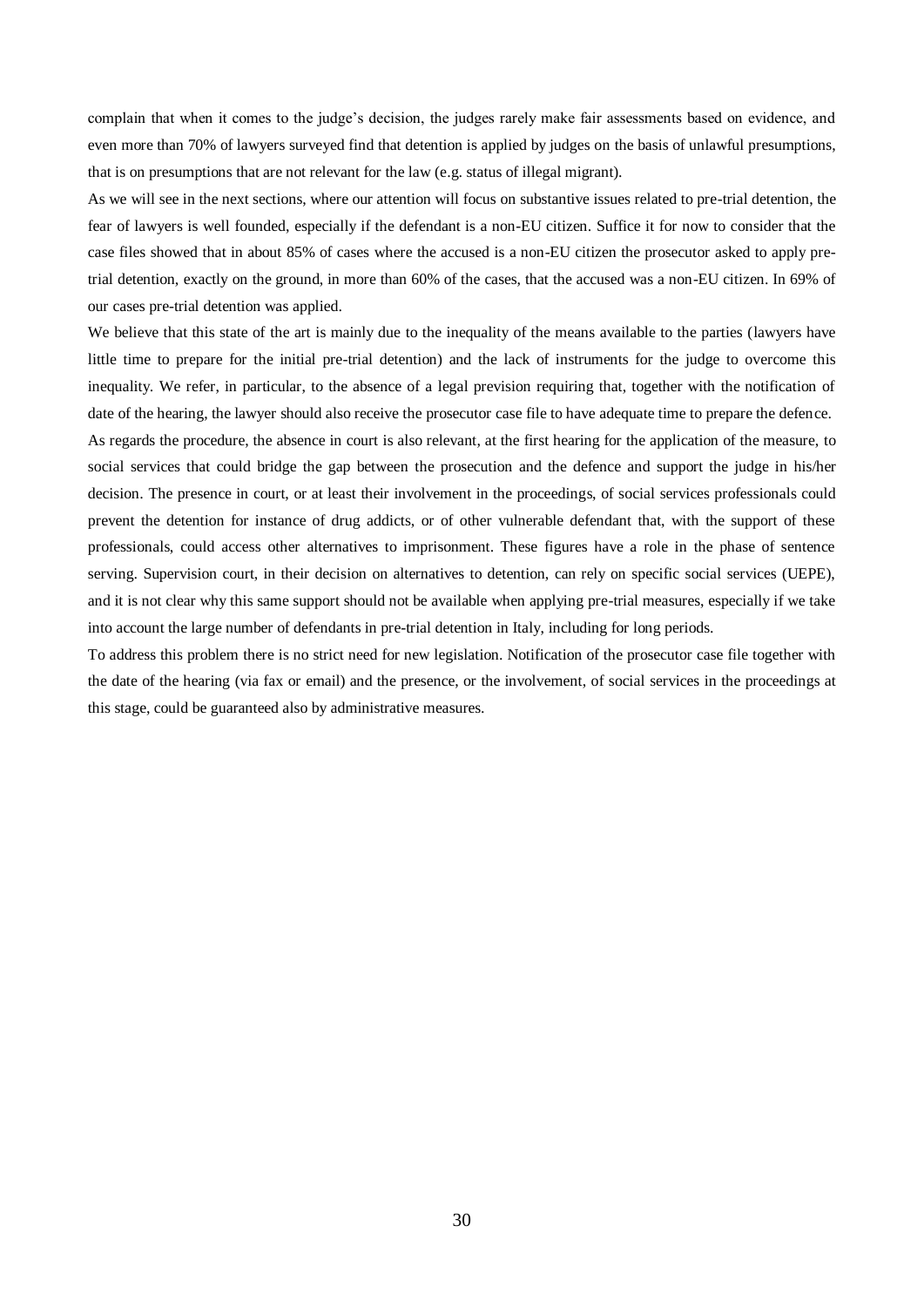complain that when it comes to the judge's decision, the judges rarely make fair assessments based on evidence, and even more than 70% of lawyers surveyed find that detention is applied by judges on the basis of unlawful presumptions, that is on presumptions that are not relevant for the law (e.g. status of illegal migrant).

As we will see in the next sections, where our attention will focus on substantive issues related to pre-trial detention, the fear of lawyers is well founded, especially if the defendant is a non-EU citizen. Suffice it for now to consider that the case files showed that in about 85% of cases where the accused is a non-EU citizen the prosecutor asked to apply pre-trial detention, exactly on the ground, in more than 60% of the cases, that the accused was a non-EU citizen. In 69% of our cases pre-trial detention was applied.

We believe that this state of the art is mainly due to the inequality of the means available to the parties (lawyers have little time to prepare for the initial pre-trial detention) and the lack of instruments for the judge to overcome this inequality. We refer, in particular, to the absence of a legal prevision requiring that, together with the notification of date of the hearing, the lawyer should also receive the prosecutor case file to have adequate time to prepare the defence.

As regards the procedure, the absence in court is also relevant, at the first hearing for the application of the measure, to social services that could bridge the gap between the prosecution and the defence and support the judge in his/her decision. The presence in court, or at least their involvement in the proceedings, of social services professionals could prevent the detention for instance of drug addicts, or of other vulnerable defendant that, with the support of these professionals, could access other alternatives to imprisonment. These figures have a role in the phase of sentence serving. Supervision court, in their decision on alternatives to detention, can rely on specific social services (UEPE), and it is not clear why this same support should not be available when applying pre-trial measures, especially if we take into account the large number of defendants in pre-trial detention in Italy, including for long periods.

To address this problem there is no strict need for new legislation. Notification of the prosecutor case file together with the date of the hearing (via fax or email) and the presence, or the involvement, of social services in the proceedings at this stage, could be guaranteed also by administrative measures.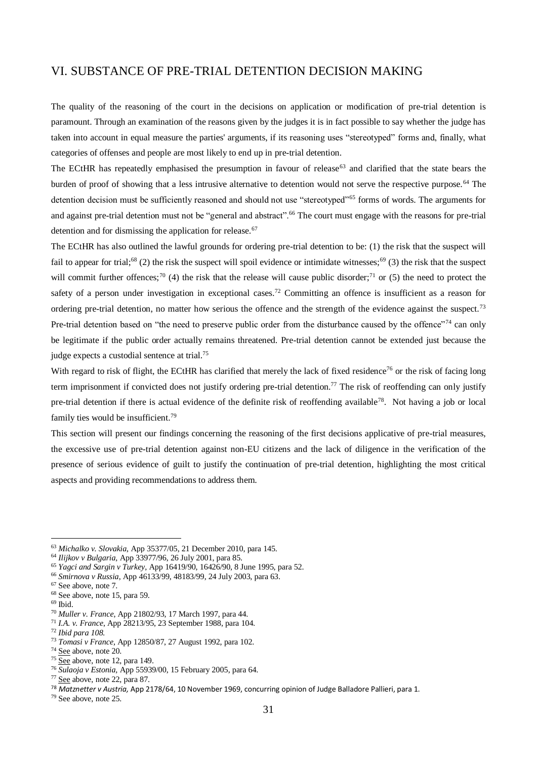## VI. SUBSTANCE OF PRE-TRIAL DETENTION DECISION MAKING

The quality of the reasoning of the court in the decisions on application or modification of pre-trial detention is paramount. Through an examination of the reasons given by the judges it is in fact possible to say whether the judge has taken into account in equal measure the parties' arguments, if its reasoning uses "stereotyped" forms and, finally, what categories of offenses and people are most likely to end up in pre-trial detention.

The ECtHR has repeatedly emphasised the presumption in favour of release[63] and clarified that the state bears the burden of proof of showing that a less intrusive alternative to detention would not serve the respective purpose.[64] The detention decision must be sufficiently reasoned and should not use "stereotyped"[65] forms of words. The arguments for and against pre-trial detention must not be "general and abstract".[66] The court must engage with the reasons for pre-trial detention and for dismissing the application for release.[67]

The ECtHR has also outlined the lawful grounds for ordering pre-trial detention to be: (1) the risk that the suspect will fail to appear for trial;[68] (2) the risk the suspect will spoil evidence or intimidate witnesses;[69] (3) the risk that the suspect will commit further offences;[70] (4) the risk that the release will cause public disorder;[71] or (5) the need to protect the safety of a person under investigation in exceptional cases.[72] Committing an offence is insufficient as a reason for ordering pre-trial detention, no matter how serious the offence and the strength of the evidence against the suspect.[73] Pre-trial detention based on "the need to preserve public order from the disturbance caused by the offence"[74] can only be legitimate if the public order actually remains threatened. Pre-trial detention cannot be extended just because the judge expects a custodial sentence at trial.[75]

With regard to risk of flight, the ECtHR has clarified that merely the lack of fixed residence[76] or the risk of facing long term imprisonment if convicted does not justify ordering pre-trial detention.[77] The risk of reoffending can only justify pre-trial detention if there is actual evidence of the definite risk of reoffending available[78]. Not having a job or local family ties would be insufficient.[79]

This section will present our findings concerning the reasoning of the first decisions applicative of pre-trial measures, the excessive use of pre-trial detention against non-EU citizens and the lack of diligence in the verification of the presence of serious evidence of guilt to justify the continuation of pre-trial detention, highlighting the most critical aspects and providing recommendations to address them.

---

[63] *Michalko v. Slovakia*, App 35377/05, 21 December 2010, para 145.
[64] *Ilijkov v Bulgaria*, App 33977/96, 26 July 2001, para 85.
[65] *Yagci and Sargin v Turkey*, App 16419/90, 16426/90, 8 June 1995, para 52.
[66] *Smirnova v Russia*, App 46133/99, 48183/99, 24 July 2003, para 63.
[67] See above, note 7.
[68] See above, note 15, para 59.
[69] Ibid.
[70] *Muller v. France*, App 21802/93, 17 March 1997, para 44.
[71] *I.A. v. France*, App 28213/95, 23 September 1988, para 104.
[72] *Ibid para 108.*
[73] *Tomasi v France*, App 12850/87, 27 August 1992, para 102.
[74] See above, note 20.
[75] See above, note 12, para 149.
[76] *Sulaoja v Estonia*, App 55939/00, 15 February 2005, para 64.
[77] See above, note 22, para 87.
[78] *Matznetter v Austria,* App 2178/64, 10 November 1969, concurring opinion of Judge Balladore Pallieri, para 1.
[79] See above, note 25.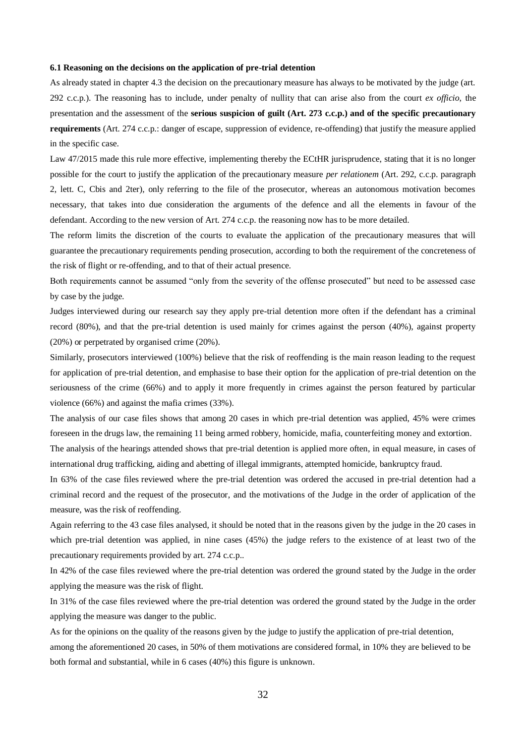**6.1 Reasoning on the decisions on the application of pre-trial detention**

As already stated in chapter 4.3 the decision on the precautionary measure has always to be motivated by the judge (art. 292 c.c.p.). The reasoning has to include, under penalty of nullity that can arise also from the court *ex officio*, the presentation and the assessment of the **serious suspicion of guilt (Art. 273 c.c.p.) and of the specific precautionary requirements** (Art. 274 c.c.p.: danger of escape, suppression of evidence, re-offending) that justify the measure applied in the specific case.

Law 47/2015 made this rule more effective, implementing thereby the ECtHR jurisprudence, stating that it is no longer possible for the court to justify the application of the precautionary measure *per relationem* (Art. 292, c.c.p. paragraph 2, lett. C, Cbis and 2ter), only referring to the file of the prosecutor, whereas an autonomous motivation becomes necessary, that takes into due consideration the arguments of the defence and all the elements in favour of the defendant. According to the new version of Art. 274 c.c.p. the reasoning now has to be more detailed.

The reform limits the discretion of the courts to evaluate the application of the precautionary measures that will guarantee the precautionary requirements pending prosecution, according to both the requirement of the concreteness of the risk of flight or re-offending, and to that of their actual presence.

Both requirements cannot be assumed "only from the severity of the offense prosecuted" but need to be assessed case by case by the judge.

Judges interviewed during our research say they apply pre-trial detention more often if the defendant has a criminal record (80%), and that the pre-trial detention is used mainly for crimes against the person (40%), against property (20%) or perpetrated by organised crime (20%).

Similarly, prosecutors interviewed (100%) believe that the risk of reoffending is the main reason leading to the request for application of pre-trial detention, and emphasise to base their option for the application of pre-trial detention on the seriousness of the crime (66%) and to apply it more frequently in crimes against the person featured by particular violence (66%) and against the mafia crimes (33%).

The analysis of our case files shows that among 20 cases in which pre-trial detention was applied, 45% were crimes foreseen in the drugs law, the remaining 11 being armed robbery, homicide, mafia, counterfeiting money and extortion.

The analysis of the hearings attended shows that pre-trial detention is applied more often, in equal measure, in cases of international drug trafficking, aiding and abetting of illegal immigrants, attempted homicide, bankruptcy fraud.

In 63% of the case files reviewed where the pre-trial detention was ordered the accused in pre-trial detention had a criminal record and the request of the prosecutor, and the motivations of the Judge in the order of application of the measure, was the risk of reoffending.

Again referring to the 43 case files analysed, it should be noted that in the reasons given by the judge in the 20 cases in which pre-trial detention was applied, in nine cases (45%) the judge refers to the existence of at least two of the precautionary requirements provided by art. 274 c.c.p..

In 42% of the case files reviewed where the pre-trial detention was ordered the ground stated by the Judge in the order applying the measure was the risk of flight.

In 31% of the case files reviewed where the pre-trial detention was ordered the ground stated by the Judge in the order applying the measure was danger to the public.

As for the opinions on the quality of the reasons given by the judge to justify the application of pre-trial detention, among the aforementioned 20 cases, in 50% of them motivations are considered formal, in 10% they are believed to be both formal and substantial, while in 6 cases (40%) this figure is unknown.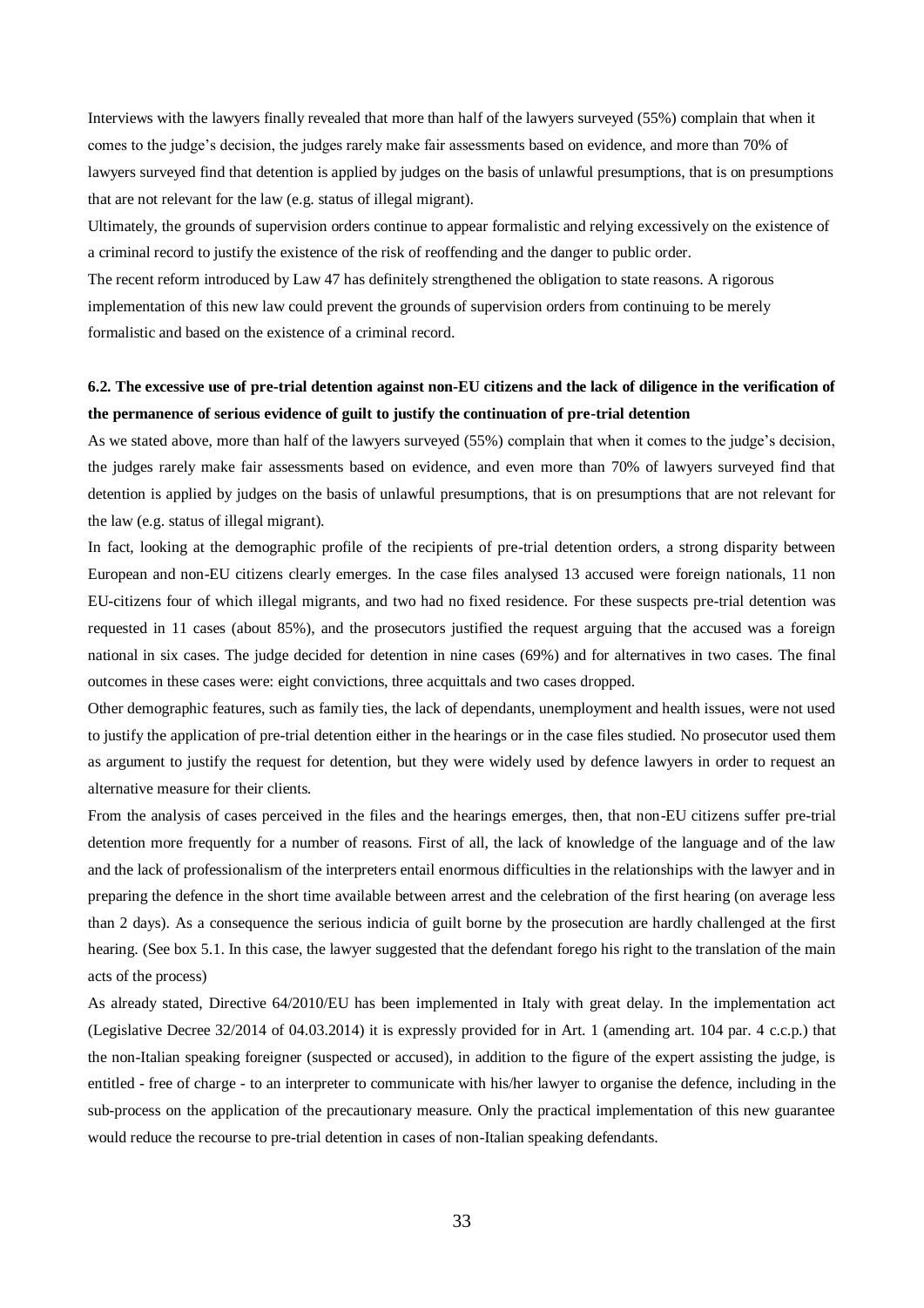Interviews with the lawyers finally revealed that more than half of the lawyers surveyed (55%) complain that when it comes to the judge's decision, the judges rarely make fair assessments based on evidence, and more than 70% of lawyers surveyed find that detention is applied by judges on the basis of unlawful presumptions, that is on presumptions that are not relevant for the law (e.g. status of illegal migrant).

Ultimately, the grounds of supervision orders continue to appear formalistic and relying excessively on the existence of a criminal record to justify the existence of the risk of reoffending and the danger to public order.

The recent reform introduced by Law 47 has definitely strengthened the obligation to state reasons. A rigorous implementation of this new law could prevent the grounds of supervision orders from continuing to be merely formalistic and based on the existence of a criminal record.

### 6.2. The excessive use of pre-trial detention against non-EU citizens and the lack of diligence in the verification of the permanence of serious evidence of guilt to justify the continuation of pre-trial detention

As we stated above, more than half of the lawyers surveyed (55%) complain that when it comes to the judge's decision, the judges rarely make fair assessments based on evidence, and even more than 70% of lawyers surveyed find that detention is applied by judges on the basis of unlawful presumptions, that is on presumptions that are not relevant for the law (e.g. status of illegal migrant).

In fact, looking at the demographic profile of the recipients of pre-trial detention orders, a strong disparity between European and non-EU citizens clearly emerges. In the case files analysed 13 accused were foreign nationals, 11 non EU-citizens four of which illegal migrants, and two had no fixed residence. For these suspects pre-trial detention was requested in 11 cases (about 85%), and the prosecutors justified the request arguing that the accused was a foreign national in six cases. The judge decided for detention in nine cases (69%) and for alternatives in two cases. The final outcomes in these cases were: eight convictions, three acquittals and two cases dropped.

Other demographic features, such as family ties, the lack of dependants, unemployment and health issues, were not used to justify the application of pre-trial detention either in the hearings or in the case files studied. No prosecutor used them as argument to justify the request for detention, but they were widely used by defence lawyers in order to request an alternative measure for their clients.

From the analysis of cases perceived in the files and the hearings emerges, then, that non-EU citizens suffer pre-trial detention more frequently for a number of reasons. First of all, the lack of knowledge of the language and of the law and the lack of professionalism of the interpreters entail enormous difficulties in the relationships with the lawyer and in preparing the defence in the short time available between arrest and the celebration of the first hearing (on average less than 2 days). As a consequence the serious indicia of guilt borne by the prosecution are hardly challenged at the first hearing. (See box 5.1. In this case, the lawyer suggested that the defendant forego his right to the translation of the main acts of the process)

As already stated, Directive 64/2010/EU has been implemented in Italy with great delay. In the implementation act (Legislative Decree 32/2014 of 04.03.2014) it is expressly provided for in Art. 1 (amending art. 104 par. 4 c.c.p.) that the non-Italian speaking foreigner (suspected or accused), in addition to the figure of the expert assisting the judge, is entitled - free of charge - to an interpreter to communicate with his/her lawyer to organise the defence, including in the sub-process on the application of the precautionary measure. Only the practical implementation of this new guarantee would reduce the recourse to pre-trial detention in cases of non-Italian speaking defendants.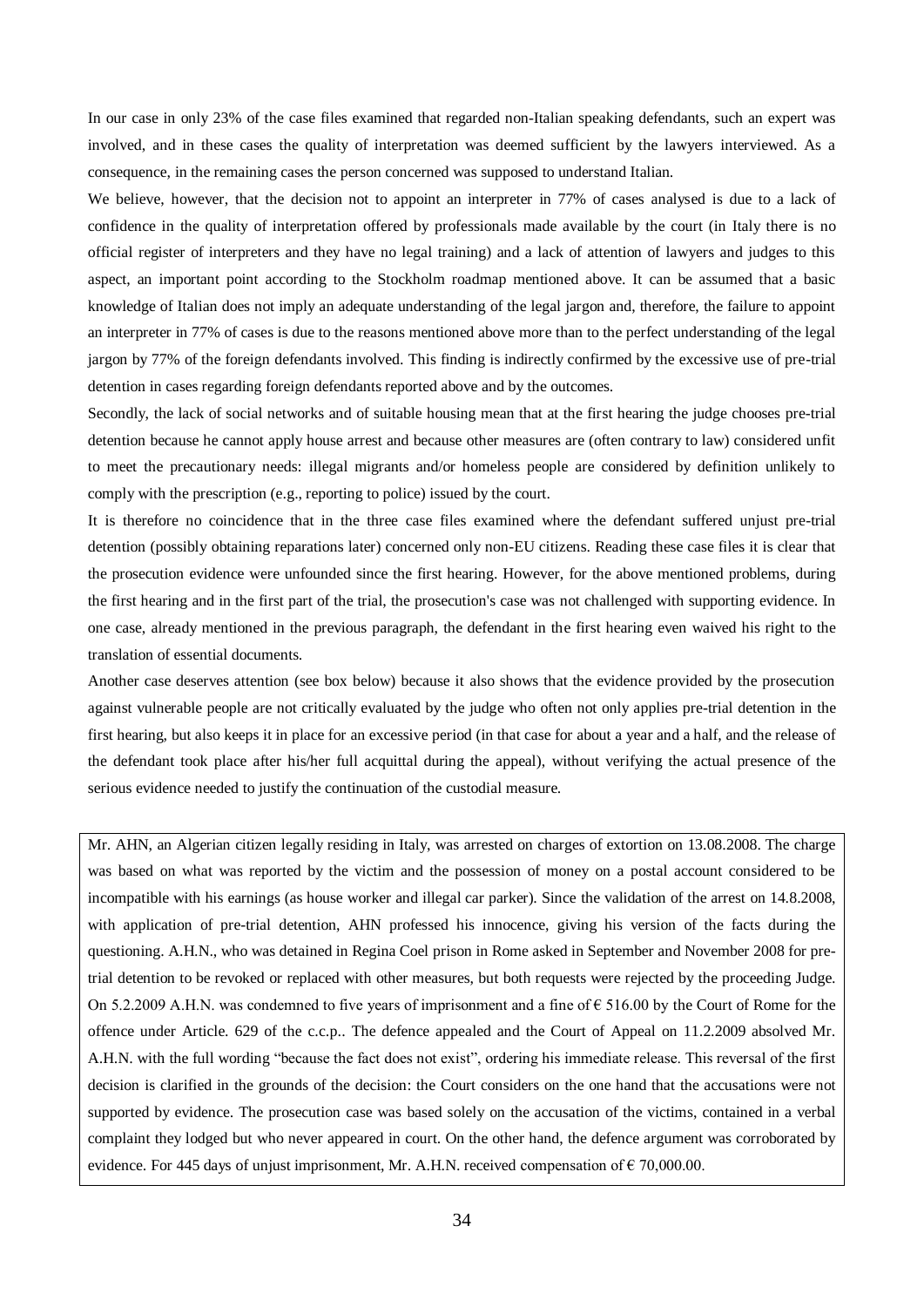In our case in only 23% of the case files examined that regarded non-Italian speaking defendants, such an expert was involved, and in these cases the quality of interpretation was deemed sufficient by the lawyers interviewed. As a consequence, in the remaining cases the person concerned was supposed to understand Italian.

We believe, however, that the decision not to appoint an interpreter in 77% of cases analysed is due to a lack of confidence in the quality of interpretation offered by professionals made available by the court (in Italy there is no official register of interpreters and they have no legal training) and a lack of attention of lawyers and judges to this aspect, an important point according to the Stockholm roadmap mentioned above. It can be assumed that a basic knowledge of Italian does not imply an adequate understanding of the legal jargon and, therefore, the failure to appoint an interpreter in 77% of cases is due to the reasons mentioned above more than to the perfect understanding of the legal jargon by 77% of the foreign defendants involved. This finding is indirectly confirmed by the excessive use of pre-trial detention in cases regarding foreign defendants reported above and by the outcomes.

Secondly, the lack of social networks and of suitable housing mean that at the first hearing the judge chooses pre-trial detention because he cannot apply house arrest and because other measures are (often contrary to law) considered unfit to meet the precautionary needs: illegal migrants and/or homeless people are considered by definition unlikely to comply with the prescription (e.g., reporting to police) issued by the court.

It is therefore no coincidence that in the three case files examined where the defendant suffered unjust pre-trial detention (possibly obtaining reparations later) concerned only non-EU citizens. Reading these case files it is clear that the prosecution evidence were unfounded since the first hearing. However, for the above mentioned problems, during the first hearing and in the first part of the trial, the prosecution's case was not challenged with supporting evidence. In one case, already mentioned in the previous paragraph, the defendant in the first hearing even waived his right to the translation of essential documents.

Another case deserves attention (see box below) because it also shows that the evidence provided by the prosecution against vulnerable people are not critically evaluated by the judge who often not only applies pre-trial detention in the first hearing, but also keeps it in place for an excessive period (in that case for about a year and a half, and the release of the defendant took place after his/her full acquittal during the appeal), without verifying the actual presence of the serious evidence needed to justify the continuation of the custodial measure.

> Mr. AHN, an Algerian citizen legally residing in Italy, was arrested on charges of extortion on 13.08.2008. The charge was based on what was reported by the victim and the possession of money on a postal account considered to be incompatible with his earnings (as house worker and illegal car parker). Since the validation of the arrest on 14.8.2008, with application of pre-trial detention, AHN professed his innocence, giving his version of the facts during the questioning. A.H.N., who was detained in Regina Coel prison in Rome asked in September and November 2008 for pre-trial detention to be revoked or replaced with other measures, but both requests were rejected by the proceeding Judge. On 5.2.2009 A.H.N. was condemned to five years of imprisonment and a fine of € 516.00 by the Court of Rome for the offence under Article. 629 of the c.c.p.. The defence appealed and the Court of Appeal on 11.2.2009 absolved Mr. A.H.N. with the full wording "because the fact does not exist", ordering his immediate release. This reversal of the first decision is clarified in the grounds of the decision: the Court considers on the one hand that the accusations were not supported by evidence. The prosecution case was based solely on the accusation of the victims, contained in a verbal complaint they lodged but who never appeared in court. On the other hand, the defence argument was corroborated by evidence. For 445 days of unjust imprisonment, Mr. A.H.N. received compensation of € 70,000.00.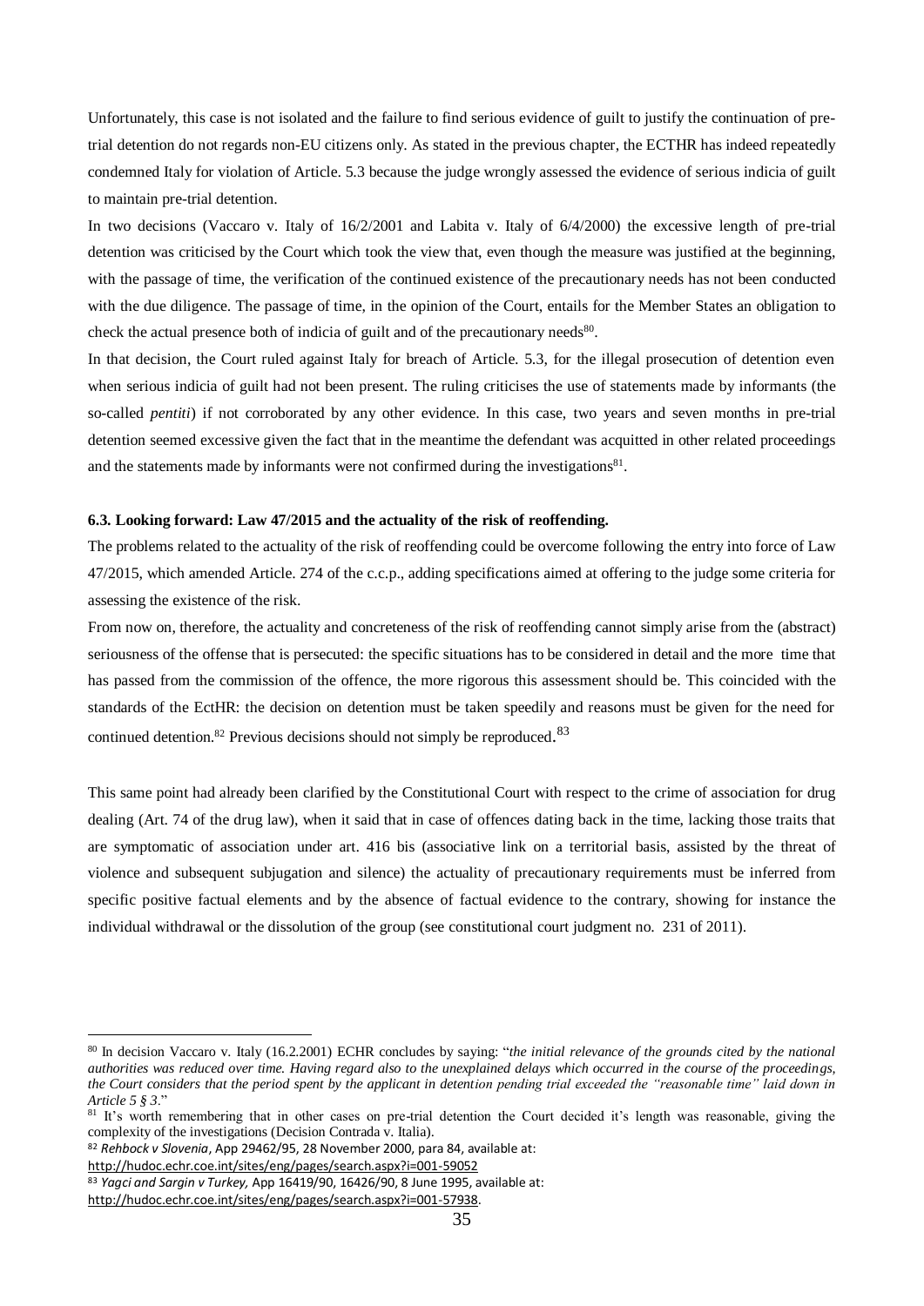Unfortunately, this case is not isolated and the failure to find serious evidence of guilt to justify the continuation of pre-trial detention do not regards non-EU citizens only. As stated in the previous chapter, the ECTHR has indeed repeatedly condemned Italy for violation of Article. 5.3 because the judge wrongly assessed the evidence of serious indicia of guilt to maintain pre-trial detention.

In two decisions (Vaccaro v. Italy of 16/2/2001 and Labita v. Italy of 6/4/2000) the excessive length of pre-trial detention was criticised by the Court which took the view that, even though the measure was justified at the beginning, with the passage of time, the verification of the continued existence of the precautionary needs has not been conducted with the due diligence. The passage of time, in the opinion of the Court, entails for the Member States an obligation to check the actual presence both of indicia of guilt and of the precautionary needs[80].

In that decision, the Court ruled against Italy for breach of Article. 5.3, for the illegal prosecution of detention even when serious indicia of guilt had not been present. The ruling criticises the use of statements made by informants (the so-called *pentiti*) if not corroborated by any other evidence. In this case, two years and seven months in pre-trial detention seemed excessive given the fact that in the meantime the defendant was acquitted in other related proceedings and the statements made by informants were not confirmed during the investigations[81].

### 6.3. Looking forward: Law 47/2015 and the actuality of the risk of reoffending.

The problems related to the actuality of the risk of reoffending could be overcome following the entry into force of Law 47/2015, which amended Article. 274 of the c.c.p., adding specifications aimed at offering to the judge some criteria for assessing the existence of the risk.

From now on, therefore, the actuality and concreteness of the risk of reoffending cannot simply arise from the (abstract) seriousness of the offense that is persecuted: the specific situations has to be considered in detail and the more time that has passed from the commission of the offence, the more rigorous this assessment should be. This coincided with the standards of the EctHR: the decision on detention must be taken speedily and reasons must be given for the need for continued detention.[82] Previous decisions should not simply be reproduced.[83]

This same point had already been clarified by the Constitutional Court with respect to the crime of association for drug dealing (Art. 74 of the drug law), when it said that in case of offences dating back in the time, lacking those traits that are symptomatic of association under art. 416 bis (associative link on a territorial basis, assisted by the threat of violence and subsequent subjugation and silence) the actuality of precautionary requirements must be inferred from specific positive factual elements and by the absence of factual evidence to the contrary, showing for instance the individual withdrawal or the dissolution of the group (see constitutional court judgment no. 231 of 2011).

---

[80] In decision Vaccaro v. Italy (16.2.2001) ECHR concludes by saying: "*the initial relevance of the grounds cited by the national authorities was reduced over time. Having regard also to the unexplained delays which occurred in the course of the proceedings, the Court considers that the period spent by the applicant in detention pending trial exceeded the "reasonable time" laid down in Article 5 § 3*."

[81] It's worth remembering that in other cases on pre-trial detention the Court decided it's length was reasonable, giving the complexity of the investigations (Decision Contrada v. Italia).

[82] *Rehbock v Slovenia*, App 29462/95, 28 November 2000, para 84, available at: http://hudoc.echr.coe.int/sites/eng/pages/search.aspx?i=001-59052

[83] *Yagci and Sargin v Turkey,* App 16419/90, 16426/90, 8 June 1995, available at: http://hudoc.echr.coe.int/sites/eng/pages/search.aspx?i=001-57938.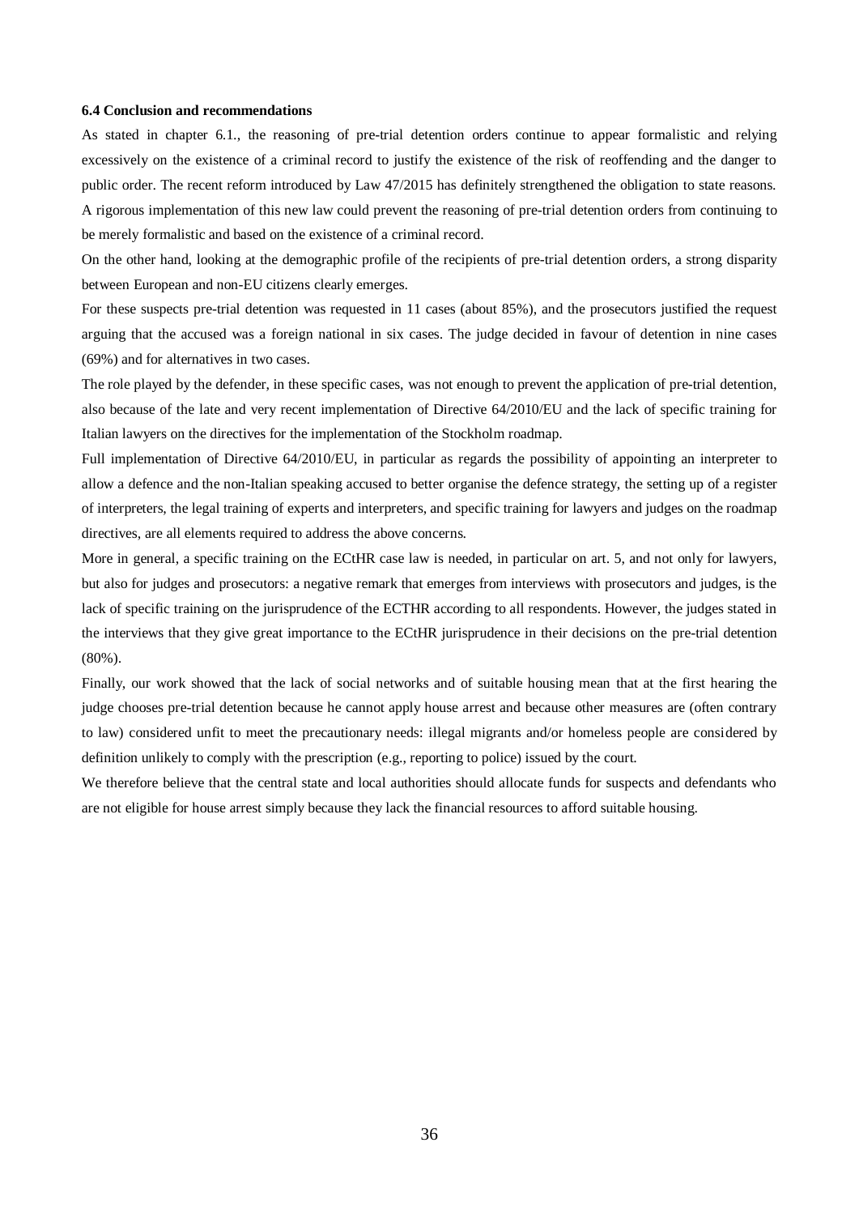**6.4 Conclusion and recommendations**

As stated in chapter 6.1., the reasoning of pre-trial detention orders continue to appear formalistic and relying excessively on the existence of a criminal record to justify the existence of the risk of reoffending and the danger to public order. The recent reform introduced by Law 47/2015 has definitely strengthened the obligation to state reasons. A rigorous implementation of this new law could prevent the reasoning of pre-trial detention orders from continuing to be merely formalistic and based on the existence of a criminal record.

On the other hand, looking at the demographic profile of the recipients of pre-trial detention orders, a strong disparity between European and non-EU citizens clearly emerges.

For these suspects pre-trial detention was requested in 11 cases (about 85%), and the prosecutors justified the request arguing that the accused was a foreign national in six cases. The judge decided in favour of detention in nine cases (69%) and for alternatives in two cases.

The role played by the defender, in these specific cases, was not enough to prevent the application of pre-trial detention, also because of the late and very recent implementation of Directive 64/2010/EU and the lack of specific training for Italian lawyers on the directives for the implementation of the Stockholm roadmap.

Full implementation of Directive 64/2010/EU, in particular as regards the possibility of appointing an interpreter to allow a defence and the non-Italian speaking accused to better organise the defence strategy, the setting up of a register of interpreters, the legal training of experts and interpreters, and specific training for lawyers and judges on the roadmap directives, are all elements required to address the above concerns.

More in general, a specific training on the ECtHR case law is needed, in particular on art. 5, and not only for lawyers, but also for judges and prosecutors: a negative remark that emerges from interviews with prosecutors and judges, is the lack of specific training on the jurisprudence of the ECTHR according to all respondents. However, the judges stated in the interviews that they give great importance to the ECtHR jurisprudence in their decisions on the pre-trial detention (80%).

Finally, our work showed that the lack of social networks and of suitable housing mean that at the first hearing the judge chooses pre-trial detention because he cannot apply house arrest and because other measures are (often contrary to law) considered unfit to meet the precautionary needs: illegal migrants and/or homeless people are considered by definition unlikely to comply with the prescription (e.g., reporting to police) issued by the court.

We therefore believe that the central state and local authorities should allocate funds for suspects and defendants who are not eligible for house arrest simply because they lack the financial resources to afford suitable housing.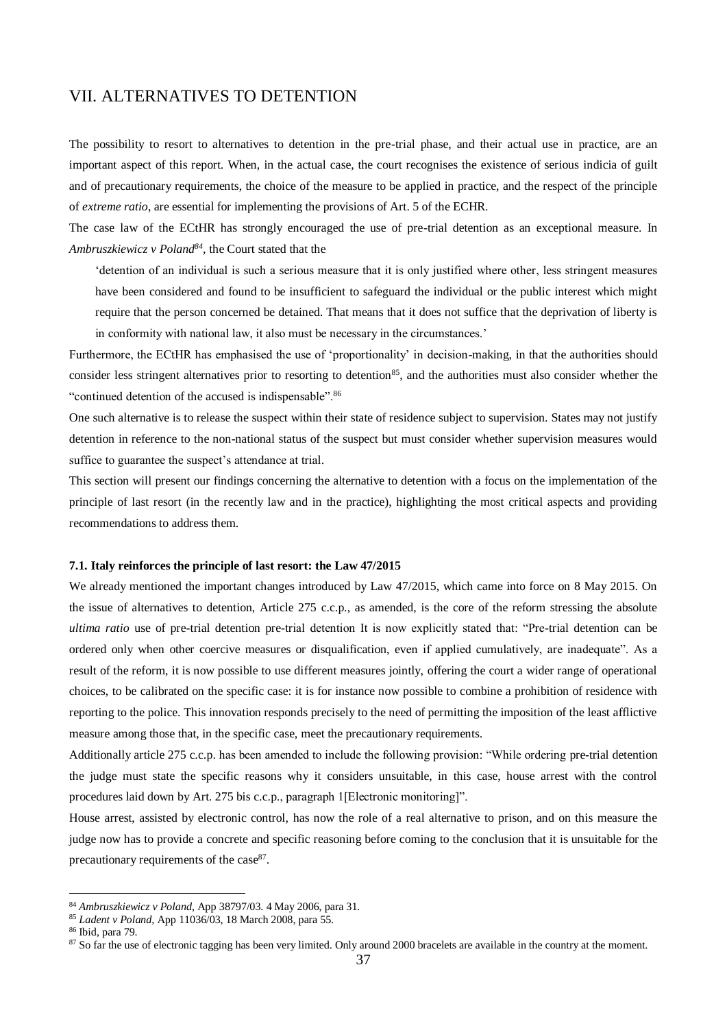# VII. ALTERNATIVES TO DETENTION

The possibility to resort to alternatives to detention in the pre-trial phase, and their actual use in practice, are an important aspect of this report. When, in the actual case, the court recognises the existence of serious indicia of guilt and of precautionary requirements, the choice of the measure to be applied in practice, and the respect of the principle of *extreme ratio*, are essential for implementing the provisions of Art. 5 of the ECHR.

The case law of the ECtHR has strongly encouraged the use of pre-trial detention as an exceptional measure. In *Ambruszkiewicz v Poland*[84], the Court stated that the

> 'detention of an individual is such a serious measure that it is only justified where other, less stringent measures have been considered and found to be insufficient to safeguard the individual or the public interest which might require that the person concerned be detained. That means that it does not suffice that the deprivation of liberty is in conformity with national law, it also must be necessary in the circumstances.'

Furthermore, the ECtHR has emphasised the use of 'proportionality' in decision-making, in that the authorities should consider less stringent alternatives prior to resorting to detention[85], and the authorities must also consider whether the "continued detention of the accused is indispensable".[86]

One such alternative is to release the suspect within their state of residence subject to supervision. States may not justify detention in reference to the non-national status of the suspect but must consider whether supervision measures would suffice to guarantee the suspect's attendance at trial.

This section will present our findings concerning the alternative to detention with a focus on the implementation of the principle of last resort (in the recently law and in the practice), highlighting the most critical aspects and providing recommendations to address them.

### 7.1. Italy reinforces the principle of last resort: the Law 47/2015

We already mentioned the important changes introduced by Law 47/2015, which came into force on 8 May 2015. On the issue of alternatives to detention, Article 275 c.c.p., as amended, is the core of the reform stressing the absolute *ultima ratio* use of pre-trial detention pre-trial detention It is now explicitly stated that: "Pre-trial detention can be ordered only when other coercive measures or disqualification, even if applied cumulatively, are inadequate". As a result of the reform, it is now possible to use different measures jointly, offering the court a wider range of operational choices, to be calibrated on the specific case: it is for instance now possible to combine a prohibition of residence with reporting to the police. This innovation responds precisely to the need of permitting the imposition of the least afflictive measure among those that, in the specific case, meet the precautionary requirements.

Additionally article 275 c.c.p. has been amended to include the following provision: "While ordering pre-trial detention the judge must state the specific reasons why it considers unsuitable, in this case, house arrest with the control procedures laid down by Art. 275 bis c.c.p., paragraph 1[Electronic monitoring]".

House arrest, assisted by electronic control, has now the role of a real alternative to prison, and on this measure the judge now has to provide a concrete and specific reasoning before coming to the conclusion that it is unsuitable for the precautionary requirements of the case[87].

---

[84] *Ambruszkiewicz v Poland*, App 38797/03. 4 May 2006, para 31.

[85] *Ladent v Poland*, App 11036/03, 18 March 2008, para 55.

[86] Ibid, para 79.

[87] So far the use of electronic tagging has been very limited. Only around 2000 bracelets are available in the country at the moment.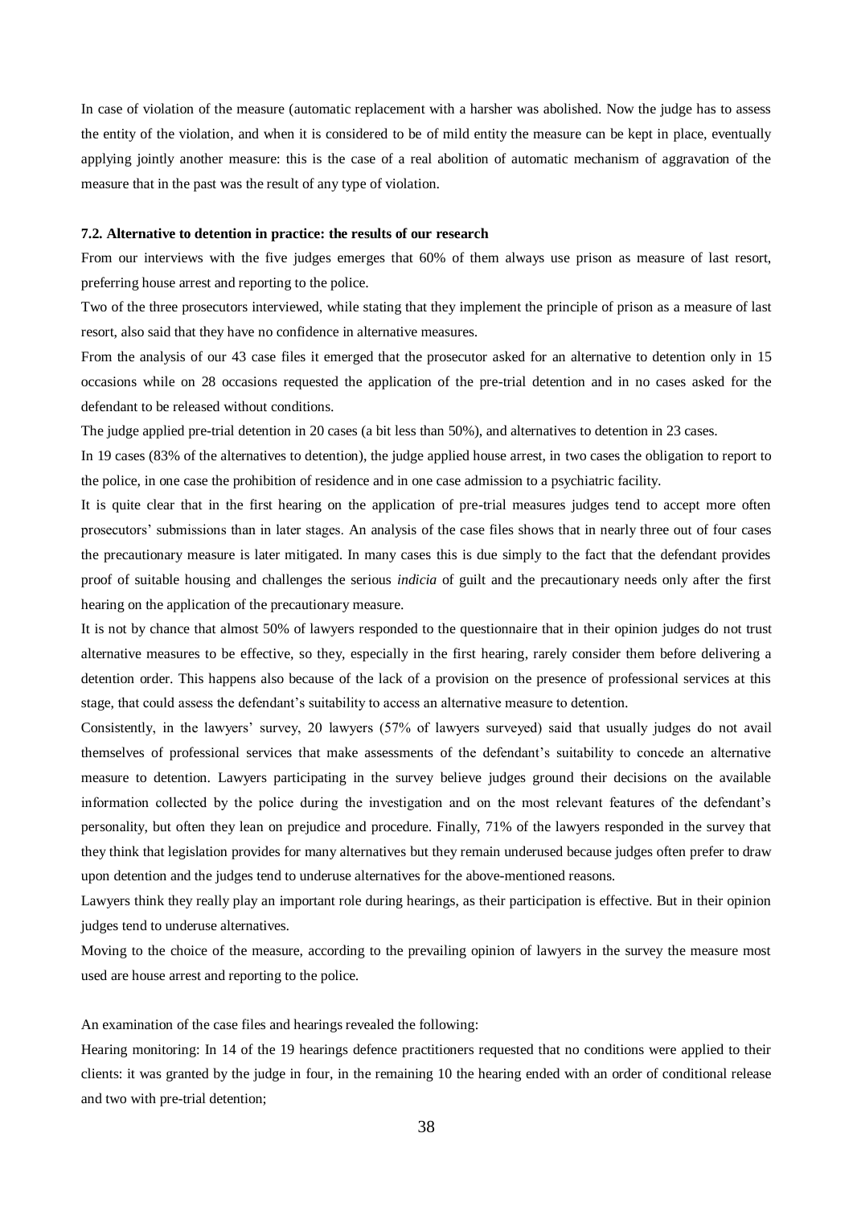In case of violation of the measure (automatic replacement with a harsher was abolished. Now the judge has to assess the entity of the violation, and when it is considered to be of mild entity the measure can be kept in place, eventually applying jointly another measure: this is the case of a real abolition of automatic mechanism of aggravation of the measure that in the past was the result of any type of violation.

### 7.2. Alternative to detention in practice: the results of our research

From our interviews with the five judges emerges that 60% of them always use prison as measure of last resort, preferring house arrest and reporting to the police.

Two of the three prosecutors interviewed, while stating that they implement the principle of prison as a measure of last resort, also said that they have no confidence in alternative measures.

From the analysis of our 43 case files it emerged that the prosecutor asked for an alternative to detention only in 15 occasions while on 28 occasions requested the application of the pre-trial detention and in no cases asked for the defendant to be released without conditions.

The judge applied pre-trial detention in 20 cases (a bit less than 50%), and alternatives to detention in 23 cases.

In 19 cases (83% of the alternatives to detention), the judge applied house arrest, in two cases the obligation to report to the police, in one case the prohibition of residence and in one case admission to a psychiatric facility.

It is quite clear that in the first hearing on the application of pre-trial measures judges tend to accept more often prosecutors' submissions than in later stages. An analysis of the case files shows that in nearly three out of four cases the precautionary measure is later mitigated. In many cases this is due simply to the fact that the defendant provides proof of suitable housing and challenges the serious *indicia* of guilt and the precautionary needs only after the first hearing on the application of the precautionary measure.

It is not by chance that almost 50% of lawyers responded to the questionnaire that in their opinion judges do not trust alternative measures to be effective, so they, especially in the first hearing, rarely consider them before delivering a detention order. This happens also because of the lack of a provision on the presence of professional services at this stage, that could assess the defendant's suitability to access an alternative measure to detention.

Consistently, in the lawyers' survey, 20 lawyers (57% of lawyers surveyed) said that usually judges do not avail themselves of professional services that make assessments of the defendant's suitability to concede an alternative measure to detention. Lawyers participating in the survey believe judges ground their decisions on the available information collected by the police during the investigation and on the most relevant features of the defendant's personality, but often they lean on prejudice and procedure. Finally, 71% of the lawyers responded in the survey that they think that legislation provides for many alternatives but they remain underused because judges often prefer to draw upon detention and the judges tend to underuse alternatives for the above-mentioned reasons.

Lawyers think they really play an important role during hearings, as their participation is effective. But in their opinion judges tend to underuse alternatives.

Moving to the choice of the measure, according to the prevailing opinion of lawyers in the survey the measure most used are house arrest and reporting to the police.

An examination of the case files and hearings revealed the following:

Hearing monitoring: In 14 of the 19 hearings defence practitioners requested that no conditions were applied to their clients: it was granted by the judge in four, in the remaining 10 the hearing ended with an order of conditional release and two with pre-trial detention;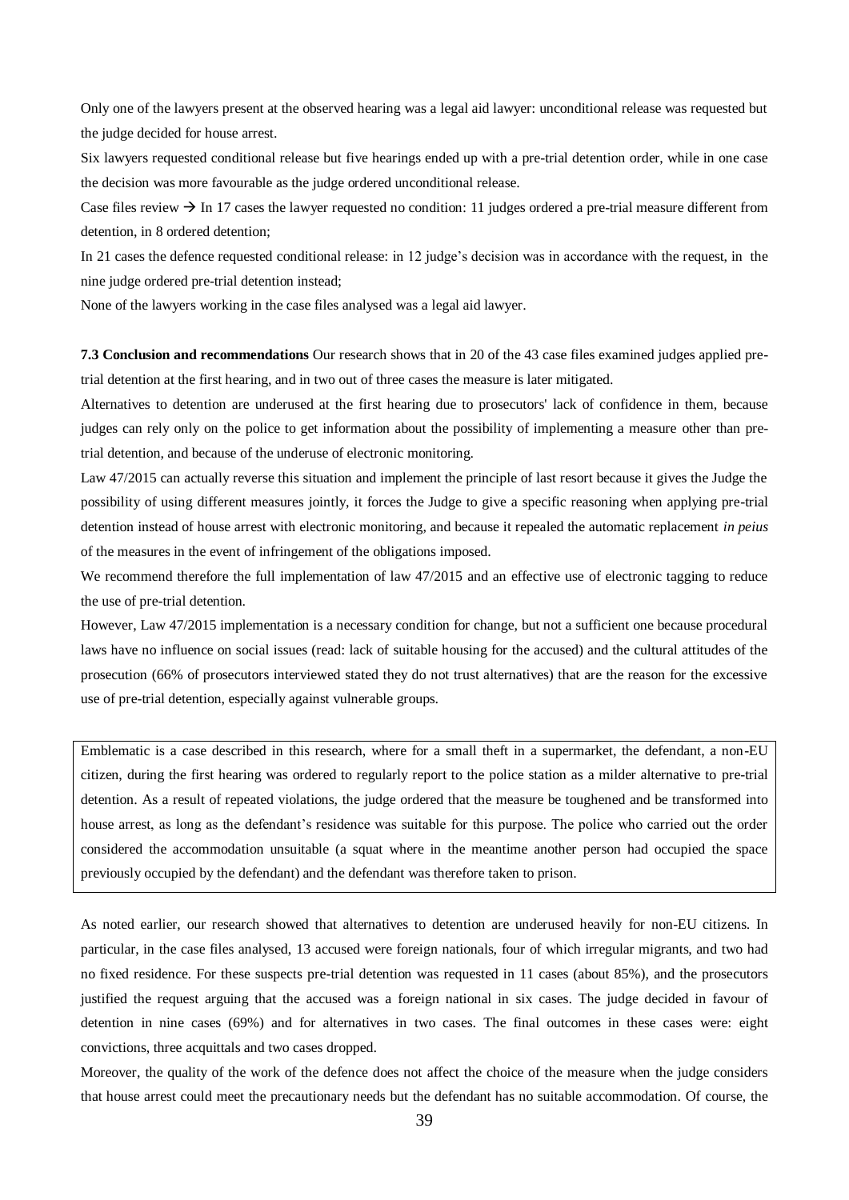Only one of the lawyers present at the observed hearing was a legal aid lawyer: unconditional release was requested but the judge decided for house arrest.

Six lawyers requested conditional release but five hearings ended up with a pre-trial detention order, while in one case the decision was more favourable as the judge ordered unconditional release.

Case files review → In 17 cases the lawyer requested no condition: 11 judges ordered a pre-trial measure different from detention, in 8 ordered detention;

In 21 cases the defence requested conditional release: in 12 judge's decision was in accordance with the request, in the nine judge ordered pre-trial detention instead;

None of the lawyers working in the case files analysed was a legal aid lawyer.

**7.3 Conclusion and recommendations** Our research shows that in 20 of the 43 case files examined judges applied pre-trial detention at the first hearing, and in two out of three cases the measure is later mitigated.

Alternatives to detention are underused at the first hearing due to prosecutors' lack of confidence in them, because judges can rely only on the police to get information about the possibility of implementing a measure other than pre-trial detention, and because of the underuse of electronic monitoring.

Law 47/2015 can actually reverse this situation and implement the principle of last resort because it gives the Judge the possibility of using different measures jointly, it forces the Judge to give a specific reasoning when applying pre-trial detention instead of house arrest with electronic monitoring, and because it repealed the automatic replacement *in peius* of the measures in the event of infringement of the obligations imposed.

We recommend therefore the full implementation of law 47/2015 and an effective use of electronic tagging to reduce the use of pre-trial detention.

However, Law 47/2015 implementation is a necessary condition for change, but not a sufficient one because procedural laws have no influence on social issues (read: lack of suitable housing for the accused) and the cultural attitudes of the prosecution (66% of prosecutors interviewed stated they do not trust alternatives) that are the reason for the excessive use of pre-trial detention, especially against vulnerable groups.

> Emblematic is a case described in this research, where for a small theft in a supermarket, the defendant, a non-EU citizen, during the first hearing was ordered to regularly report to the police station as a milder alternative to pre-trial detention. As a result of repeated violations, the judge ordered that the measure be toughened and be transformed into house arrest, as long as the defendant's residence was suitable for this purpose. The police who carried out the order considered the accommodation unsuitable (a squat where in the meantime another person had occupied the space previously occupied by the defendant) and the defendant was therefore taken to prison.

As noted earlier, our research showed that alternatives to detention are underused heavily for non-EU citizens. In particular, in the case files analysed, 13 accused were foreign nationals, four of which irregular migrants, and two had no fixed residence. For these suspects pre-trial detention was requested in 11 cases (about 85%), and the prosecutors justified the request arguing that the accused was a foreign national in six cases. The judge decided in favour of detention in nine cases (69%) and for alternatives in two cases. The final outcomes in these cases were: eight convictions, three acquittals and two cases dropped.

Moreover, the quality of the work of the defence does not affect the choice of the measure when the judge considers that house arrest could meet the precautionary needs but the defendant has no suitable accommodation. Of course, the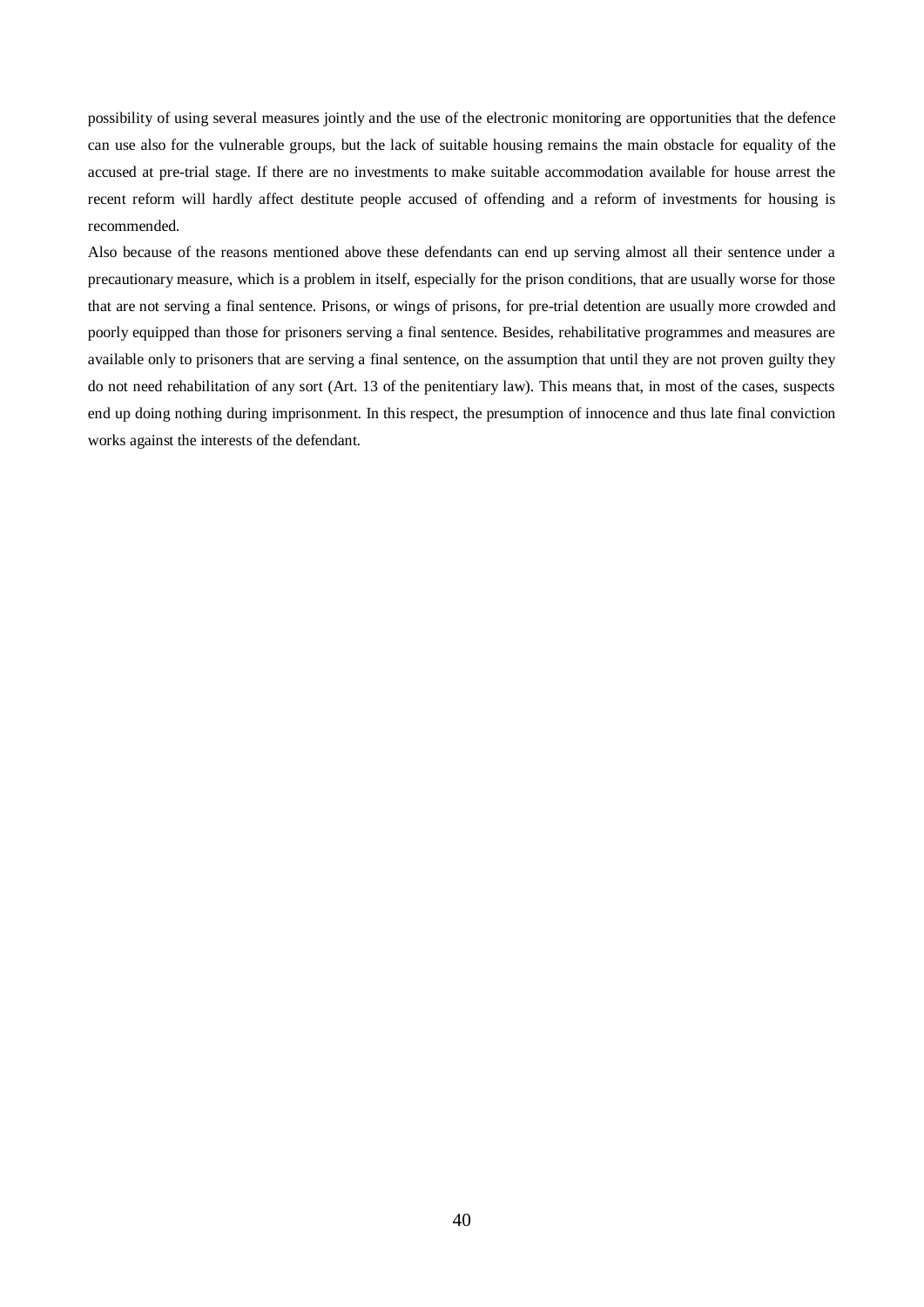possibility of using several measures jointly and the use of the electronic monitoring are opportunities that the defence can use also for the vulnerable groups, but the lack of suitable housing remains the main obstacle for equality of the accused at pre-trial stage. If there are no investments to make suitable accommodation available for house arrest the recent reform will hardly affect destitute people accused of offending and a reform of investments for housing is recommended.

Also because of the reasons mentioned above these defendants can end up serving almost all their sentence under a precautionary measure, which is a problem in itself, especially for the prison conditions, that are usually worse for those that are not serving a final sentence. Prisons, or wings of prisons, for pre-trial detention are usually more crowded and poorly equipped than those for prisoners serving a final sentence. Besides, rehabilitative programmes and measures are available only to prisoners that are serving a final sentence, on the assumption that until they are not proven guilty they do not need rehabilitation of any sort (Art. 13 of the penitentiary law). This means that, in most of the cases, suspects end up doing nothing during imprisonment. In this respect, the presumption of innocence and thus late final conviction works against the interests of the defendant.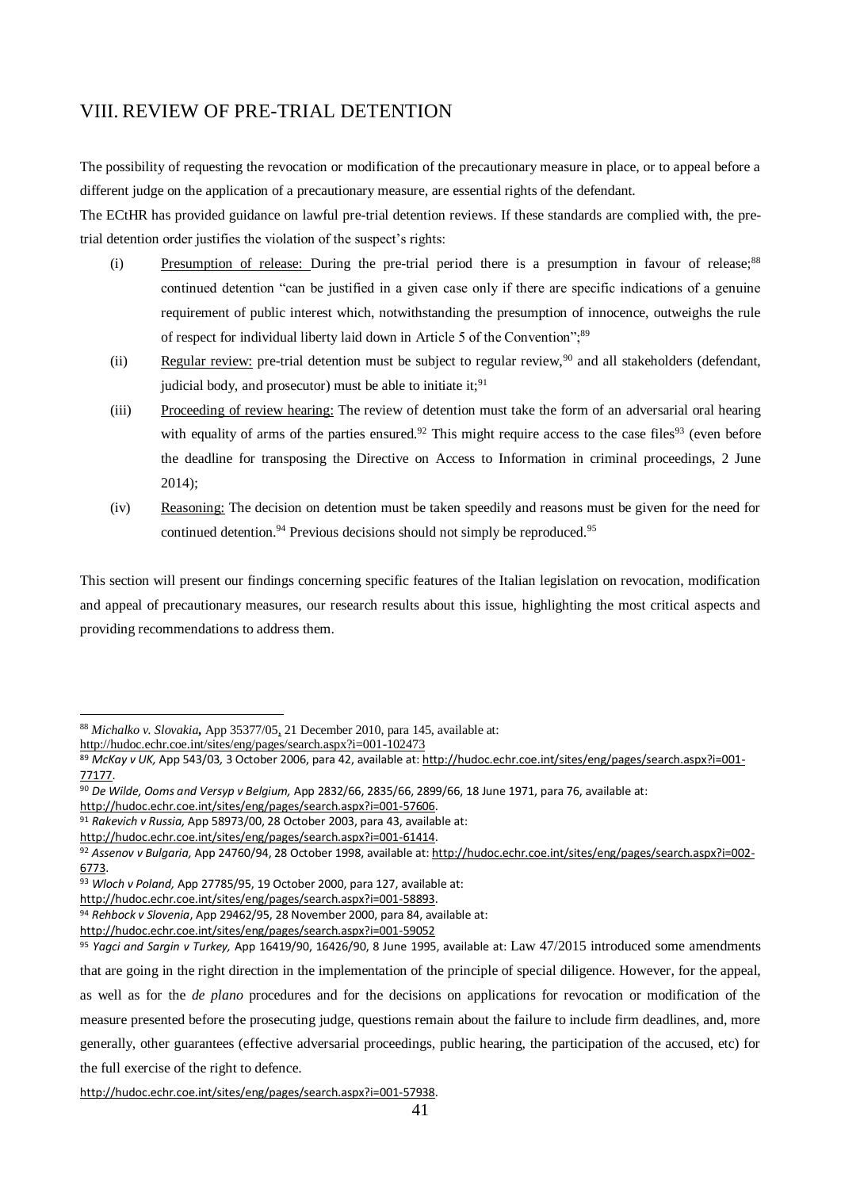## VIII. REVIEW OF PRE-TRIAL DETENTION

The possibility of requesting the revocation or modification of the precautionary measure in place, or to appeal before a different judge on the application of a precautionary measure, are essential rights of the defendant.

The ECtHR has provided guidance on lawful pre-trial detention reviews. If these standards are complied with, the pre-trial detention order justifies the violation of the suspect's rights:

(i) Presumption of release: During the pre-trial period there is a presumption in favour of release;[88] continued detention "can be justified in a given case only if there are specific indications of a genuine requirement of public interest which, notwithstanding the presumption of innocence, outweighs the rule of respect for individual liberty laid down in Article 5 of the Convention";[89]

(ii) Regular review: pre-trial detention must be subject to regular review,[90] and all stakeholders (defendant, judicial body, and prosecutor) must be able to initiate it;[91]

(iii) Proceeding of review hearing: The review of detention must take the form of an adversarial oral hearing with equality of arms of the parties ensured.[92] This might require access to the case files[93] (even before the deadline for transposing the Directive on Access to Information in criminal proceedings, 2 June 2014);

(iv) Reasoning: The decision on detention must be taken speedily and reasons must be given for the need for continued detention.[94] Previous decisions should not simply be reproduced.[95]

This section will present our findings concerning specific features of the Italian legislation on revocation, modification and appeal of precautionary measures, our research results about this issue, highlighting the most critical aspects and providing recommendations to address them.

---

[88] *Michalko v. Slovakia*, App 35377/05, 21 December 2010, para 145, available at: http://hudoc.echr.coe.int/sites/eng/pages/search.aspx?i=001-102473

[89] *McKay v UK,* App 543/03, 3 October 2006, para 42, available at: http://hudoc.echr.coe.int/sites/eng/pages/search.aspx?i=001-77177.

[90] *De Wilde, Ooms and Versyp v Belgium,* App 2832/66, 2835/66, 2899/66, 18 June 1971, para 76, available at: http://hudoc.echr.coe.int/sites/eng/pages/search.aspx?i=001-57606.

[91] *Rakevich v Russia,* App 58973/00, 28 October 2003, para 43, available at: http://hudoc.echr.coe.int/sites/eng/pages/search.aspx?i=001-61414.

[92] *Assenov v Bulgaria,* App 24760/94, 28 October 1998, available at: http://hudoc.echr.coe.int/sites/eng/pages/search.aspx?i=002-6773.

[93] *Wloch v Poland,* App 27785/95, 19 October 2000, para 127, available at: http://hudoc.echr.coe.int/sites/eng/pages/search.aspx?i=001-58893.

[94] *Rehbock v Slovenia*, App 29462/95, 28 November 2000, para 84, available at: http://hudoc.echr.coe.int/sites/eng/pages/search.aspx?i=001-59052

[95] *Yagci and Sargin v Turkey,* App 16419/90, 16426/90, 8 June 1995, available at: Law 47/2015 introduced some amendments that are going in the right direction in the implementation of the principle of special diligence. However, for the appeal, as well as for the *de plano* procedures and for the decisions on applications for revocation or modification of the measure presented before the prosecuting judge, questions remain about the failure to include firm deadlines, and, more generally, other guarantees (effective adversarial proceedings, public hearing, the participation of the accused, etc) for the full exercise of the right to defence.

http://hudoc.echr.coe.int/sites/eng/pages/search.aspx?i=001-57938.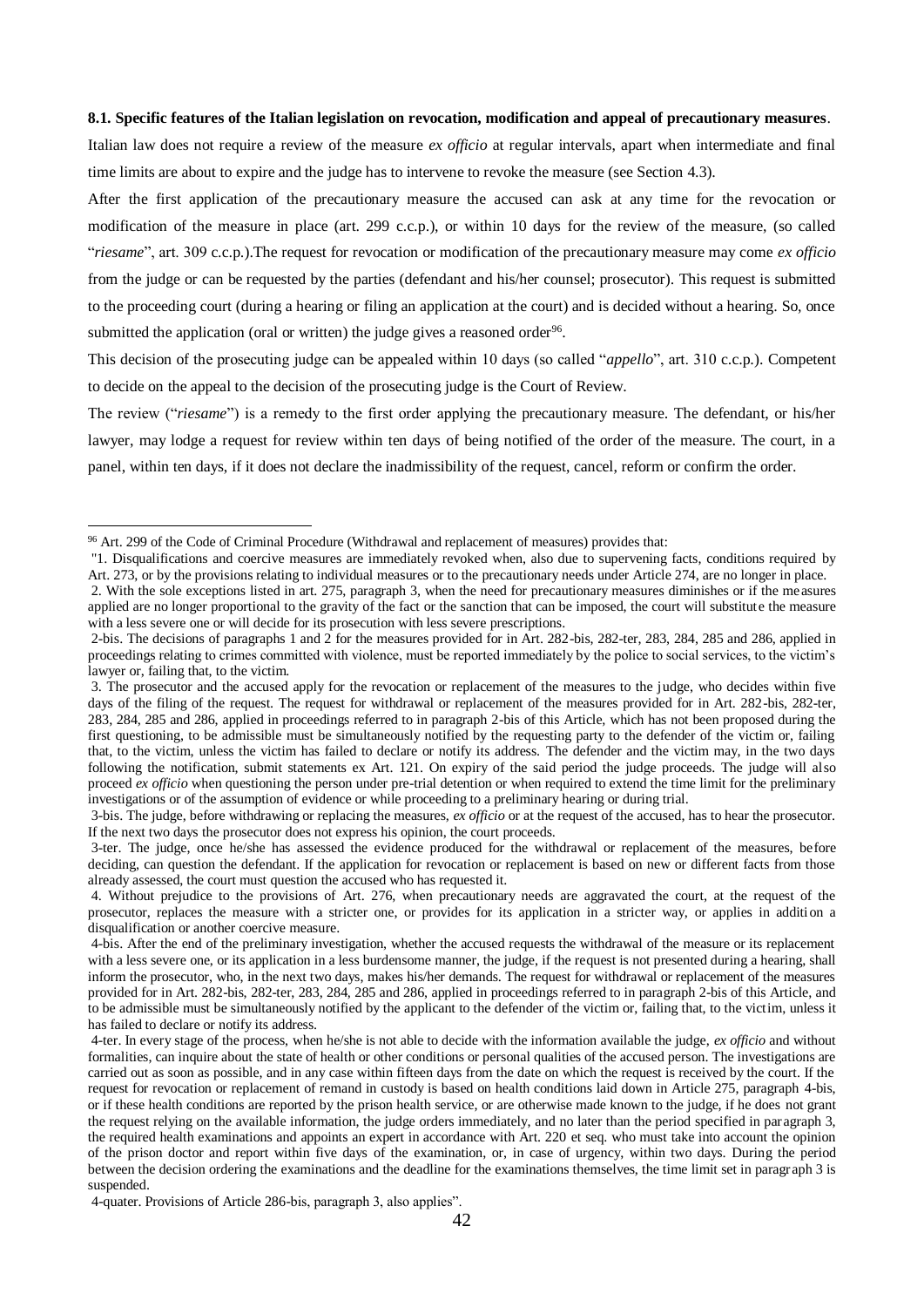**8.1. Specific features of the Italian legislation on revocation, modification and appeal of precautionary measures**.

Italian law does not require a review of the measure *ex officio* at regular intervals, apart when intermediate and final time limits are about to expire and the judge has to intervene to revoke the measure (see Section 4.3).

After the first application of the precautionary measure the accused can ask at any time for the revocation or modification of the measure in place (art. 299 c.c.p.), or within 10 days for the review of the measure, (so called "*riesame*", art. 309 c.c.p.).The request for revocation or modification of the precautionary measure may come *ex officio* from the judge or can be requested by the parties (defendant and his/her counsel; prosecutor). This request is submitted to the proceeding court (during a hearing or filing an application at the court) and is decided without a hearing. So, once submitted the application (oral or written) the judge gives a reasoned order[96].

This decision of the prosecuting judge can be appealed within 10 days (so called "*appello*", art. 310 c.c.p.). Competent to decide on the appeal to the decision of the prosecuting judge is the Court of Review.

The review ("*riesame*") is a remedy to the first order applying the precautionary measure. The defendant, or his/her lawyer, may lodge a request for review within ten days of being notified of the order of the measure. The court, in a panel, within ten days, if it does not declare the inadmissibility of the request, cancel, reform or confirm the order.

---

[96] Art. 299 of the Code of Criminal Procedure (Withdrawal and replacement of measures) provides that:

"1. Disqualifications and coercive measures are immediately revoked when, also due to supervening facts, conditions required by Art. 273, or by the provisions relating to individual measures or to the precautionary needs under Article 274, are no longer in place.

2. With the sole exceptions listed in art. 275, paragraph 3, when the need for precautionary measures diminishes or if the measures applied are no longer proportional to the gravity of the fact or the sanction that can be imposed, the court will substitute the measure with a less severe one or will decide for its prosecution with less severe prescriptions.

2-bis. The decisions of paragraphs 1 and 2 for the measures provided for in Art. 282-bis, 282-ter, 283, 284, 285 and 286, applied in proceedings relating to crimes committed with violence, must be reported immediately by the police to social services, to the victim's lawyer or, failing that, to the victim.

3. The prosecutor and the accused apply for the revocation or replacement of the measures to the judge, who decides within five days of the filing of the request. The request for withdrawal or replacement of the measures provided for in Art. 282-bis, 282-ter, 283, 284, 285 and 286, applied in proceedings referred to in paragraph 2-bis of this Article, which has not been proposed during the first questioning, to be admissible must be simultaneously notified by the requesting party to the defender of the victim or, failing that, to the victim, unless the victim has failed to declare or notify its address. The defender and the victim may, in the two days following the notification, submit statements ex Art. 121. On expiry of the said period the judge proceeds. The judge will also proceed *ex officio* when questioning the person under pre-trial detention or when required to extend the time limit for the preliminary investigations or of the assumption of evidence or while proceeding to a preliminary hearing or during trial.

3-bis. The judge, before withdrawing or replacing the measures, *ex officio* or at the request of the accused, has to hear the prosecutor. If the next two days the prosecutor does not express his opinion, the court proceeds.

3-ter. The judge, once he/she has assessed the evidence produced for the withdrawal or replacement of the measures, before deciding, can question the defendant. If the application for revocation or replacement is based on new or different facts from those already assessed, the court must question the accused who has requested it.

4. Without prejudice to the provisions of Art. 276, when precautionary needs are aggravated the court, at the request of the prosecutor, replaces the measure with a stricter one, or provides for its application in a stricter way, or applies in addition a disqualification or another coercive measure.

4-bis. After the end of the preliminary investigation, whether the accused requests the withdrawal of the measure or its replacement with a less severe one, or its application in a less burdensome manner, the judge, if the request is not presented during a hearing, shall inform the prosecutor, who, in the next two days, makes his/her demands. The request for withdrawal or replacement of the measures provided for in Art. 282-bis, 282-ter, 283, 284, 285 and 286, applied in proceedings referred to in paragraph 2-bis of this Article, and to be admissible must be simultaneously notified by the applicant to the defender of the victim or, failing that, to the victim, unless it has failed to declare or notify its address.

4-ter. In every stage of the process, when he/she is not able to decide with the information available the judge, *ex officio* and without formalities, can inquire about the state of health or other conditions or personal qualities of the accused person. The investigations are carried out as soon as possible, and in any case within fifteen days from the date on which the request is received by the court. If the request for revocation or replacement of remand in custody is based on health conditions laid down in Article 275, paragraph 4-bis, or if these health conditions are reported by the prison health service, or are otherwise made known to the judge, if he does not grant the request relying on the available information, the judge orders immediately, and no later than the period specified in paragraph 3, the required health examinations and appoints an expert in accordance with Art. 220 et seq. who must take into account the opinion of the prison doctor and report within five days of the examination, or, in case of urgency, within two days. During the period between the decision ordering the examinations and the deadline for the examinations themselves, the time limit set in paragraph 3 is suspended.

4-quater. Provisions of Article 286-bis, paragraph 3, also applies".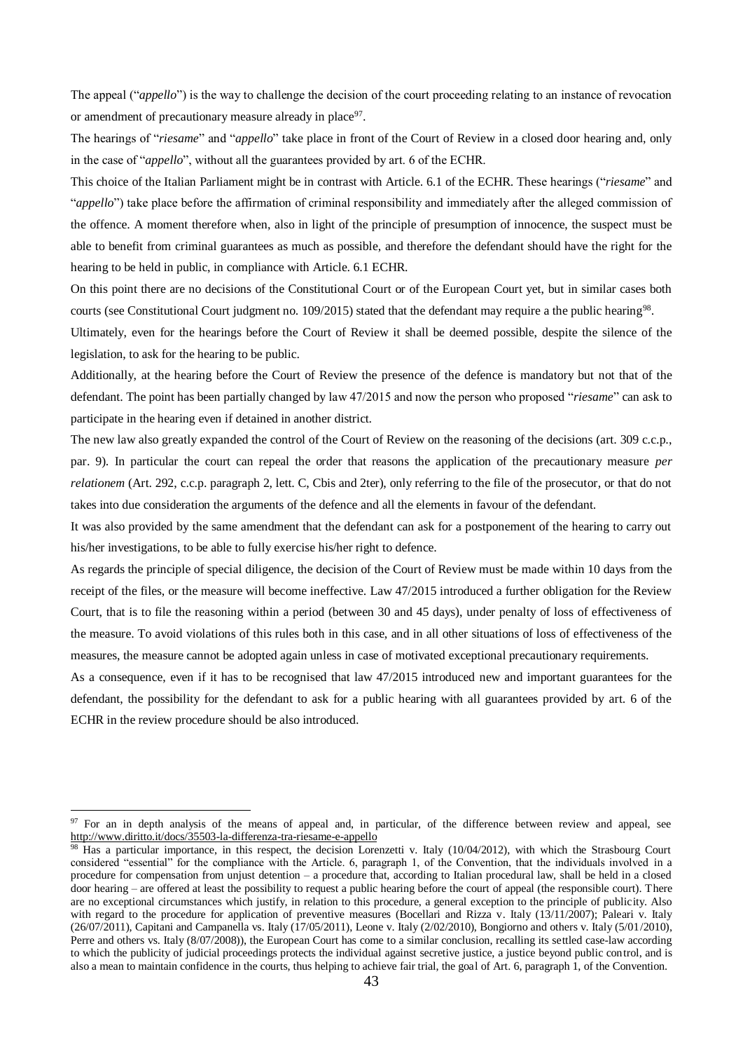The appeal ("*appello*") is the way to challenge the decision of the court proceeding relating to an instance of revocation or amendment of precautionary measure already in place[97].

The hearings of "*riesame*" and "*appello*" take place in front of the Court of Review in a closed door hearing and, only in the case of "*appello*", without all the guarantees provided by art. 6 of the ECHR.

This choice of the Italian Parliament might be in contrast with Article. 6.1 of the ECHR. These hearings ("*riesame*" and "*appello*") take place before the affirmation of criminal responsibility and immediately after the alleged commission of the offence. A moment therefore when, also in light of the principle of presumption of innocence, the suspect must be able to benefit from criminal guarantees as much as possible, and therefore the defendant should have the right for the hearing to be held in public, in compliance with Article. 6.1 ECHR.

On this point there are no decisions of the Constitutional Court or of the European Court yet, but in similar cases both courts (see Constitutional Court judgment no. 109/2015) stated that the defendant may require a the public hearing[98].

Ultimately, even for the hearings before the Court of Review it shall be deemed possible, despite the silence of the legislation, to ask for the hearing to be public.

Additionally, at the hearing before the Court of Review the presence of the defence is mandatory but not that of the defendant. The point has been partially changed by law 47/2015 and now the person who proposed "*riesame*" can ask to participate in the hearing even if detained in another district.

The new law also greatly expanded the control of the Court of Review on the reasoning of the decisions (art. 309 c.c.p., par. 9). In particular the court can repeal the order that reasons the application of the precautionary measure *per relationem* (Art. 292, c.c.p. paragraph 2, lett. C, Cbis and 2ter), only referring to the file of the prosecutor, or that do not takes into due consideration the arguments of the defence and all the elements in favour of the defendant.

It was also provided by the same amendment that the defendant can ask for a postponement of the hearing to carry out his/her investigations, to be able to fully exercise his/her right to defence.

As regards the principle of special diligence, the decision of the Court of Review must be made within 10 days from the receipt of the files, or the measure will become ineffective. Law 47/2015 introduced a further obligation for the Review Court, that is to file the reasoning within a period (between 30 and 45 days), under penalty of loss of effectiveness of the measure. To avoid violations of this rules both in this case, and in all other situations of loss of effectiveness of the measures, the measure cannot be adopted again unless in case of motivated exceptional precautionary requirements.

As a consequence, even if it has to be recognised that law 47/2015 introduced new and important guarantees for the defendant, the possibility for the defendant to ask for a public hearing with all guarantees provided by art. 6 of the ECHR in the review procedure should be also introduced.

---

[97] For an in depth analysis of the means of appeal and, in particular, of the difference between review and appeal, see http://www.diritto.it/docs/35503-la-differenza-tra-riesame-e-appello

[98] Has a particular importance, in this respect, the decision Lorenzetti v. Italy (10/04/2012), with which the Strasbourg Court considered "essential" for the compliance with the Article. 6, paragraph 1, of the Convention, that the individuals involved in a procedure for compensation from unjust detention – a procedure that, according to Italian procedural law, shall be held in a closed door hearing – are offered at least the possibility to request a public hearing before the court of appeal (the responsible court). There are no exceptional circumstances which justify, in relation to this procedure, a general exception to the principle of publicity. Also with regard to the procedure for application of preventive measures (Bocellari and Rizza v. Italy (13/11/2007); Paleari v. Italy (26/07/2011), Capitani and Campanella vs. Italy (17/05/2011), Leone v. Italy (2/02/2010), Bongiorno and others v. Italy (5/01/2010), Perre and others vs. Italy (8/07/2008)), the European Court has come to a similar conclusion, recalling its settled case-law according to which the publicity of judicial proceedings protects the individual against secretive justice, a justice beyond public control, and is also a mean to maintain confidence in the courts, thus helping to achieve fair trial, the goal of Art. 6, paragraph 1, of the Convention.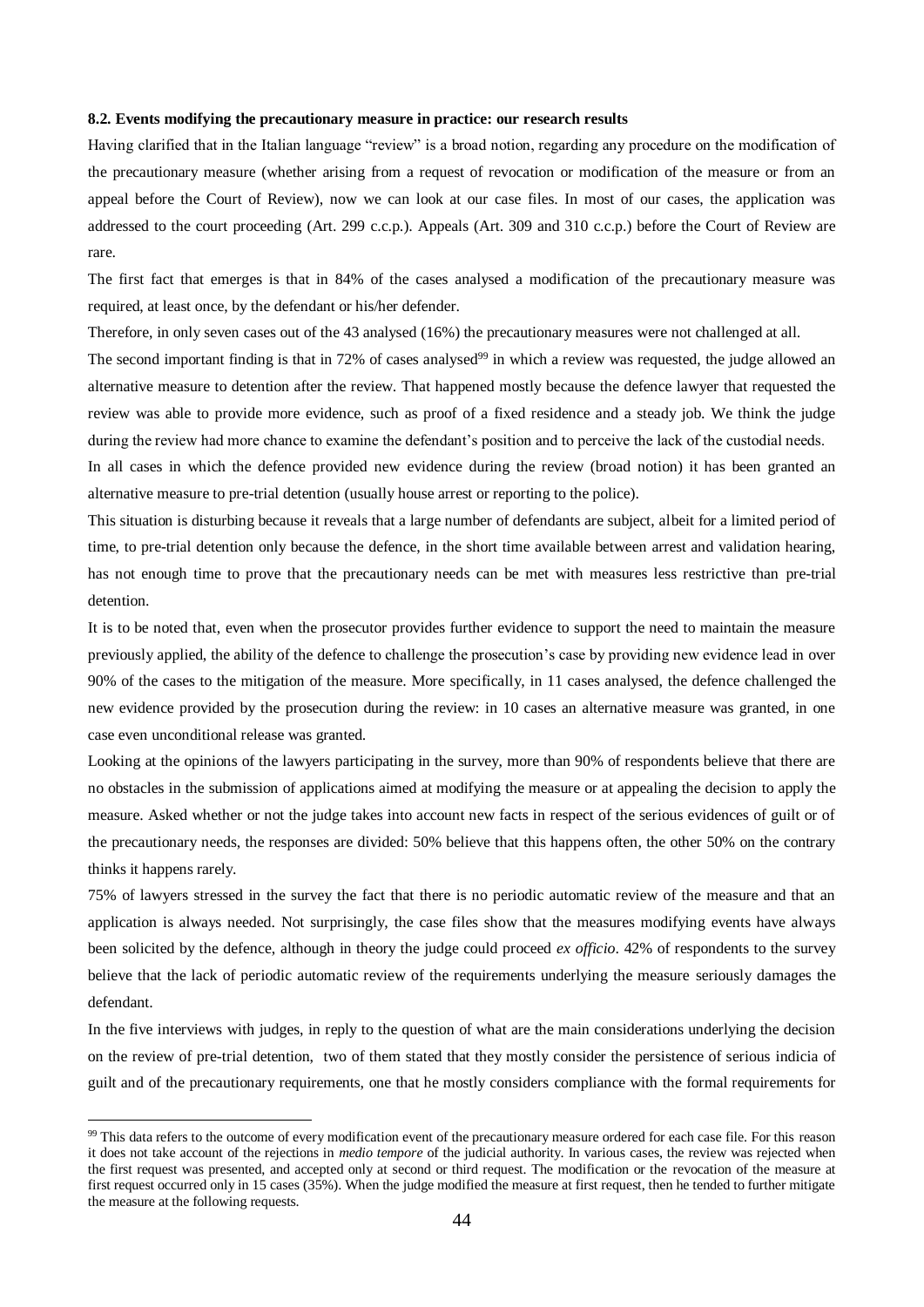**8.2. Events modifying the precautionary measure in practice: our research results**

Having clarified that in the Italian language "review" is a broad notion, regarding any procedure on the modification of the precautionary measure (whether arising from a request of revocation or modification of the measure or from an appeal before the Court of Review), now we can look at our case files. In most of our cases, the application was addressed to the court proceeding (Art. 299 c.c.p.). Appeals (Art. 309 and 310 c.c.p.) before the Court of Review are rare.

The first fact that emerges is that in 84% of the cases analysed a modification of the precautionary measure was required, at least once, by the defendant or his/her defender.

Therefore, in only seven cases out of the 43 analysed (16%) the precautionary measures were not challenged at all.

The second important finding is that in 72% of cases analysed[99] in which a review was requested, the judge allowed an alternative measure to detention after the review. That happened mostly because the defence lawyer that requested the review was able to provide more evidence, such as proof of a fixed residence and a steady job. We think the judge during the review had more chance to examine the defendant's position and to perceive the lack of the custodial needs.

In all cases in which the defence provided new evidence during the review (broad notion) it has been granted an alternative measure to pre-trial detention (usually house arrest or reporting to the police).

This situation is disturbing because it reveals that a large number of defendants are subject, albeit for a limited period of time, to pre-trial detention only because the defence, in the short time available between arrest and validation hearing, has not enough time to prove that the precautionary needs can be met with measures less restrictive than pre-trial detention.

It is to be noted that, even when the prosecutor provides further evidence to support the need to maintain the measure previously applied, the ability of the defence to challenge the prosecution's case by providing new evidence lead in over 90% of the cases to the mitigation of the measure. More specifically, in 11 cases analysed, the defence challenged the new evidence provided by the prosecution during the review: in 10 cases an alternative measure was granted, in one case even unconditional release was granted.

Looking at the opinions of the lawyers participating in the survey, more than 90% of respondents believe that there are no obstacles in the submission of applications aimed at modifying the measure or at appealing the decision to apply the measure. Asked whether or not the judge takes into account new facts in respect of the serious evidences of guilt or of the precautionary needs, the responses are divided: 50% believe that this happens often, the other 50% on the contrary thinks it happens rarely.

75% of lawyers stressed in the survey the fact that there is no periodic automatic review of the measure and that an application is always needed. Not surprisingly, the case files show that the measures modifying events have always been solicited by the defence, although in theory the judge could proceed *ex officio*. 42% of respondents to the survey believe that the lack of periodic automatic review of the requirements underlying the measure seriously damages the defendant.

In the five interviews with judges, in reply to the question of what are the main considerations underlying the decision on the review of pre-trial detention, two of them stated that they mostly consider the persistence of serious indicia of guilt and of the precautionary requirements, one that he mostly considers compliance with the formal requirements for

---

[99] This data refers to the outcome of every modification event of the precautionary measure ordered for each case file. For this reason it does not take account of the rejections in *medio tempore* of the judicial authority. In various cases, the review was rejected when the first request was presented, and accepted only at second or third request. The modification or the revocation of the measure at first request occurred only in 15 cases (35%). When the judge modified the measure at first request, then he tended to further mitigate the measure at the following requests.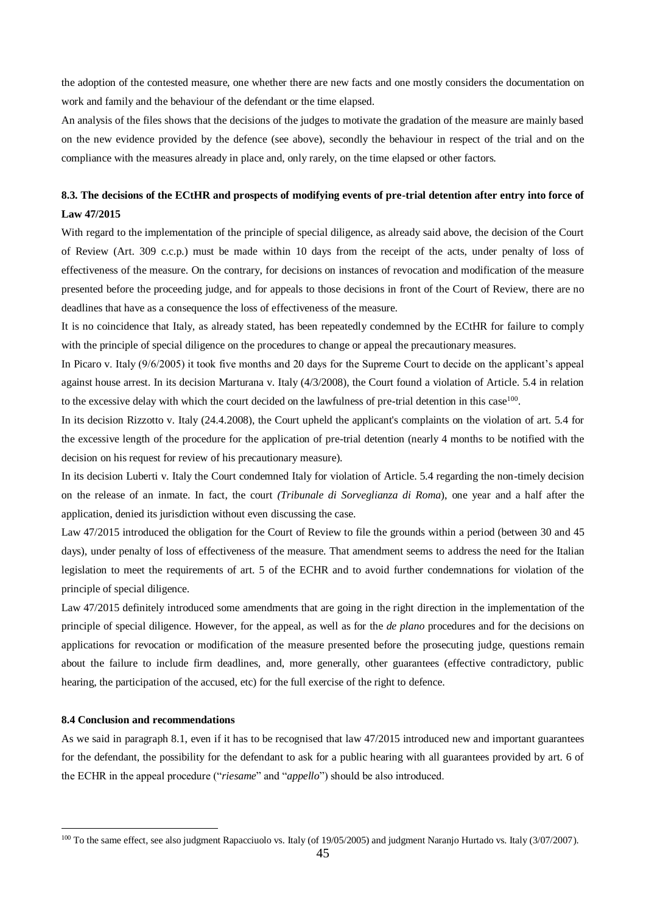the adoption of the contested measure, one whether there are new facts and one mostly considers the documentation on work and family and the behaviour of the defendant or the time elapsed.

An analysis of the files shows that the decisions of the judges to motivate the gradation of the measure are mainly based on the new evidence provided by the defence (see above), secondly the behaviour in respect of the trial and on the compliance with the measures already in place and, only rarely, on the time elapsed or other factors.

### 8.3. The decisions of the ECtHR and prospects of modifying events of pre-trial detention after entry into force of Law 47/2015

With regard to the implementation of the principle of special diligence, as already said above, the decision of the Court of Review (Art. 309 c.c.p.) must be made within 10 days from the receipt of the acts, under penalty of loss of effectiveness of the measure. On the contrary, for decisions on instances of revocation and modification of the measure presented before the proceeding judge, and for appeals to those decisions in front of the Court of Review, there are no deadlines that have as a consequence the loss of effectiveness of the measure.

It is no coincidence that Italy, as already stated, has been repeatedly condemned by the ECtHR for failure to comply with the principle of special diligence on the procedures to change or appeal the precautionary measures.

In Picaro v. Italy (9/6/2005) it took five months and 20 days for the Supreme Court to decide on the applicant's appeal against house arrest. In its decision Marturana v. Italy (4/3/2008), the Court found a violation of Article. 5.4 in relation to the excessive delay with which the court decided on the lawfulness of pre-trial detention in this case[100].

In its decision Rizzotto v. Italy (24.4.2008), the Court upheld the applicant's complaints on the violation of art. 5.4 for the excessive length of the procedure for the application of pre-trial detention (nearly 4 months to be notified with the decision on his request for review of his precautionary measure).

In its decision Luberti v. Italy the Court condemned Italy for violation of Article. 5.4 regarding the non-timely decision on the release of an inmate. In fact, the court *(Tribunale di Sorveglianza di Roma*), one year and a half after the application, denied its jurisdiction without even discussing the case.

Law 47/2015 introduced the obligation for the Court of Review to file the grounds within a period (between 30 and 45 days), under penalty of loss of effectiveness of the measure. That amendment seems to address the need for the Italian legislation to meet the requirements of art. 5 of the ECHR and to avoid further condemnations for violation of the principle of special diligence.

Law 47/2015 definitely introduced some amendments that are going in the right direction in the implementation of the principle of special diligence. However, for the appeal, as well as for the *de plano* procedures and for the decisions on applications for revocation or modification of the measure presented before the prosecuting judge, questions remain about the failure to include firm deadlines, and, more generally, other guarantees (effective contradictory, public hearing, the participation of the accused, etc) for the full exercise of the right to defence.

### 8.4 Conclusion and recommendations

As we said in paragraph 8.1, even if it has to be recognised that law 47/2015 introduced new and important guarantees for the defendant, the possibility for the defendant to ask for a public hearing with all guarantees provided by art. 6 of the ECHR in the appeal procedure ("*riesame*" and "*appello*") should be also introduced.

---

[100] To the same effect, see also judgment Rapacciuolo vs. Italy (of 19/05/2005) and judgment Naranjo Hurtado vs. Italy (3/07/2007).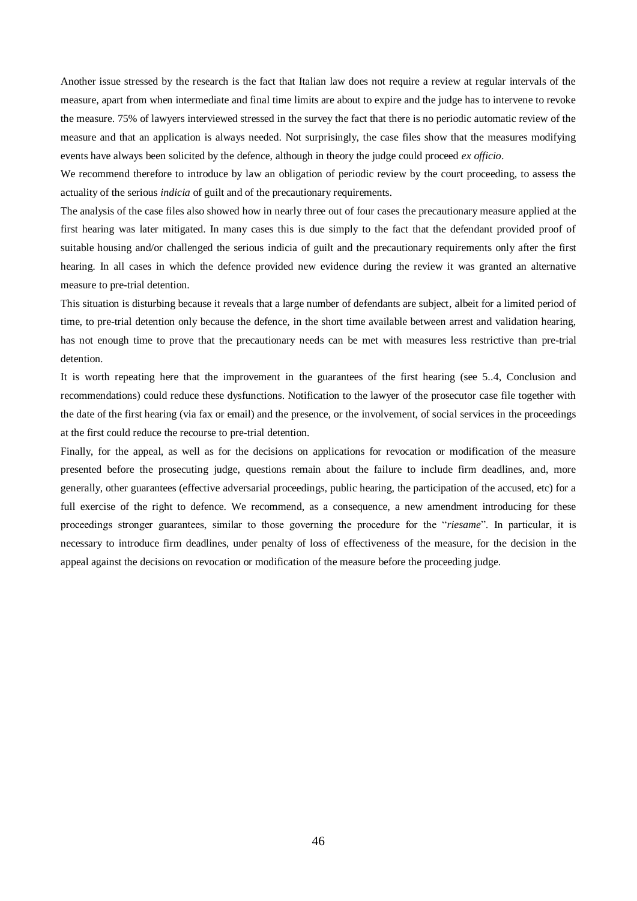Another issue stressed by the research is the fact that Italian law does not require a review at regular intervals of the measure, apart from when intermediate and final time limits are about to expire and the judge has to intervene to revoke the measure. 75% of lawyers interviewed stressed in the survey the fact that there is no periodic automatic review of the measure and that an application is always needed. Not surprisingly, the case files show that the measures modifying events have always been solicited by the defence, although in theory the judge could proceed *ex officio*.

We recommend therefore to introduce by law an obligation of periodic review by the court proceeding, to assess the actuality of the serious *indicia* of guilt and of the precautionary requirements.

The analysis of the case files also showed how in nearly three out of four cases the precautionary measure applied at the first hearing was later mitigated. In many cases this is due simply to the fact that the defendant provided proof of suitable housing and/or challenged the serious indicia of guilt and the precautionary requirements only after the first hearing. In all cases in which the defence provided new evidence during the review it was granted an alternative measure to pre-trial detention.

This situation is disturbing because it reveals that a large number of defendants are subject, albeit for a limited period of time, to pre-trial detention only because the defence, in the short time available between arrest and validation hearing, has not enough time to prove that the precautionary needs can be met with measures less restrictive than pre-trial detention.

It is worth repeating here that the improvement in the guarantees of the first hearing (see 5..4, Conclusion and recommendations) could reduce these dysfunctions. Notification to the lawyer of the prosecutor case file together with the date of the first hearing (via fax or email) and the presence, or the involvement, of social services in the proceedings at the first could reduce the recourse to pre-trial detention.

Finally, for the appeal, as well as for the decisions on applications for revocation or modification of the measure presented before the prosecuting judge, questions remain about the failure to include firm deadlines, and, more generally, other guarantees (effective adversarial proceedings, public hearing, the participation of the accused, etc) for a full exercise of the right to defence. We recommend, as a consequence, a new amendment introducing for these proceedings stronger guarantees, similar to those governing the procedure for the "*riesame*". In particular, it is necessary to introduce firm deadlines, under penalty of loss of effectiveness of the measure, for the decision in the appeal against the decisions on revocation or modification of the measure before the proceeding judge.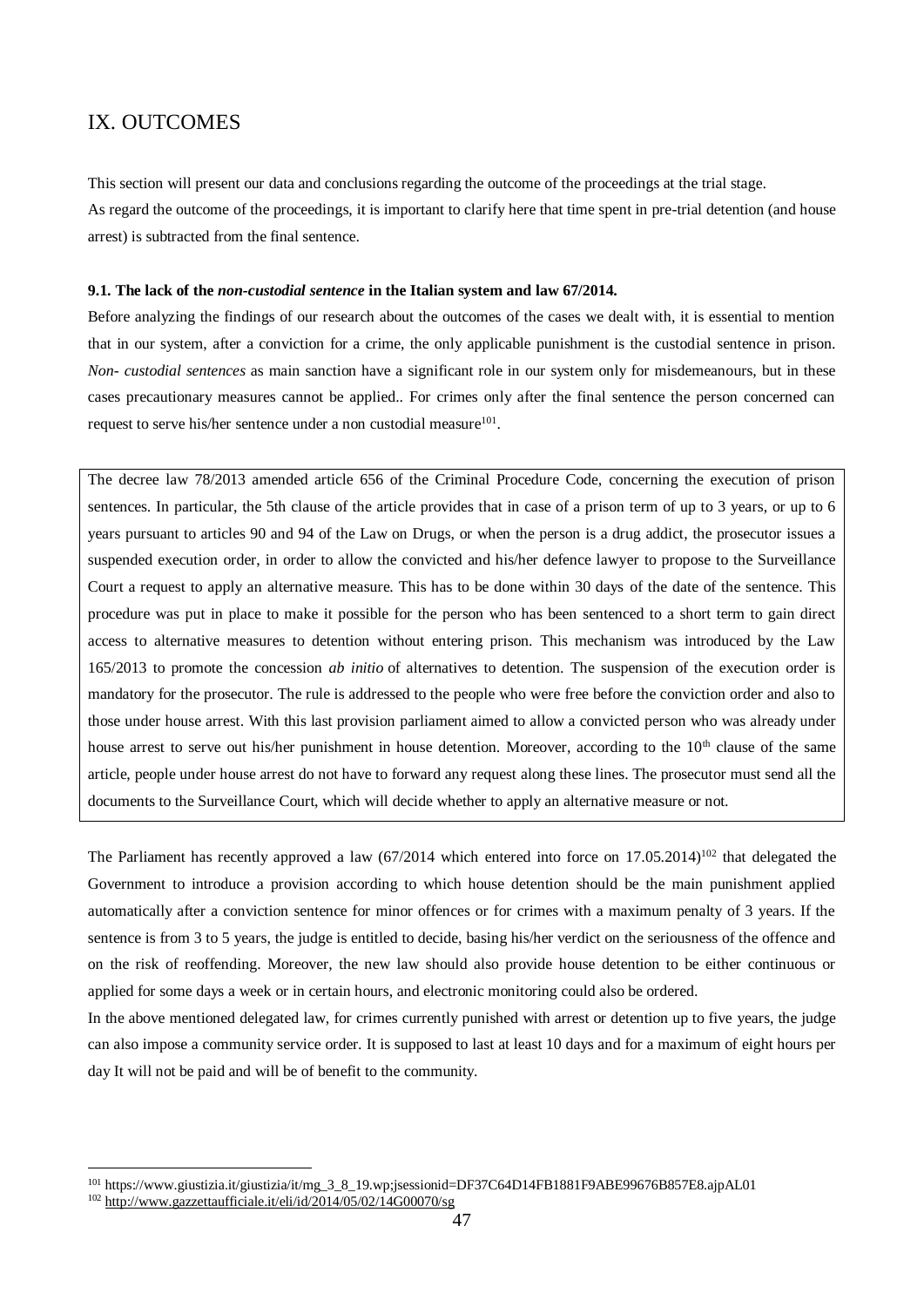# IX. OUTCOMES

This section will present our data and conclusions regarding the outcome of the proceedings at the trial stage.
As regard the outcome of the proceedings, it is important to clarify here that time spent in pre-trial detention (and house arrest) is subtracted from the final sentence.

### 9.1. The lack of the *non-custodial sentence* in the Italian system and law 67/2014.

Before analyzing the findings of our research about the outcomes of the cases we dealt with, it is essential to mention that in our system, after a conviction for a crime, the only applicable punishment is the custodial sentence in prison. *Non- custodial sentences* as main sanction have a significant role in our system only for misdemeanours, but in these cases precautionary measures cannot be applied.. For crimes only after the final sentence the person concerned can request to serve his/her sentence under a non custodial measure[101].

> The decree law 78/2013 amended article 656 of the Criminal Procedure Code, concerning the execution of prison sentences. In particular, the 5th clause of the article provides that in case of a prison term of up to 3 years, or up to 6 years pursuant to articles 90 and 94 of the Law on Drugs, or when the person is a drug addict, the prosecutor issues a suspended execution order, in order to allow the convicted and his/her defence lawyer to propose to the Surveillance Court a request to apply an alternative measure. This has to be done within 30 days of the date of the sentence. This procedure was put in place to make it possible for the person who has been sentenced to a short term to gain direct access to alternative measures to detention without entering prison. This mechanism was introduced by the Law 165/2013 to promote the concession *ab initio* of alternatives to detention. The suspension of the execution order is mandatory for the prosecutor. The rule is addressed to the people who were free before the conviction order and also to those under house arrest. With this last provision parliament aimed to allow a convicted person who was already under house arrest to serve out his/her punishment in house detention. Moreover, according to the 10th clause of the same article, people under house arrest do not have to forward any request along these lines. The prosecutor must send all the documents to the Surveillance Court, which will decide whether to apply an alternative measure or not.

The Parliament has recently approved a law (67/2014 which entered into force on 17.05.2014)[102] that delegated the Government to introduce a provision according to which house detention should be the main punishment applied automatically after a conviction sentence for minor offences or for crimes with a maximum penalty of 3 years. If the sentence is from 3 to 5 years, the judge is entitled to decide, basing his/her verdict on the seriousness of the offence and on the risk of reoffending. Moreover, the new law should also provide house detention to be either continuous or applied for some days a week or in certain hours, and electronic monitoring could also be ordered.

In the above mentioned delegated law, for crimes currently punished with arrest or detention up to five years, the judge can also impose a community service order. It is supposed to last at least 10 days and for a maximum of eight hours per day It will not be paid and will be of benefit to the community.

---

[101] https://www.giustizia.it/giustizia/it/mg_3_8_19.wp;jsessionid=DF37C64D14FB1881F9ABE99676B857E8.ajpAL01

[102] http://www.gazzettaufficiale.it/eli/id/2014/05/02/14G00070/sg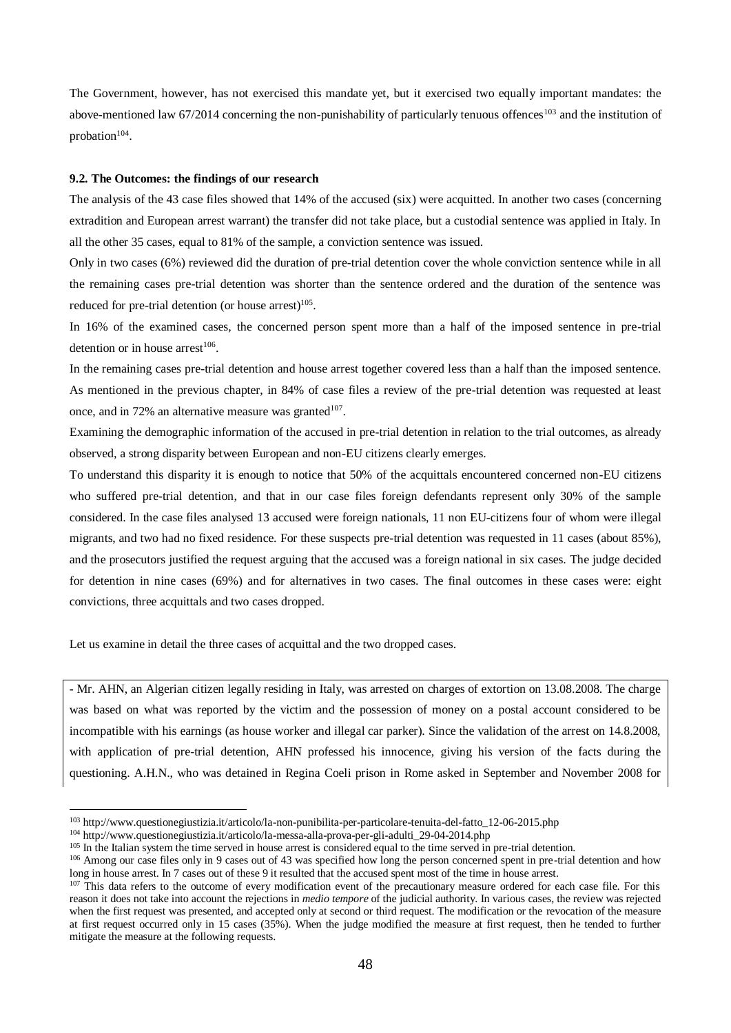The Government, however, has not exercised this mandate yet, but it exercised two equally important mandates: the above-mentioned law 67/2014 concerning the non-punishability of particularly tenuous offences[103] and the institution of probation[104].

### 9.2. The Outcomes: the findings of our research

The analysis of the 43 case files showed that 14% of the accused (six) were acquitted. In another two cases (concerning extradition and European arrest warrant) the transfer did not take place, but a custodial sentence was applied in Italy. In all the other 35 cases, equal to 81% of the sample, a conviction sentence was issued.

Only in two cases (6%) reviewed did the duration of pre-trial detention cover the whole conviction sentence while in all the remaining cases pre-trial detention was shorter than the sentence ordered and the duration of the sentence was reduced for pre-trial detention (or house arrest)[105].

In 16% of the examined cases, the concerned person spent more than a half of the imposed sentence in pre-trial detention or in house arrest[106].

In the remaining cases pre-trial detention and house arrest together covered less than a half than the imposed sentence. As mentioned in the previous chapter, in 84% of case files a review of the pre-trial detention was requested at least once, and in 72% an alternative measure was granted[107].

Examining the demographic information of the accused in pre-trial detention in relation to the trial outcomes, as already observed, a strong disparity between European and non-EU citizens clearly emerges.

To understand this disparity it is enough to notice that 50% of the acquittals encountered concerned non-EU citizens who suffered pre-trial detention, and that in our case files foreign defendants represent only 30% of the sample considered. In the case files analysed 13 accused were foreign nationals, 11 non EU-citizens four of whom were illegal migrants, and two had no fixed residence. For these suspects pre-trial detention was requested in 11 cases (about 85%), and the prosecutors justified the request arguing that the accused was a foreign national in six cases. The judge decided for detention in nine cases (69%) and for alternatives in two cases. The final outcomes in these cases were: eight convictions, three acquittals and two cases dropped.

Let us examine in detail the three cases of acquittal and the two dropped cases.

- Mr. AHN, an Algerian citizen legally residing in Italy, was arrested on charges of extortion on 13.08.2008. The charge was based on what was reported by the victim and the possession of money on a postal account considered to be incompatible with his earnings (as house worker and illegal car parker). Since the validation of the arrest on 14.8.2008, with application of pre-trial detention, AHN professed his innocence, giving his version of the facts during the questioning. A.H.N., who was detained in Regina Coeli prison in Rome asked in September and November 2008 for

---

[103] http://www.questionegiustizia.it/articolo/la-non-punibilita-per-particolare-tenuita-del-fatto_12-06-2015.php

[104] http://www.questionegiustizia.it/articolo/la-messa-alla-prova-per-gli-adulti_29-04-2014.php

[105] In the Italian system the time served in house arrest is considered equal to the time served in pre-trial detention.

[106] Among our case files only in 9 cases out of 43 was specified how long the person concerned spent in pre-trial detention and how long in house arrest. In 7 cases out of these 9 it resulted that the accused spent most of the time in house arrest.

[107] This data refers to the outcome of every modification event of the precautionary measure ordered for each case file. For this reason it does not take into account the rejections in *medio tempore* of the judicial authority. In various cases, the review was rejected when the first request was presented, and accepted only at second or third request. The modification or the revocation of the measure at first request occurred only in 15 cases (35%). When the judge modified the measure at first request, then he tended to further mitigate the measure at the following requests.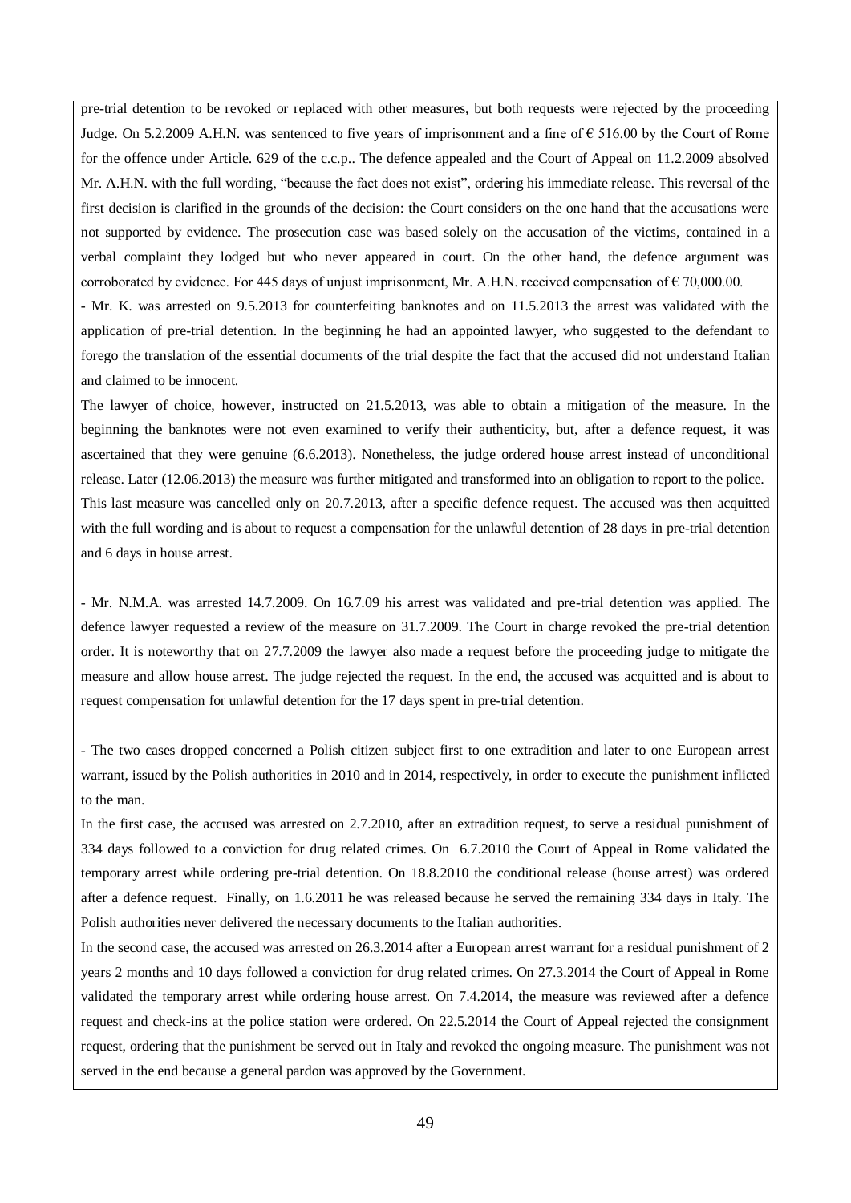pre-trial detention to be revoked or replaced with other measures, but both requests were rejected by the proceeding Judge. On 5.2.2009 A.H.N. was sentenced to five years of imprisonment and a fine of € 516.00 by the Court of Rome for the offence under Article. 629 of the c.c.p.. The defence appealed and the Court of Appeal on 11.2.2009 absolved Mr. A.H.N. with the full wording, "because the fact does not exist", ordering his immediate release. This reversal of the first decision is clarified in the grounds of the decision: the Court considers on the one hand that the accusations were not supported by evidence. The prosecution case was based solely on the accusation of the victims, contained in a verbal complaint they lodged but who never appeared in court. On the other hand, the defence argument was corroborated by evidence. For 445 days of unjust imprisonment, Mr. A.H.N. received compensation of € 70,000.00.

- Mr. K. was arrested on 9.5.2013 for counterfeiting banknotes and on 11.5.2013 the arrest was validated with the application of pre-trial detention. In the beginning he had an appointed lawyer, who suggested to the defendant to forego the translation of the essential documents of the trial despite the fact that the accused did not understand Italian and claimed to be innocent.

The lawyer of choice, however, instructed on 21.5.2013, was able to obtain a mitigation of the measure. In the beginning the banknotes were not even examined to verify their authenticity, but, after a defence request, it was ascertained that they were genuine (6.6.2013). Nonetheless, the judge ordered house arrest instead of unconditional release. Later (12.06.2013) the measure was further mitigated and transformed into an obligation to report to the police. This last measure was cancelled only on 20.7.2013, after a specific defence request. The accused was then acquitted with the full wording and is about to request a compensation for the unlawful detention of 28 days in pre-trial detention and 6 days in house arrest.

- Mr. N.M.A. was arrested 14.7.2009. On 16.7.09 his arrest was validated and pre-trial detention was applied. The defence lawyer requested a review of the measure on 31.7.2009. The Court in charge revoked the pre-trial detention order. It is noteworthy that on 27.7.2009 the lawyer also made a request before the proceeding judge to mitigate the measure and allow house arrest. The judge rejected the request. In the end, the accused was acquitted and is about to request compensation for unlawful detention for the 17 days spent in pre-trial detention.

- The two cases dropped concerned a Polish citizen subject first to one extradition and later to one European arrest warrant, issued by the Polish authorities in 2010 and in 2014, respectively, in order to execute the punishment inflicted to the man.

In the first case, the accused was arrested on 2.7.2010, after an extradition request, to serve a residual punishment of 334 days followed to a conviction for drug related crimes. On 6.7.2010 the Court of Appeal in Rome validated the temporary arrest while ordering pre-trial detention. On 18.8.2010 the conditional release (house arrest) was ordered after a defence request. Finally, on 1.6.2011 he was released because he served the remaining 334 days in Italy. The Polish authorities never delivered the necessary documents to the Italian authorities.

In the second case, the accused was arrested on 26.3.2014 after a European arrest warrant for a residual punishment of 2 years 2 months and 10 days followed a conviction for drug related crimes. On 27.3.2014 the Court of Appeal in Rome validated the temporary arrest while ordering house arrest. On 7.4.2014, the measure was reviewed after a defence request and check-ins at the police station were ordered. On 22.5.2014 the Court of Appeal rejected the consignment request, ordering that the punishment be served out in Italy and revoked the ongoing measure. The punishment was not served in the end because a general pardon was approved by the Government.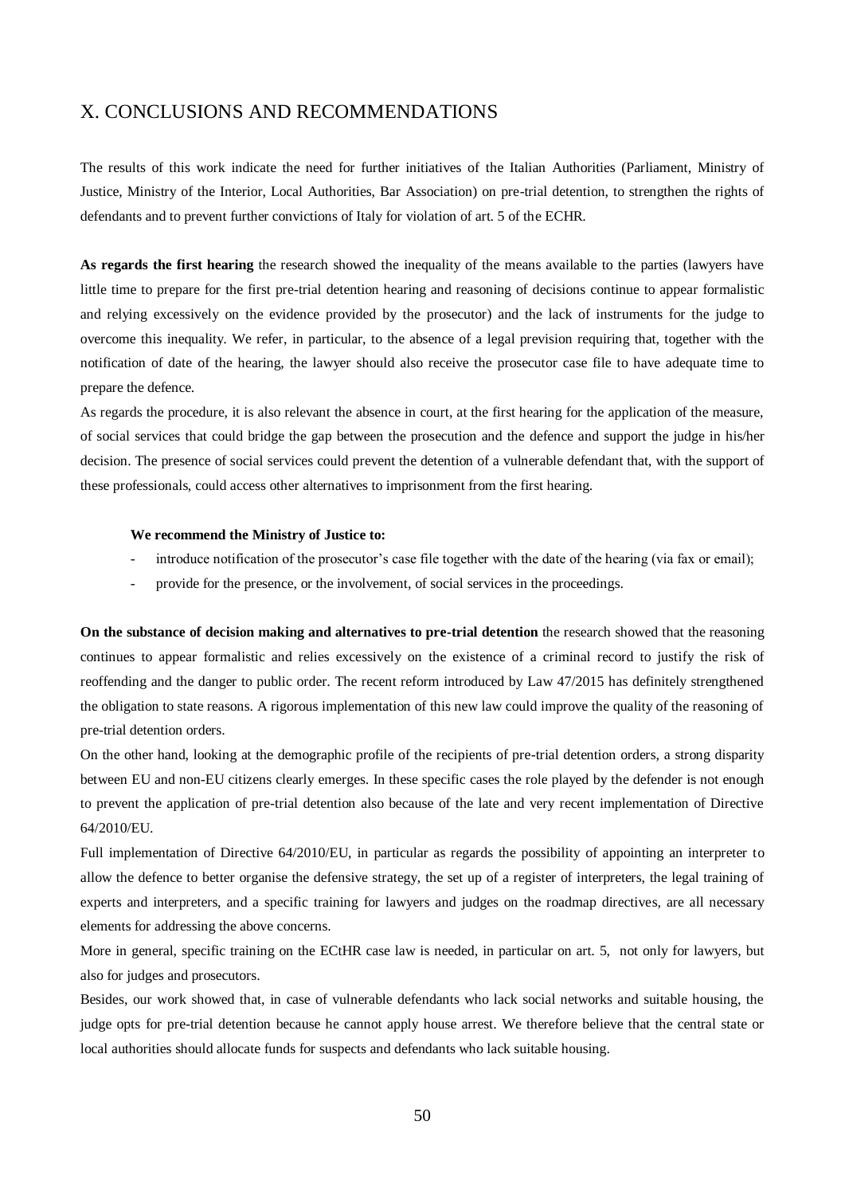## X. CONCLUSIONS AND RECOMMENDATIONS

The results of this work indicate the need for further initiatives of the Italian Authorities (Parliament, Ministry of Justice, Ministry of the Interior, Local Authorities, Bar Association) on pre-trial detention, to strengthen the rights of defendants and to prevent further convictions of Italy for violation of art. 5 of the ECHR.

**As regards the first hearing** the research showed the inequality of the means available to the parties (lawyers have little time to prepare for the first pre-trial detention hearing and reasoning of decisions continue to appear formalistic and relying excessively on the evidence provided by the prosecutor) and the lack of instruments for the judge to overcome this inequality. We refer, in particular, to the absence of a legal prevision requiring that, together with the notification of date of the hearing, the lawyer should also receive the prosecutor case file to have adequate time to prepare the defence.

As regards the procedure, it is also relevant the absence in court, at the first hearing for the application of the measure, of social services that could bridge the gap between the prosecution and the defence and support the judge in his/her decision. The presence of social services could prevent the detention of a vulnerable defendant that, with the support of these professionals, could access other alternatives to imprisonment from the first hearing.

**We recommend the Ministry of Justice to:**

- introduce notification of the prosecutor's case file together with the date of the hearing (via fax or email);
- provide for the presence, or the involvement, of social services in the proceedings.

**On the substance of decision making and alternatives to pre-trial detention** the research showed that the reasoning continues to appear formalistic and relies excessively on the existence of a criminal record to justify the risk of reoffending and the danger to public order. The recent reform introduced by Law 47/2015 has definitely strengthened the obligation to state reasons. A rigorous implementation of this new law could improve the quality of the reasoning of pre-trial detention orders.

On the other hand, looking at the demographic profile of the recipients of pre-trial detention orders, a strong disparity between EU and non-EU citizens clearly emerges. In these specific cases the role played by the defender is not enough to prevent the application of pre-trial detention also because of the late and very recent implementation of Directive 64/2010/EU.

Full implementation of Directive 64/2010/EU, in particular as regards the possibility of appointing an interpreter to allow the defence to better organise the defensive strategy, the set up of a register of interpreters, the legal training of experts and interpreters, and a specific training for lawyers and judges on the roadmap directives, are all necessary elements for addressing the above concerns.

More in general, specific training on the ECtHR case law is needed, in particular on art. 5, not only for lawyers, but also for judges and prosecutors.

Besides, our work showed that, in case of vulnerable defendants who lack social networks and suitable housing, the judge opts for pre-trial detention because he cannot apply house arrest. We therefore believe that the central state or local authorities should allocate funds for suspects and defendants who lack suitable housing.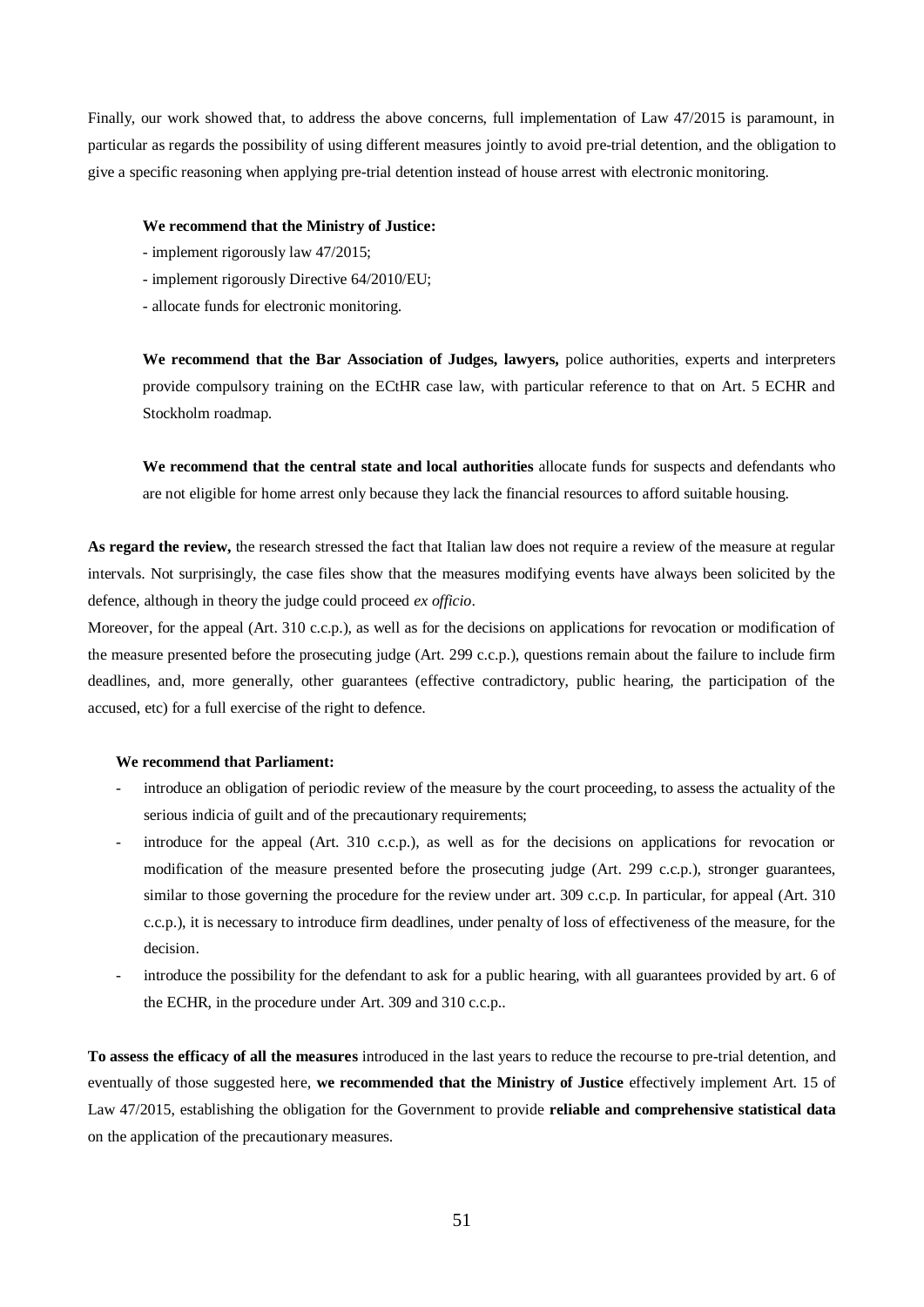Finally, our work showed that, to address the above concerns, full implementation of Law 47/2015 is paramount, in particular as regards the possibility of using different measures jointly to avoid pre-trial detention, and the obligation to give a specific reasoning when applying pre-trial detention instead of house arrest with electronic monitoring.

**We recommend that the Ministry of Justice:**

- implement rigorously law 47/2015;
- implement rigorously Directive 64/2010/EU;
- allocate funds for electronic monitoring.

**We recommend that the Bar Association of Judges, lawyers,** police authorities, experts and interpreters provide compulsory training on the ECtHR case law, with particular reference to that on Art. 5 ECHR and Stockholm roadmap.

**We recommend that the central state and local authorities** allocate funds for suspects and defendants who are not eligible for home arrest only because they lack the financial resources to afford suitable housing.

**As regard the review,** the research stressed the fact that Italian law does not require a review of the measure at regular intervals. Not surprisingly, the case files show that the measures modifying events have always been solicited by the defence, although in theory the judge could proceed *ex officio*.

Moreover, for the appeal (Art. 310 c.c.p.), as well as for the decisions on applications for revocation or modification of the measure presented before the prosecuting judge (Art. 299 c.c.p.), questions remain about the failure to include firm deadlines, and, more generally, other guarantees (effective contradictory, public hearing, the participation of the accused, etc) for a full exercise of the right to defence.

**We recommend that Parliament:**

- introduce an obligation of periodic review of the measure by the court proceeding, to assess the actuality of the serious indicia of guilt and of the precautionary requirements;
- introduce for the appeal (Art. 310 c.c.p.), as well as for the decisions on applications for revocation or modification of the measure presented before the prosecuting judge (Art. 299 c.c.p.), stronger guarantees, similar to those governing the procedure for the review under art. 309 c.c.p. In particular, for appeal (Art. 310 c.c.p.), it is necessary to introduce firm deadlines, under penalty of loss of effectiveness of the measure, for the decision.
- introduce the possibility for the defendant to ask for a public hearing, with all guarantees provided by art. 6 of the ECHR, in the procedure under Art. 309 and 310 c.c.p..

**To assess the efficacy of all the measures** introduced in the last years to reduce the recourse to pre-trial detention, and eventually of those suggested here, **we recommended that the Ministry of Justice** effectively implement Art. 15 of Law 47/2015, establishing the obligation for the Government to provide **reliable and comprehensive statistical data** on the application of the precautionary measures.